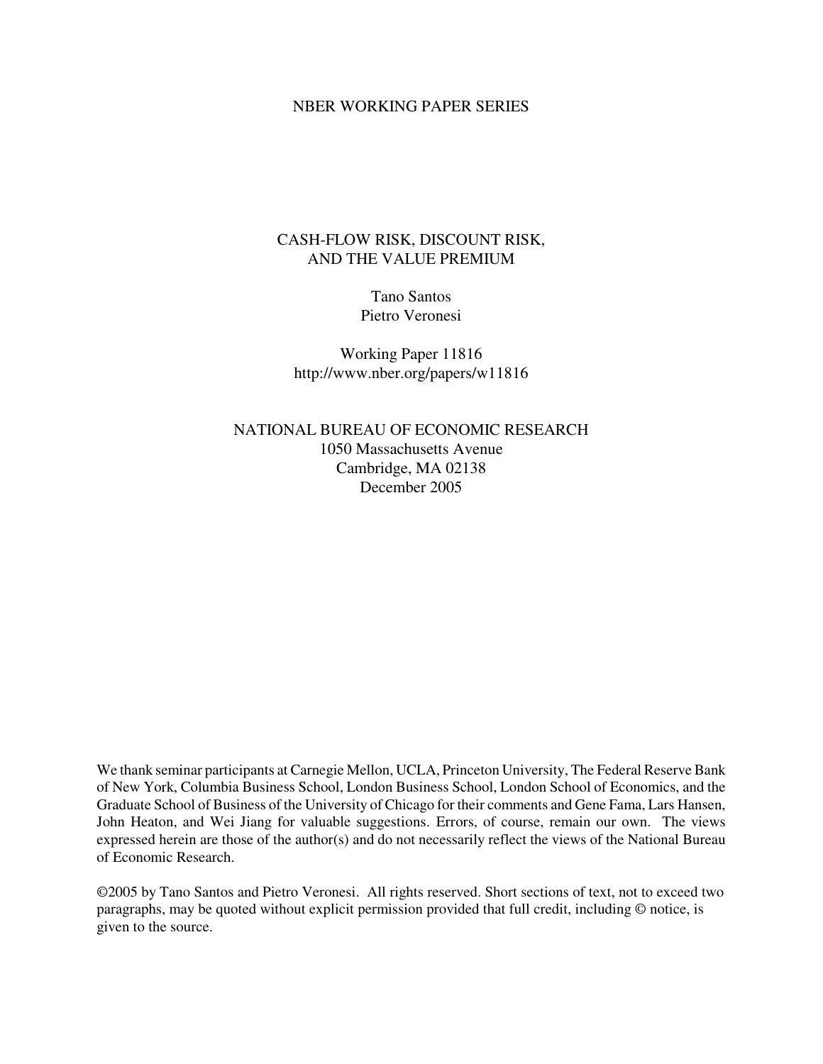NBER WORKING PAPER SERIES

# CASH-FLOW RISK, DISCOUNT RISK, AND THE VALUE PREMIUM

Tano Santos
Pietro Veronesi

Working Paper 11816
http://www.nber.org/papers/w11816

NATIONAL BUREAU OF ECONOMIC RESEARCH
1050 Massachusetts Avenue
Cambridge, MA 02138
December 2005

We thank seminar participants at Carnegie Mellon, UCLA, Princeton University, The Federal Reserve Bank of New York, Columbia Business School, London Business School, London School of Economics, and the Graduate School of Business of the University of Chicago for their comments and Gene Fama, Lars Hansen, John Heaton, and Wei Jiang for valuable suggestions. Errors, of course, remain our own. The views expressed herein are those of the author(s) and do not necessarily reflect the views of the National Bureau of Economic Research.

©2005 by Tano Santos and Pietro Veronesi. All rights reserved. Short sections of text, not to exceed two paragraphs, may be quoted without explicit permission provided that full credit, including © notice, is given to the source.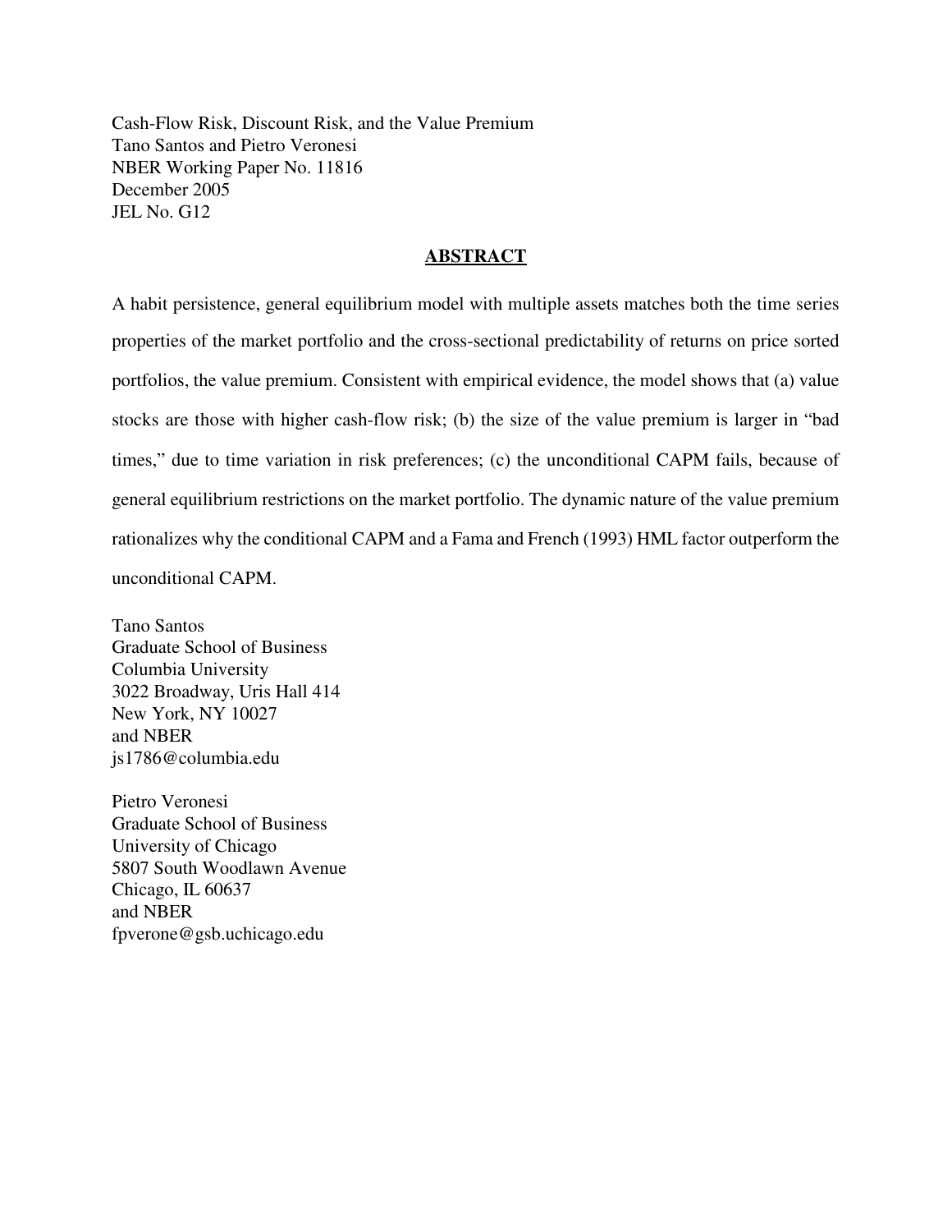Cash-Flow Risk, Discount Risk, and the Value Premium
Tano Santos and Pietro Veronesi
NBER Working Paper No. 11816
December 2005
JEL No. G12

## ABSTRACT

A habit persistence, general equilibrium model with multiple assets matches both the time series properties of the market portfolio and the cross-sectional predictability of returns on price sorted portfolios, the value premium. Consistent with empirical evidence, the model shows that (a) value stocks are those with higher cash-flow risk; (b) the size of the value premium is larger in "bad times," due to time variation in risk preferences; (c) the unconditional CAPM fails, because of general equilibrium restrictions on the market portfolio. The dynamic nature of the value premium rationalizes why the conditional CAPM and a Fama and French (1993) HML factor outperform the unconditional CAPM.

Tano Santos
Graduate School of Business
Columbia University
3022 Broadway, Uris Hall 414
New York, NY 10027
and NBER
js1786@columbia.edu

Pietro Veronesi
Graduate School of Business
University of Chicago
5807 South Woodlawn Avenue
Chicago, IL 60637
and NBER
fpverone@gsb.uchicago.edu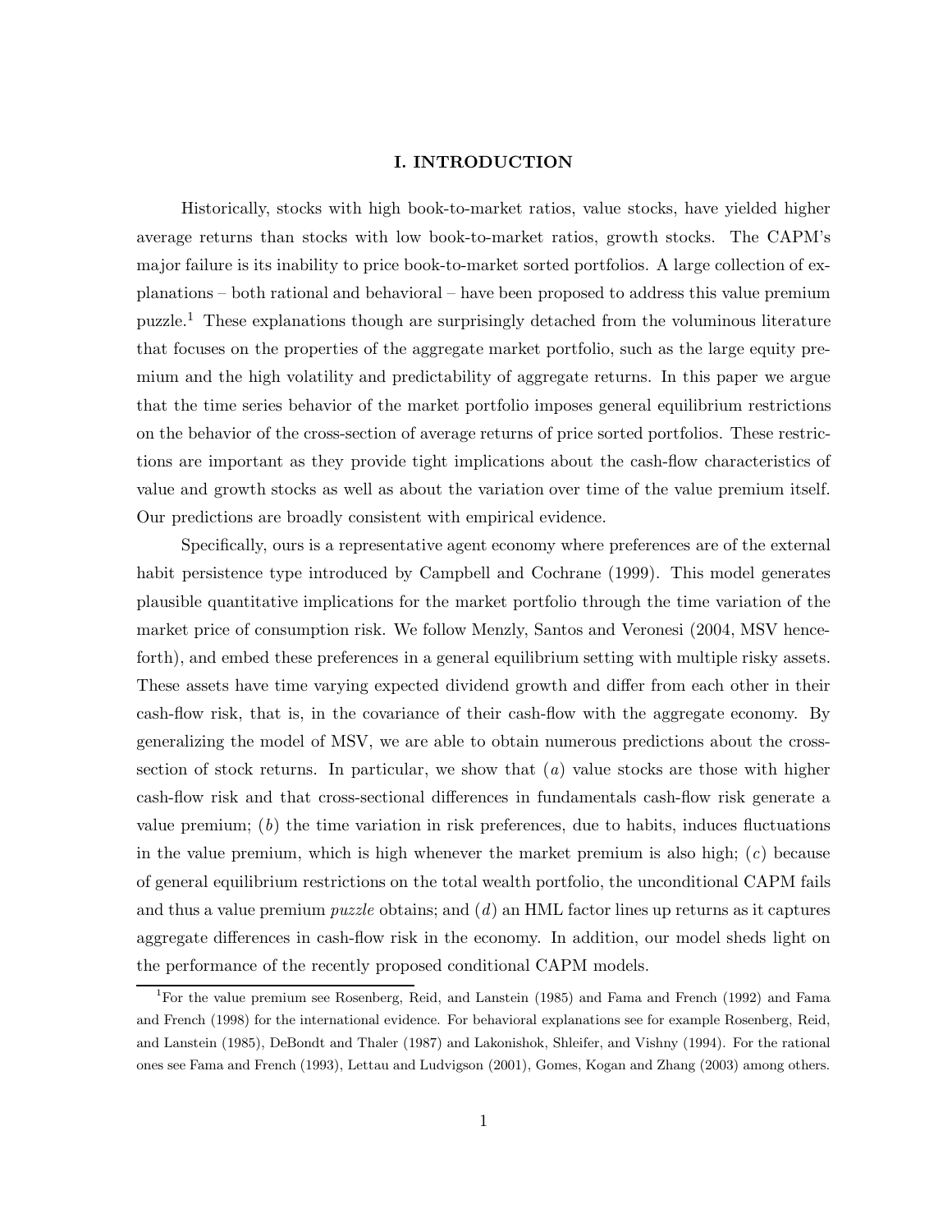# I. INTRODUCTION

Historically, stocks with high book-to-market ratios, value stocks, have yielded higher average returns than stocks with low book-to-market ratios, growth stocks. The CAPM's major failure is its inability to price book-to-market sorted portfolios. A large collection of explanations – both rational and behavioral – have been proposed to address this value premium puzzle.[1] These explanations though are surprisingly detached from the voluminous literature that focuses on the properties of the aggregate market portfolio, such as the large equity premium and the high volatility and predictability of aggregate returns. In this paper we argue that the time series behavior of the market portfolio imposes general equilibrium restrictions on the behavior of the cross-section of average returns of price sorted portfolios. These restrictions are important as they provide tight implications about the cash-flow characteristics of value and growth stocks as well as about the variation over time of the value premium itself. Our predictions are broadly consistent with empirical evidence.

Specifically, ours is a representative agent economy where preferences are of the external habit persistence type introduced by Campbell and Cochrane (1999). This model generates plausible quantitative implications for the market portfolio through the time variation of the market price of consumption risk. We follow Menzly, Santos and Veronesi (2004, MSV henceforth), and embed these preferences in a general equilibrium setting with multiple risky assets. These assets have time varying expected dividend growth and differ from each other in their cash-flow risk, that is, in the covariance of their cash-flow with the aggregate economy. By generalizing the model of MSV, we are able to obtain numerous predictions about the cross-section of stock returns. In particular, we show that (*a*) value stocks are those with higher cash-flow risk and that cross-sectional differences in fundamentals cash-flow risk generate a value premium; (*b*) the time variation in risk preferences, due to habits, induces fluctuations in the value premium, which is high whenever the market premium is also high; (*c*) because of general equilibrium restrictions on the total wealth portfolio, the unconditional CAPM fails and thus a value premium *puzzle* obtains; and (*d*) an HML factor lines up returns as it captures aggregate differences in cash-flow risk in the economy. In addition, our model sheds light on the performance of the recently proposed conditional CAPM models.

[1] For the value premium see Rosenberg, Reid, and Lanstein (1985) and Fama and French (1992) and Fama and French (1998) for the international evidence. For behavioral explanations see for example Rosenberg, Reid, and Lanstein (1985), DeBondt and Thaler (1987) and Lakonishok, Shleifer, and Vishny (1994). For the rational ones see Fama and French (1993), Lettau and Ludvigson (2001), Gomes, Kogan and Zhang (2003) among others.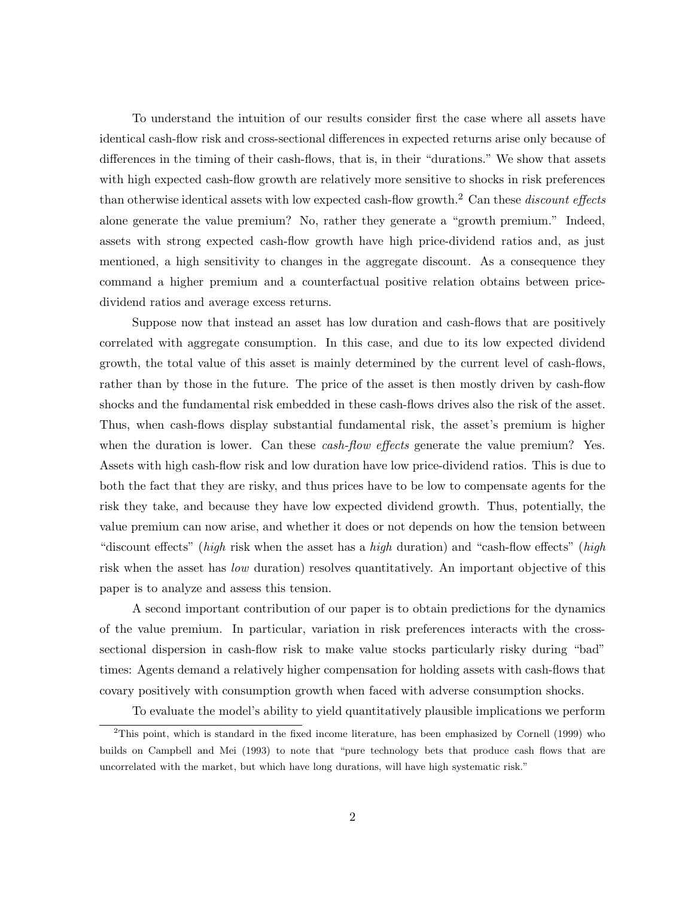To understand the intuition of our results consider first the case where all assets have identical cash-flow risk and cross-sectional differences in expected returns arise only because of differences in the timing of their cash-flows, that is, in their "durations." We show that assets with high expected cash-flow growth are relatively more sensitive to shocks in risk preferences than otherwise identical assets with low expected cash-flow growth.[2] Can these *discount effects* alone generate the value premium? No, rather they generate a "growth premium." Indeed, assets with strong expected cash-flow growth have high price-dividend ratios and, as just mentioned, a high sensitivity to changes in the aggregate discount. As a consequence they command a higher premium and a counterfactual positive relation obtains between price-dividend ratios and average excess returns.

Suppose now that instead an asset has low duration and cash-flows that are positively correlated with aggregate consumption. In this case, and due to its low expected dividend growth, the total value of this asset is mainly determined by the current level of cash-flows, rather than by those in the future. The price of the asset is then mostly driven by cash-flow shocks and the fundamental risk embedded in these cash-flows drives also the risk of the asset. Thus, when cash-flows display substantial fundamental risk, the asset's premium is higher when the duration is lower. Can these *cash-flow effects* generate the value premium? Yes. Assets with high cash-flow risk and low duration have low price-dividend ratios. This is due to both the fact that they are risky, and thus prices have to be low to compensate agents for the risk they take, and because they have low expected dividend growth. Thus, potentially, the value premium can now arise, and whether it does or not depends on how the tension between "discount effects" (*high* risk when the asset has a *high* duration) and "cash-flow effects" (*high* risk when the asset has *low* duration) resolves quantitatively. An important objective of this paper is to analyze and assess this tension.

A second important contribution of our paper is to obtain predictions for the dynamics of the value premium. In particular, variation in risk preferences interacts with the cross-sectional dispersion in cash-flow risk to make value stocks particularly risky during "bad" times: Agents demand a relatively higher compensation for holding assets with cash-flows that covary positively with consumption growth when faced with adverse consumption shocks.

To evaluate the model's ability to yield quantitatively plausible implications we perform

[2] This point, which is standard in the fixed income literature, has been emphasized by Cornell (1999) who builds on Campbell and Mei (1993) to note that "pure technology bets that produce cash flows that are uncorrelated with the market, but which have long durations, will have high systematic risk."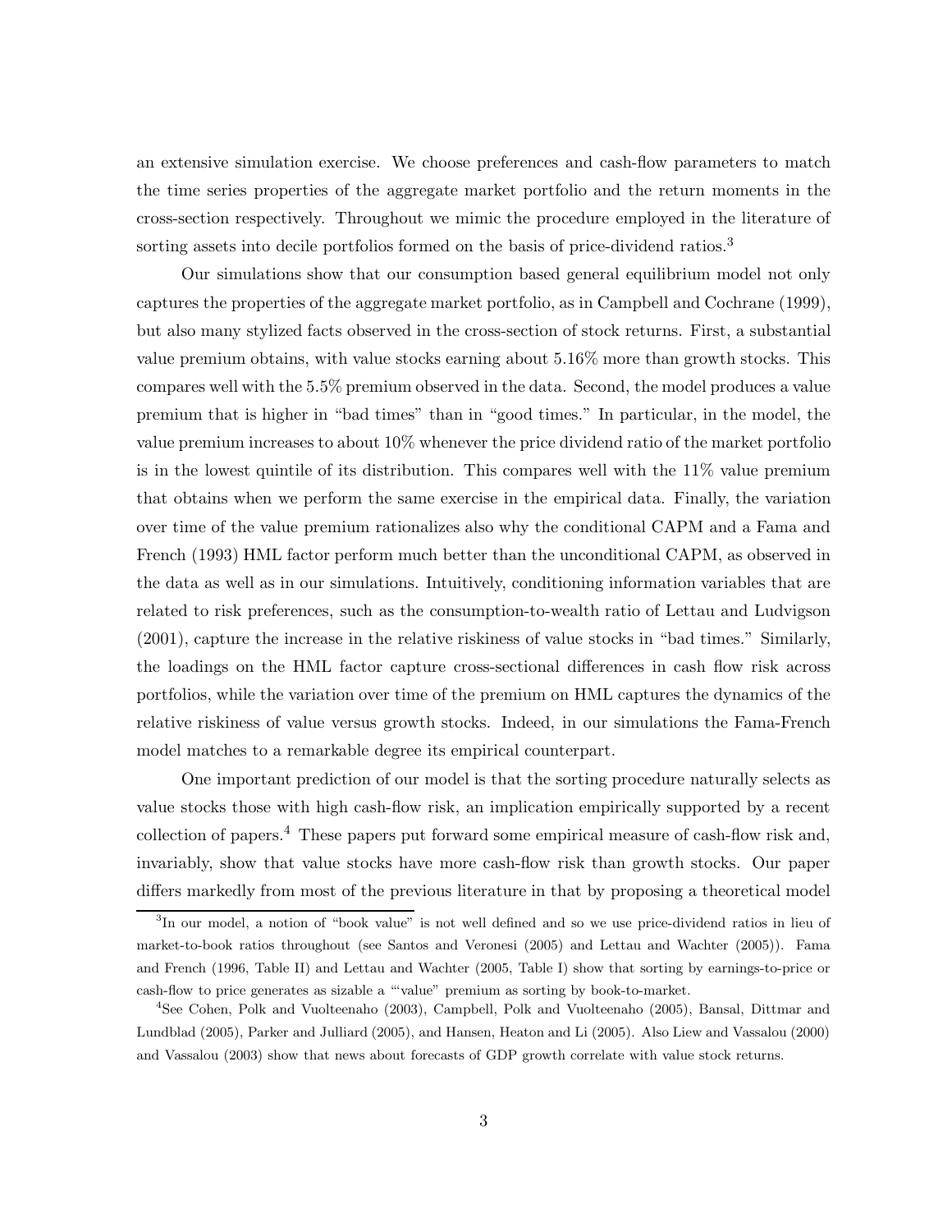an extensive simulation exercise. We choose preferences and cash-flow parameters to match the time series properties of the aggregate market portfolio and the return moments in the cross-section respectively. Throughout we mimic the procedure employed in the literature of sorting assets into decile portfolios formed on the basis of price-dividend ratios.[3]

Our simulations show that our consumption based general equilibrium model not only captures the properties of the aggregate market portfolio, as in Campbell and Cochrane (1999), but also many stylized facts observed in the cross-section of stock returns. First, a substantial value premium obtains, with value stocks earning about 5.16% more than growth stocks. This compares well with the 5.5% premium observed in the data. Second, the model produces a value premium that is higher in "bad times" than in "good times." In particular, in the model, the value premium increases to about 10% whenever the price dividend ratio of the market portfolio is in the lowest quintile of its distribution. This compares well with the 11% value premium that obtains when we perform the same exercise in the empirical data. Finally, the variation over time of the value premium rationalizes also why the conditional CAPM and a Fama and French (1993) HML factor perform much better than the unconditional CAPM, as observed in the data as well as in our simulations. Intuitively, conditioning information variables that are related to risk preferences, such as the consumption-to-wealth ratio of Lettau and Ludvigson (2001), capture the increase in the relative riskiness of value stocks in "bad times." Similarly, the loadings on the HML factor capture cross-sectional differences in cash flow risk across portfolios, while the variation over time of the premium on HML captures the dynamics of the relative riskiness of value versus growth stocks. Indeed, in our simulations the Fama-French model matches to a remarkable degree its empirical counterpart.

One important prediction of our model is that the sorting procedure naturally selects as value stocks those with high cash-flow risk, an implication empirically supported by a recent collection of papers.[4] These papers put forward some empirical measure of cash-flow risk and, invariably, show that value stocks have more cash-flow risk than growth stocks. Our paper differs markedly from most of the previous literature in that by proposing a theoretical model

[3]In our model, a notion of "book value" is not well defined and so we use price-dividend ratios in lieu of market-to-book ratios throughout (see Santos and Veronesi (2005) and Lettau and Wachter (2005)). Fama and French (1996, Table II) and Lettau and Wachter (2005, Table I) show that sorting by earnings-to-price or cash-flow to price generates as sizable a "'value" premium as sorting by book-to-market.

[4]See Cohen, Polk and Vuolteenaho (2003), Campbell, Polk and Vuolteenaho (2005), Bansal, Dittmar and Lundblad (2005), Parker and Julliard (2005), and Hansen, Heaton and Li (2005). Also Liew and Vassalou (2000) and Vassalou (2003) show that news about forecasts of GDP growth correlate with value stock returns.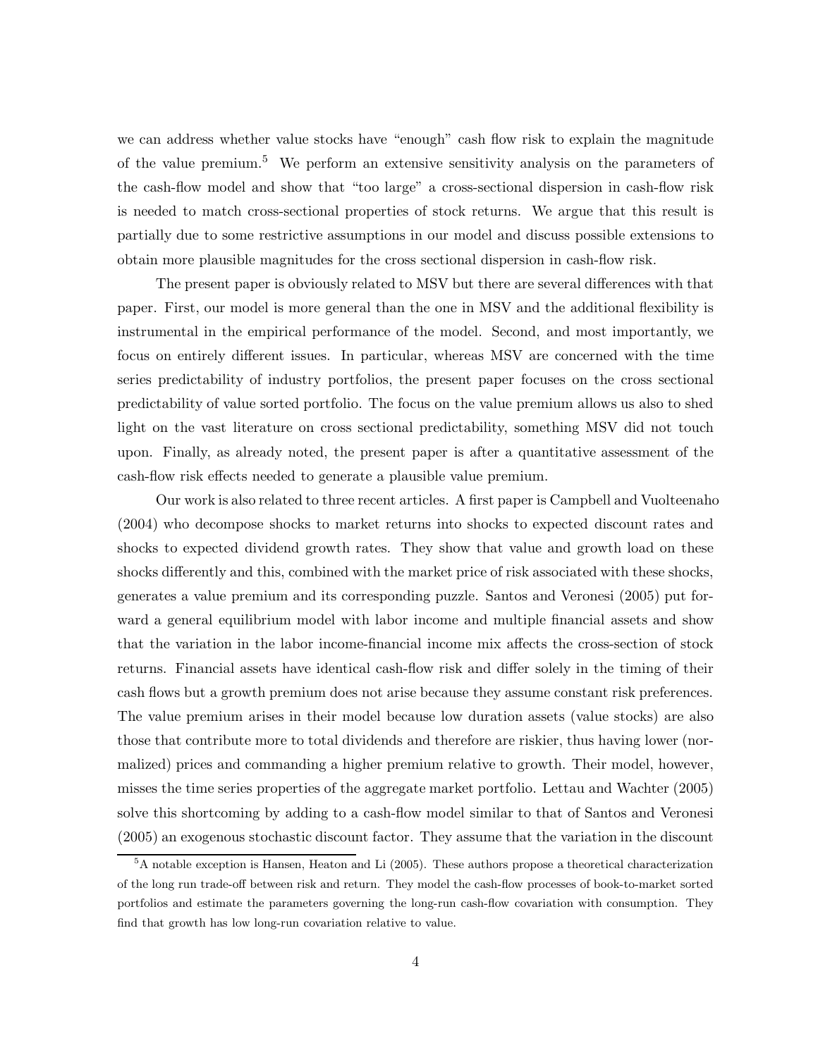we can address whether value stocks have "enough" cash flow risk to explain the magnitude of the value premium.[5] We perform an extensive sensitivity analysis on the parameters of the cash-flow model and show that "too large" a cross-sectional dispersion in cash-flow risk is needed to match cross-sectional properties of stock returns. We argue that this result is partially due to some restrictive assumptions in our model and discuss possible extensions to obtain more plausible magnitudes for the cross sectional dispersion in cash-flow risk.

The present paper is obviously related to MSV but there are several differences with that paper. First, our model is more general than the one in MSV and the additional flexibility is instrumental in the empirical performance of the model. Second, and most importantly, we focus on entirely different issues. In particular, whereas MSV are concerned with the time series predictability of industry portfolios, the present paper focuses on the cross sectional predictability of value sorted portfolio. The focus on the value premium allows us also to shed light on the vast literature on cross sectional predictability, something MSV did not touch upon. Finally, as already noted, the present paper is after a quantitative assessment of the cash-flow risk effects needed to generate a plausible value premium.

Our work is also related to three recent articles. A first paper is Campbell and Vuolteenaho (2004) who decompose shocks to market returns into shocks to expected discount rates and shocks to expected dividend growth rates. They show that value and growth load on these shocks differently and this, combined with the market price of risk associated with these shocks, generates a value premium and its corresponding puzzle. Santos and Veronesi (2005) put forward a general equilibrium model with labor income and multiple financial assets and show that the variation in the labor income-financial income mix affects the cross-section of stock returns. Financial assets have identical cash-flow risk and differ solely in the timing of their cash flows but a growth premium does not arise because they assume constant risk preferences. The value premium arises in their model because low duration assets (value stocks) are also those that contribute more to total dividends and therefore are riskier, thus having lower (normalized) prices and commanding a higher premium relative to growth. Their model, however, misses the time series properties of the aggregate market portfolio. Lettau and Wachter (2005) solve this shortcoming by adding to a cash-flow model similar to that of Santos and Veronesi (2005) an exogenous stochastic discount factor. They assume that the variation in the discount

[5] A notable exception is Hansen, Heaton and Li (2005). These authors propose a theoretical characterization of the long run trade-off between risk and return. They model the cash-flow processes of book-to-market sorted portfolios and estimate the parameters governing the long-run cash-flow covariation with consumption. They find that growth has low long-run covariation relative to value.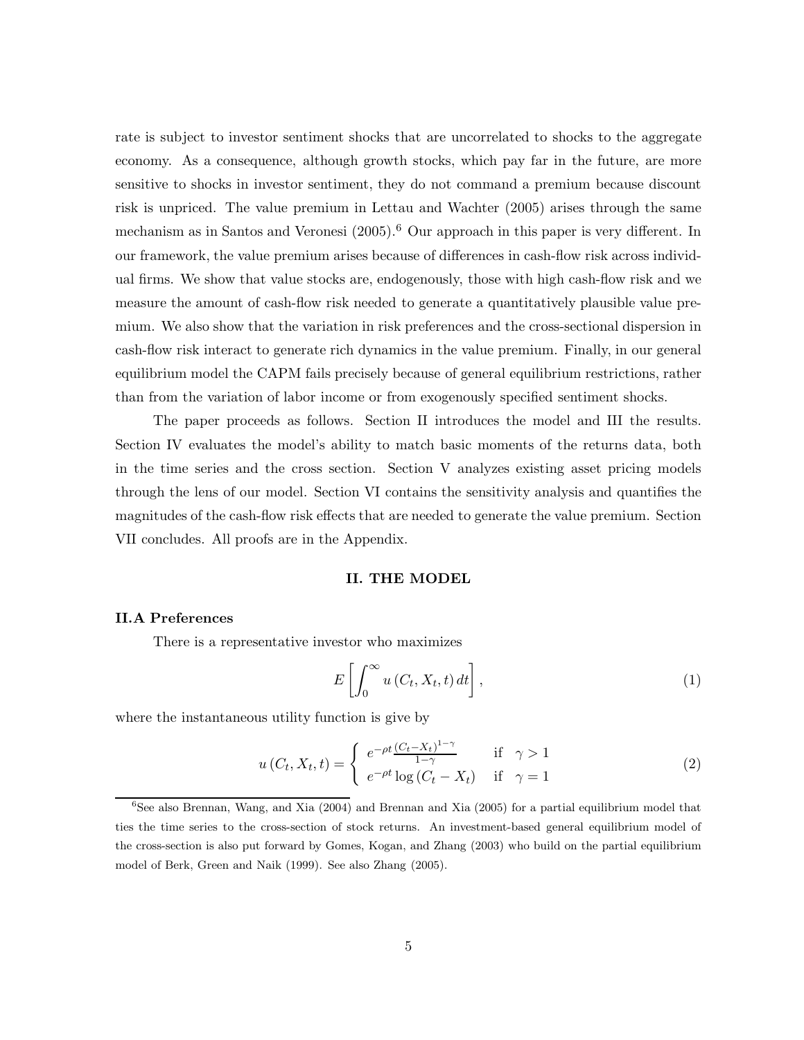rate is subject to investor sentiment shocks that are uncorrelated to shocks to the aggregate economy. As a consequence, although growth stocks, which pay far in the future, are more sensitive to shocks in investor sentiment, they do not command a premium because discount risk is unpriced. The value premium in Lettau and Wachter (2005) arises through the same mechanism as in Santos and Veronesi (2005).[6] Our approach in this paper is very different. In our framework, the value premium arises because of differences in cash-flow risk across individual firms. We show that value stocks are, endogenously, those with high cash-flow risk and we measure the amount of cash-flow risk needed to generate a quantitatively plausible value premium. We also show that the variation in risk preferences and the cross-sectional dispersion in cash-flow risk interact to generate rich dynamics in the value premium. Finally, in our general equilibrium model the CAPM fails precisely because of general equilibrium restrictions, rather than from the variation of labor income or from exogenously specified sentiment shocks.

The paper proceeds as follows. Section II introduces the model and III the results. Section IV evaluates the model's ability to match basic moments of the returns data, both in the time series and the cross section. Section V analyzes existing asset pricing models through the lens of our model. Section VI contains the sensitivity analysis and quantifies the magnitudes of the cash-flow risk effects that are needed to generate the value premium. Section VII concludes. All proofs are in the Appendix.

## II. THE MODEL

### II.A Preferences

There is a representative investor who maximizes

$$E\left[\int_0^\infty u\left(C_t, X_t, t\right) dt\right], \tag{1}$$

where the instantaneous utility function is give by

$$u\left(C_t, X_t, t\right) = \begin{cases} e^{-\rho t} \frac{\left(C_t - X_t\right)^{1-\gamma}}{1-\gamma} & \text{if} \quad \gamma > 1 \\ e^{-\rho t} \log\left(C_t - X_t\right) & \text{if} \quad \gamma = 1 \end{cases} \tag{2}$$

[6] See also Brennan, Wang, and Xia (2004) and Brennan and Xia (2005) for a partial equilibrium model that ties the time series to the cross-section of stock returns. An investment-based general equilibrium model of the cross-section is also put forward by Gomes, Kogan, and Zhang (2003) who build on the partial equilibrium model of Berk, Green and Naik (1999). See also Zhang (2005).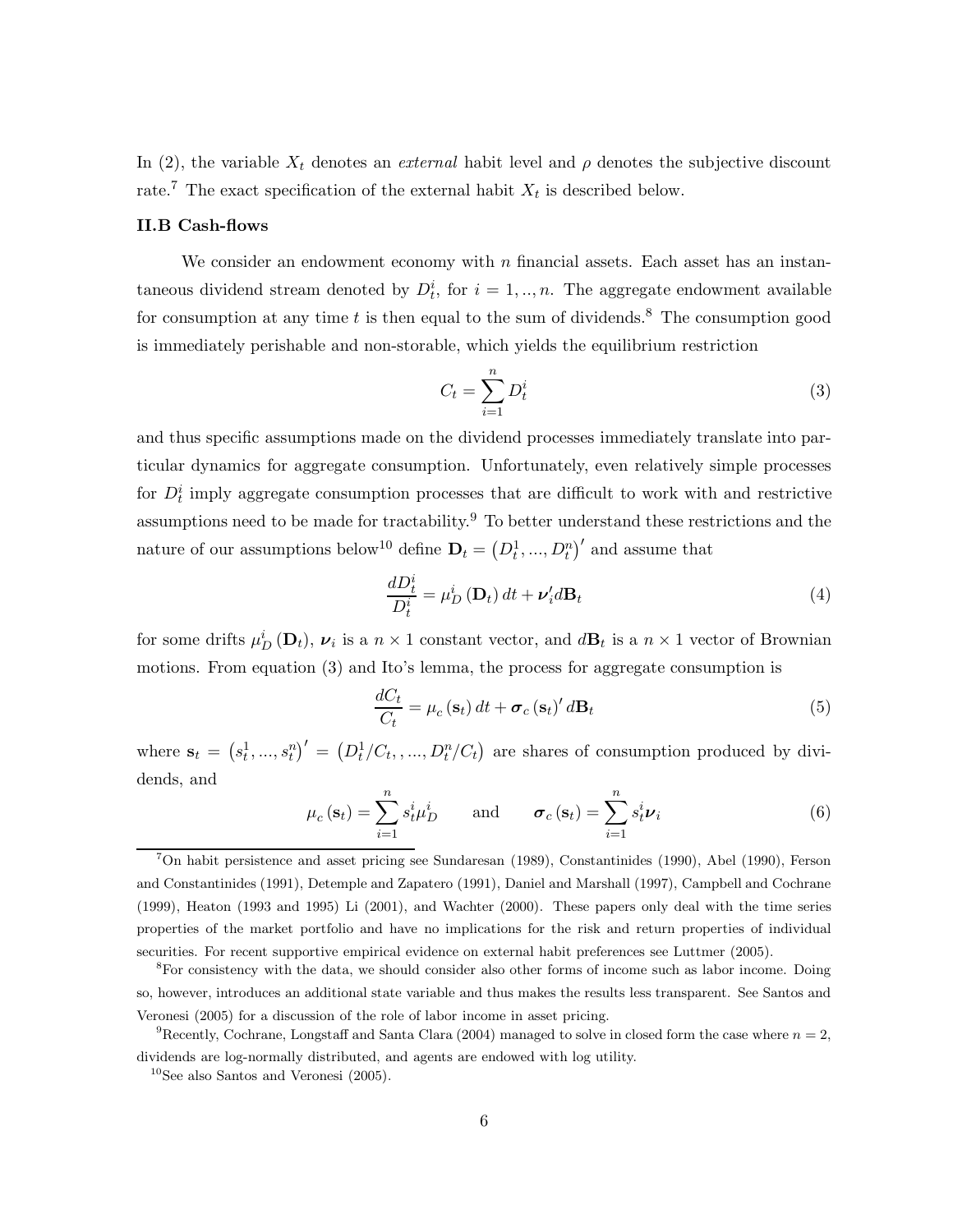In (2), the variable $X_t$ denotes an *external* habit level and $\rho$ denotes the subjective discount rate.[7] The exact specification of the external habit $X_t$ is described below.

### II.B Cash-flows

We consider an endowment economy with $n$ financial assets. Each asset has an instantaneous dividend stream denoted by $D_t^i$, for $i = 1, .., n$. The aggregate endowment available for consumption at any time $t$ is then equal to the sum of dividends.[8] The consumption good is immediately perishable and non-storable, which yields the equilibrium restriction

$$C_t = \sum_{i=1}^{n} D_t^i \tag{3}$$

and thus specific assumptions made on the dividend processes immediately translate into particular dynamics for aggregate consumption. Unfortunately, even relatively simple processes for $D_t^i$ imply aggregate consumption processes that are difficult to work with and restrictive assumptions need to be made for tractability.[9] To better understand these restrictions and the nature of our assumptions below[10] define $\mathbf{D}_t = \left(D_t^1, ..., D_t^n\right)'$ and assume that

$$\frac{dD_t^i}{D_t^i} = \mu_D^i\left(\mathbf{D}_t\right)dt + \boldsymbol{\nu}_i' d\mathbf{B}_t \tag{4}$$

for some drifts $\mu_D^i\left(\mathbf{D}_t\right)$, $\boldsymbol{\nu}_i$ is a $n \times 1$ constant vector, and $d\mathbf{B}_t$ is a $n \times 1$ vector of Brownian motions. From equation (3) and Ito's lemma, the process for aggregate consumption is

$$\frac{dC_t}{C_t} = \mu_c\left(\mathbf{s}_t\right)dt + \boldsymbol{\sigma}_c\left(\mathbf{s}_t\right)' d\mathbf{B}_t \tag{5}$$

where $\mathbf{s}_t = \left(s_t^1, ..., s_t^n\right)' = \left(D_t^1/C_t, , ..., D_t^n/C_t\right)$ are shares of consumption produced by dividends, and

$$\mu_c\left(\mathbf{s}_t\right) = \sum_{i=1}^{n} s_t^i \mu_D^i \qquad \text{and} \qquad \boldsymbol{\sigma}_c\left(\mathbf{s}_t\right) = \sum_{i=1}^{n} s_t^i \boldsymbol{\nu}_i \tag{6}$$

---

[7] On habit persistence and asset pricing see Sundaresan (1989), Constantinides (1990), Abel (1990), Ferson and Constantinides (1991), Detemple and Zapatero (1991), Daniel and Marshall (1997), Campbell and Cochrane (1999), Heaton (1993 and 1995) Li (2001), and Wachter (2000). These papers only deal with the time series properties of the market portfolio and have no implications for the risk and return properties of individual securities. For recent supportive empirical evidence on external habit preferences see Luttmer (2005).

[8] For consistency with the data, we should consider also other forms of income such as labor income. Doing so, however, introduces an additional state variable and thus makes the results less transparent. See Santos and Veronesi (2005) for a discussion of the role of labor income in asset pricing.

[9] Recently, Cochrane, Longstaff and Santa Clara (2004) managed to solve in closed form the case where $n = 2$, dividends are log-normally distributed, and agents are endowed with log utility.

[10] See also Santos and Veronesi (2005).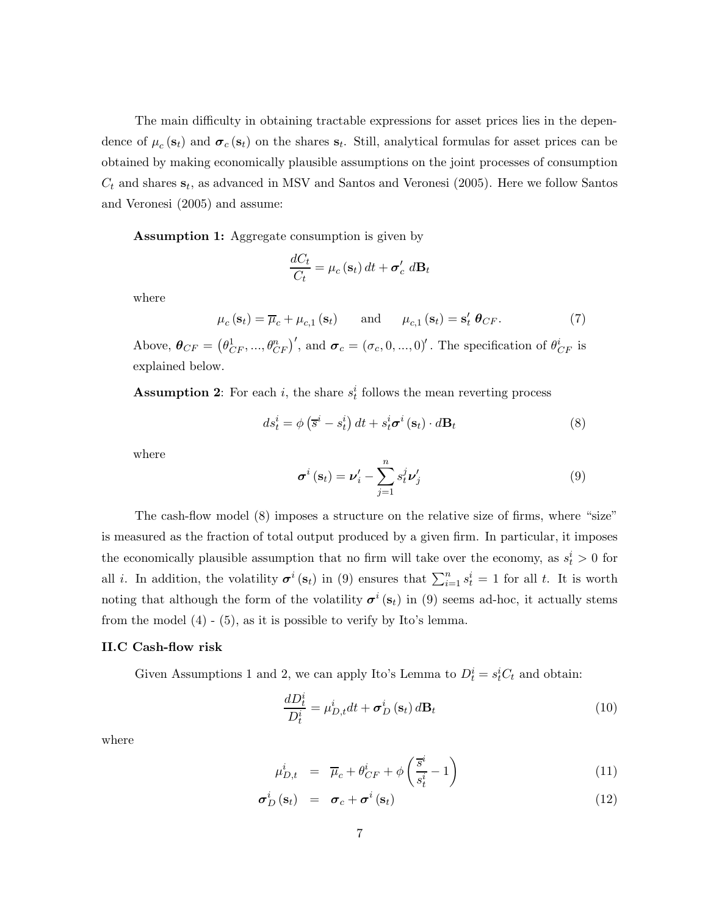The main difficulty in obtaining tractable expressions for asset prices lies in the dependence of $\mu_c(\mathbf{s}_t)$ and $\boldsymbol{\sigma}_c(\mathbf{s}_t)$ on the shares $\mathbf{s}_t$. Still, analytical formulas for asset prices can be obtained by making economically plausible assumptions on the joint processes of consumption $C_t$ and shares $\mathbf{s}_t$, as advanced in MSV and Santos and Veronesi (2005). Here we follow Santos and Veronesi (2005) and assume:

**Assumption 1:** Aggregate consumption is given by

$$\frac{dC_t}{C_t} = \mu_c(\mathbf{s}_t)\,dt + \boldsymbol{\sigma}_c'\,d\mathbf{B}_t$$

where

$$\mu_c(\mathbf{s}_t) = \overline{\mu}_c + \mu_{c,1}(\mathbf{s}_t) \qquad \text{and} \qquad \mu_{c,1}(\mathbf{s}_t) = \mathbf{s}_t'\,\boldsymbol{\theta}_{CF}. \tag{7}$$

Above, $\boldsymbol{\theta}_{CF} = \left(\theta_{CF}^1, ..., \theta_{CF}^n\right)'$, and $\boldsymbol{\sigma}_c = (\sigma_c, 0, ..., 0)'$. The specification of $\theta_{CF}^i$ is explained below.

**Assumption 2**: For each $i$, the share $s_t^i$ follows the mean reverting process

$$ds_t^i = \phi\left(\overline{s}^i - s_t^i\right)dt + s_t^i\boldsymbol{\sigma}^i(\mathbf{s}_t)\cdot d\mathbf{B}_t \tag{8}$$

where

$$\boldsymbol{\sigma}^i(\mathbf{s}_t) = \boldsymbol{\nu}_i' - \sum_{j=1}^n s_t^j\boldsymbol{\nu}_j' \tag{9}$$

The cash-flow model (8) imposes a structure on the relative size of firms, where "size" is measured as the fraction of total output produced by a given firm. In particular, it imposes the economically plausible assumption that no firm will take over the economy, as $s_t^i > 0$ for all $i$. In addition, the volatility $\boldsymbol{\sigma}^i(\mathbf{s}_t)$ in (9) ensures that $\sum_{i=1}^n s_t^i = 1$ for all $t$. It is worth noting that although the form of the volatility $\boldsymbol{\sigma}^i(\mathbf{s}_t)$ in (9) seems ad-hoc, it actually stems from the model (4) - (5), as it is possible to verify by Ito's lemma.

### II.C Cash-flow risk

Given Assumptions 1 and 2, we can apply Ito's Lemma to $D_t^i = s_t^iC_t$ and obtain:

$$\frac{dD_t^i}{D_t^i} = \mu_{D,t}^i dt + \boldsymbol{\sigma}_D^i(\mathbf{s}_t)\,d\mathbf{B}_t \tag{10}$$

where

$$\mu_{D,t}^i = \overline{\mu}_c + \theta_{CF}^i + \phi\left(\frac{\overline{s}^i}{s_t^i} - 1\right) \tag{11}$$

$$\boldsymbol{\sigma}_D^i(\mathbf{s}_t) = \boldsymbol{\sigma}_c + \boldsymbol{\sigma}^i(\mathbf{s}_t) \tag{12}$$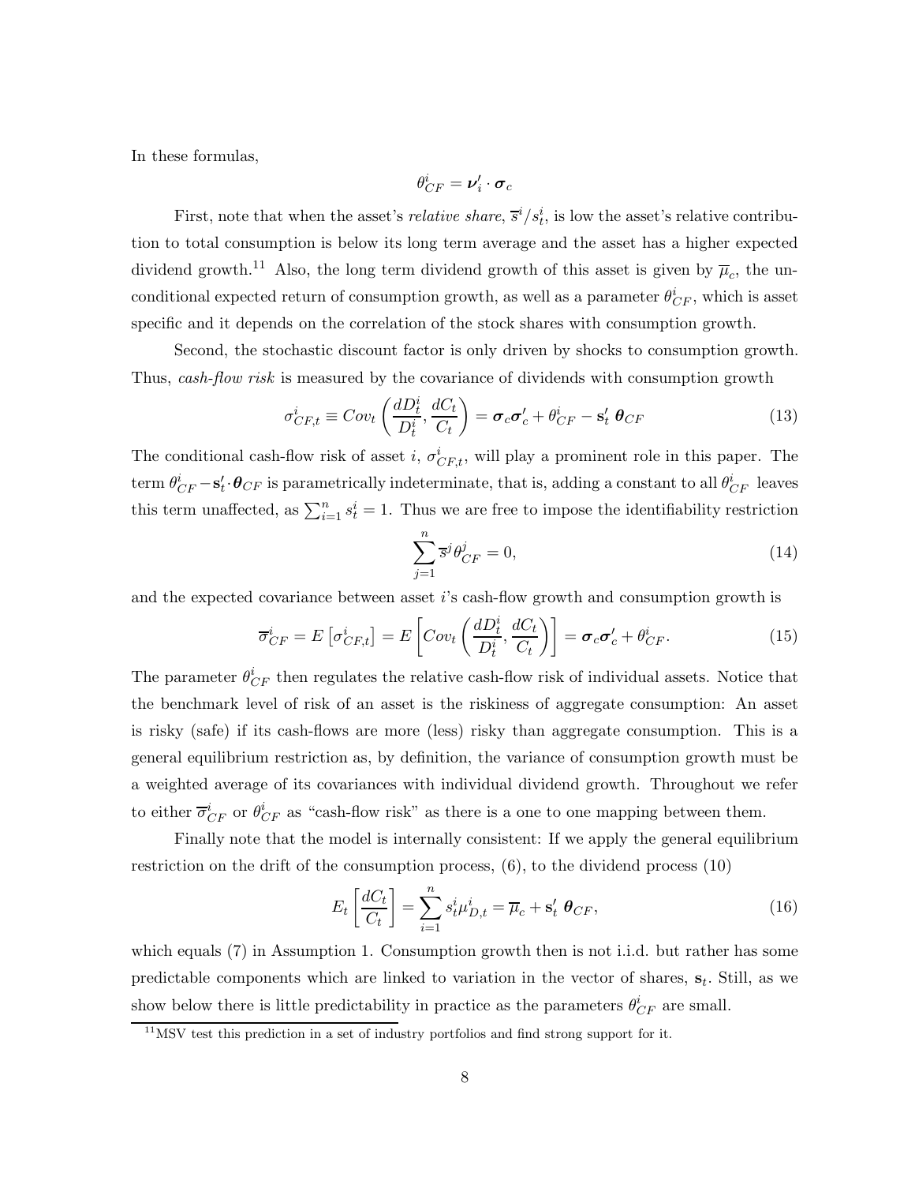In these formulas,

$$\theta^i_{CF} = \boldsymbol{\nu}'_i \cdot \boldsymbol{\sigma}_c$$

First, note that when the asset's *relative share*, $\overline{s}^i/s^i_t$, is low the asset's relative contribution to total consumption is below its long term average and the asset has a higher expected dividend growth.[11] Also, the long term dividend growth of this asset is given by $\overline{\mu}_c$, the unconditional expected return of consumption growth, as well as a parameter $\theta^i_{CF}$, which is asset specific and it depends on the correlation of the stock shares with consumption growth.

Second, the stochastic discount factor is only driven by shocks to consumption growth. Thus, *cash-flow risk* is measured by the covariance of dividends with consumption growth

$$\sigma^i_{CF,t} \equiv Cov_t\left(\frac{dD^i_t}{D^i_t}, \frac{dC_t}{C_t}\right) = \boldsymbol{\sigma}_c \boldsymbol{\sigma}'_c + \theta^i_{CF} - \mathbf{s}'_t \; \boldsymbol{\theta}_{CF} \tag{13}$$

The conditional cash-flow risk of asset $i$, $\sigma^i_{CF,t}$, will play a prominent role in this paper. The term $\theta^i_{CF} - \mathbf{s}'_t \cdot \boldsymbol{\theta}_{CF}$ is parametrically indeterminate, that is, adding a constant to all $\theta^i_{CF}$ leaves this term unaffected, as $\sum_{i=1}^n s^i_t = 1$. Thus we are free to impose the identifiability restriction

$$\sum_{j=1}^n \overline{s}^j \theta^j_{CF} = 0, \tag{14}$$

and the expected covariance between asset $i$'s cash-flow growth and consumption growth is

$$\overline{\sigma}^i_{CF} = E\left[\sigma^i_{CF,t}\right] = E\left[Cov_t\left(\frac{dD^i_t}{D^i_t}, \frac{dC_t}{C_t}\right)\right] = \boldsymbol{\sigma}_c \boldsymbol{\sigma}'_c + \theta^i_{CF}. \tag{15}$$

The parameter $\theta^i_{CF}$ then regulates the relative cash-flow risk of individual assets. Notice that the benchmark level of risk of an asset is the riskiness of aggregate consumption: An asset is risky (safe) if its cash-flows are more (less) risky than aggregate consumption. This is a general equilibrium restriction as, by definition, the variance of consumption growth must be a weighted average of its covariances with individual dividend growth. Throughout we refer to either $\overline{\sigma}^i_{CF}$ or $\theta^i_{CF}$ as "cash-flow risk" as there is a one to one mapping between them.

Finally note that the model is internally consistent: If we apply the general equilibrium restriction on the drift of the consumption process, (6), to the dividend process (10)

$$E_t\left[\frac{dC_t}{C_t}\right] = \sum_{i=1}^n s^i_t \mu^i_{D,t} = \overline{\mu}_c + \mathbf{s}'_t \; \boldsymbol{\theta}_{CF}, \tag{16}$$

which equals (7) in Assumption 1. Consumption growth then is not i.i.d. but rather has some predictable components which are linked to variation in the vector of shares, $\mathbf{s}_t$. Still, as we show below there is little predictability in practice as the parameters $\theta^i_{CF}$ are small.

[11] MSV test this prediction in a set of industry portfolios and find strong support for it.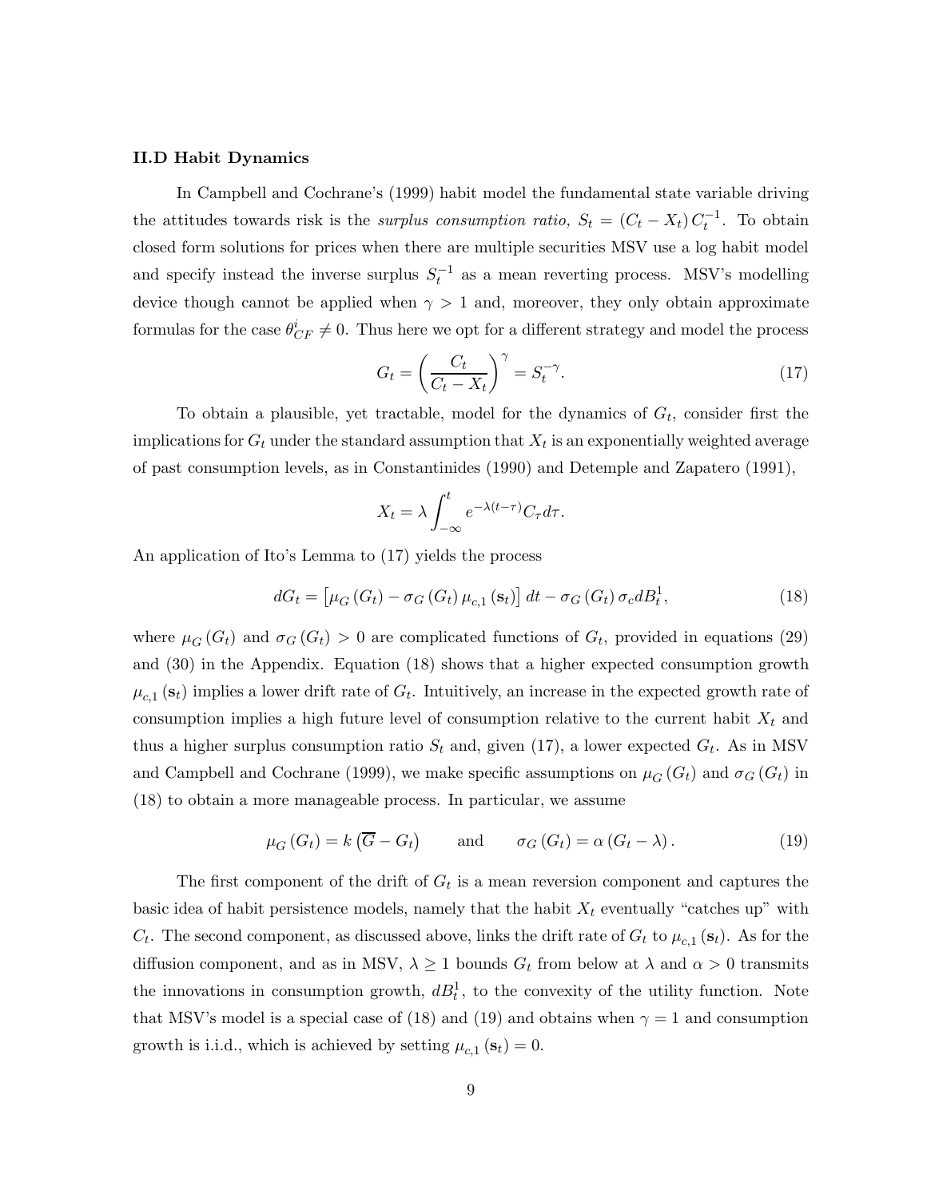### II.D Habit Dynamics

In Campbell and Cochrane's (1999) habit model the fundamental state variable driving the attitudes towards risk is the *surplus consumption ratio,* $S_t = (C_t - X_t)\, C_t^{-1}$. To obtain closed form solutions for prices when there are multiple securities MSV use a log habit model and specify instead the inverse surplus $S_t^{-1}$ as a mean reverting process. MSV's modelling device though cannot be applied when $\gamma > 1$ and, moreover, they only obtain approximate formulas for the case $\theta_{CF}^{i} \neq 0$. Thus here we opt for a different strategy and model the process

$$G_t = \left( \frac{C_t}{C_t - X_t} \right)^{\gamma} = S_t^{-\gamma}. \tag{17}$$

To obtain a plausible, yet tractable, model for the dynamics of $G_t$, consider first the implications for $G_t$ under the standard assumption that $X_t$ is an exponentially weighted average of past consumption levels, as in Constantinides (1990) and Detemple and Zapatero (1991),

$$X_t = \lambda \int_{-\infty}^{t} e^{-\lambda(t-\tau)} C_\tau d\tau.$$

An application of Ito's Lemma to (17) yields the process

$$dG_t = \left[ \mu_G (G_t) - \sigma_G (G_t)\, \mu_{c,1} (\mathbf{s}_t) \right] dt - \sigma_G (G_t)\, \sigma_c dB_t^1, \tag{18}$$

where $\mu_G (G_t)$ and $\sigma_G (G_t) > 0$ are complicated functions of $G_t$, provided in equations (29) and (30) in the Appendix. Equation (18) shows that a higher expected consumption growth $\mu_{c,1} (\mathbf{s}_t)$ implies a lower drift rate of $G_t$. Intuitively, an increase in the expected growth rate of consumption implies a high future level of consumption relative to the current habit $X_t$ and thus a higher surplus consumption ratio $S_t$ and, given (17), a lower expected $G_t$. As in MSV and Campbell and Cochrane (1999), we make specific assumptions on $\mu_G (G_t)$ and $\sigma_G (G_t)$ in (18) to obtain a more manageable process. In particular, we assume

$$\mu_G (G_t) = k \left( \overline{G} - G_t \right) \qquad \text{and} \qquad \sigma_G (G_t) = \alpha \left( G_t - \lambda \right). \tag{19}$$

The first component of the drift of $G_t$ is a mean reversion component and captures the basic idea of habit persistence models, namely that the habit $X_t$ eventually "catches up" with $C_t$. The second component, as discussed above, links the drift rate of $G_t$ to $\mu_{c,1} (\mathbf{s}_t)$. As for the diffusion component, and as in MSV, $\lambda \geq 1$ bounds $G_t$ from below at $\lambda$ and $\alpha > 0$ transmits the innovations in consumption growth, $dB_t^1$, to the convexity of the utility function. Note that MSV's model is a special case of (18) and (19) and obtains when $\gamma = 1$ and consumption growth is i.i.d., which is achieved by setting $\mu_{c,1} (\mathbf{s}_t) = 0$.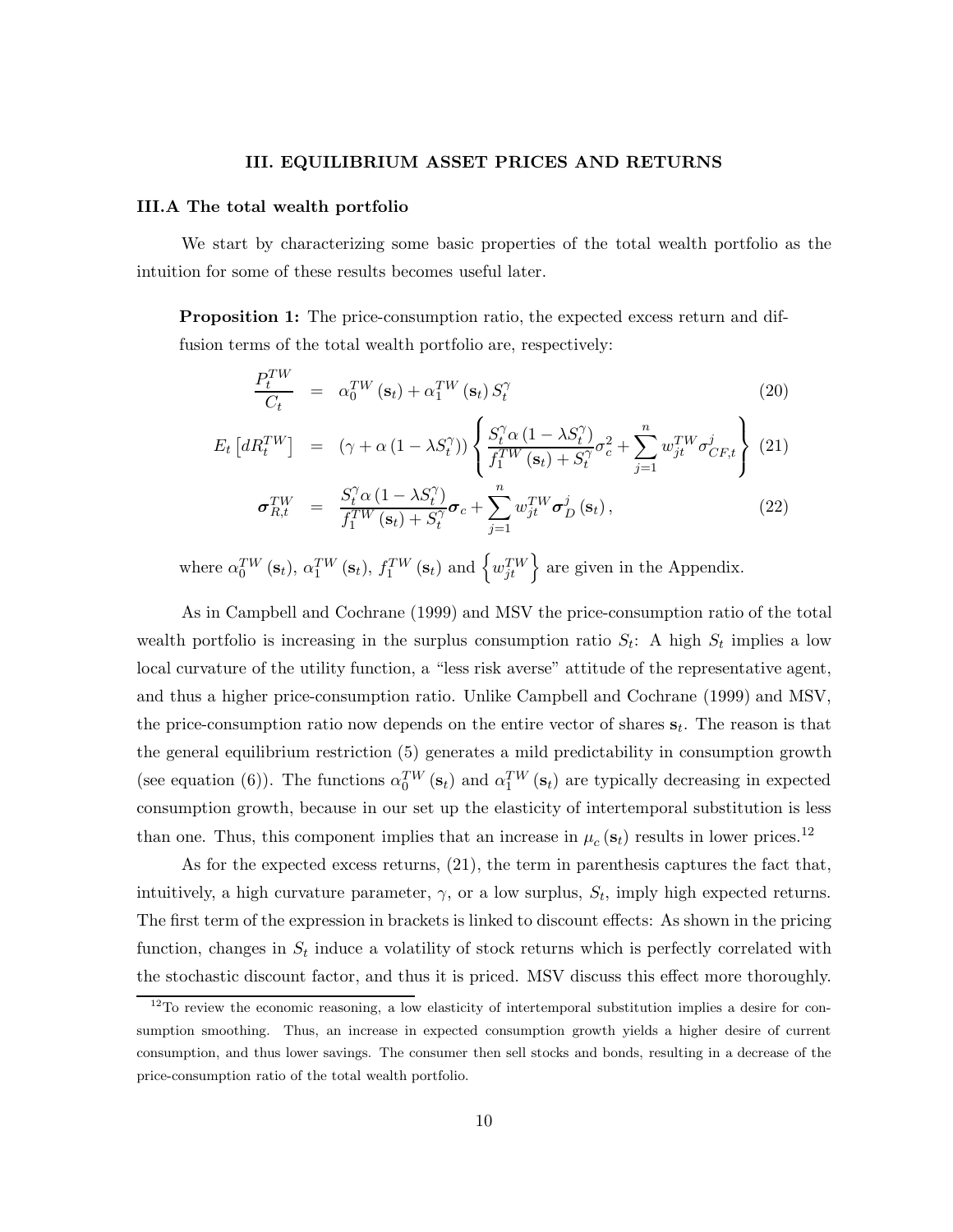## III. EQUILIBRIUM ASSET PRICES AND RETURNS

### III.A The total wealth portfolio

We start by characterizing some basic properties of the total wealth portfolio as the intuition for some of these results becomes useful later.

**Proposition 1:** The price-consumption ratio, the expected excess return and diffusion terms of the total wealth portfolio are, respectively:

$$\frac{P_t^{TW}}{C_t} = \alpha_0^{TW}(\mathbf{s}_t) + \alpha_1^{TW}(\mathbf{s}_t) S_t^{\gamma} \tag{20}$$

$$E_t\left[dR_t^{TW}\right] = \left(\gamma + \alpha\left(1 - \lambda S_t^{\gamma}\right)\right)\left\{\frac{S_t^{\gamma}\alpha\left(1-\lambda S_t^{\gamma}\right)}{f_1^{TW}(\mathbf{s}_t) + S_t^{\gamma}}\sigma_c^2 + \sum_{j=1}^{n} w_{jt}^{TW}\sigma_{CF,t}^{j}\right\} \tag{21}$$

$$\boldsymbol{\sigma}_{R,t}^{TW} = \frac{S_t^{\gamma}\alpha\left(1-\lambda S_t^{\gamma}\right)}{f_1^{TW}(\mathbf{s}_t) + S_t^{\gamma}}\boldsymbol{\sigma}_c + \sum_{j=1}^{n} w_{jt}^{TW}\boldsymbol{\sigma}_D^{j}(\mathbf{s}_t), \tag{22}$$

where $\alpha_0^{TW}(\mathbf{s}_t)$, $\alpha_1^{TW}(\mathbf{s}_t)$, $f_1^{TW}(\mathbf{s}_t)$ and $\left\{w_{jt}^{TW}\right\}$ are given in the Appendix.

As in Campbell and Cochrane (1999) and MSV the price-consumption ratio of the total wealth portfolio is increasing in the surplus consumption ratio $S_t$: A high $S_t$ implies a low local curvature of the utility function, a "less risk averse" attitude of the representative agent, and thus a higher price-consumption ratio. Unlike Campbell and Cochrane (1999) and MSV, the price-consumption ratio now depends on the entire vector of shares $\mathbf{s}_t$. The reason is that the general equilibrium restriction (5) generates a mild predictability in consumption growth (see equation (6)). The functions $\alpha_0^{TW}(\mathbf{s}_t)$ and $\alpha_1^{TW}(\mathbf{s}_t)$ are typically decreasing in expected consumption growth, because in our set up the elasticity of intertemporal substitution is less than one. Thus, this component implies that an increase in $\mu_c(\mathbf{s}_t)$ results in lower prices.[12]

As for the expected excess returns, (21), the term in parenthesis captures the fact that, intuitively, a high curvature parameter, $\gamma$, or a low surplus, $S_t$, imply high expected returns. The first term of the expression in brackets is linked to discount effects: As shown in the pricing function, changes in $S_t$ induce a volatility of stock returns which is perfectly correlated with the stochastic discount factor, and thus it is priced. MSV discuss this effect more thoroughly.

[12] To review the economic reasoning, a low elasticity of intertemporal substitution implies a desire for consumption smoothing. Thus, an increase in expected consumption growth yields a higher desire of current consumption, and thus lower savings. The consumer then sell stocks and bonds, resulting in a decrease of the price-consumption ratio of the total wealth portfolio.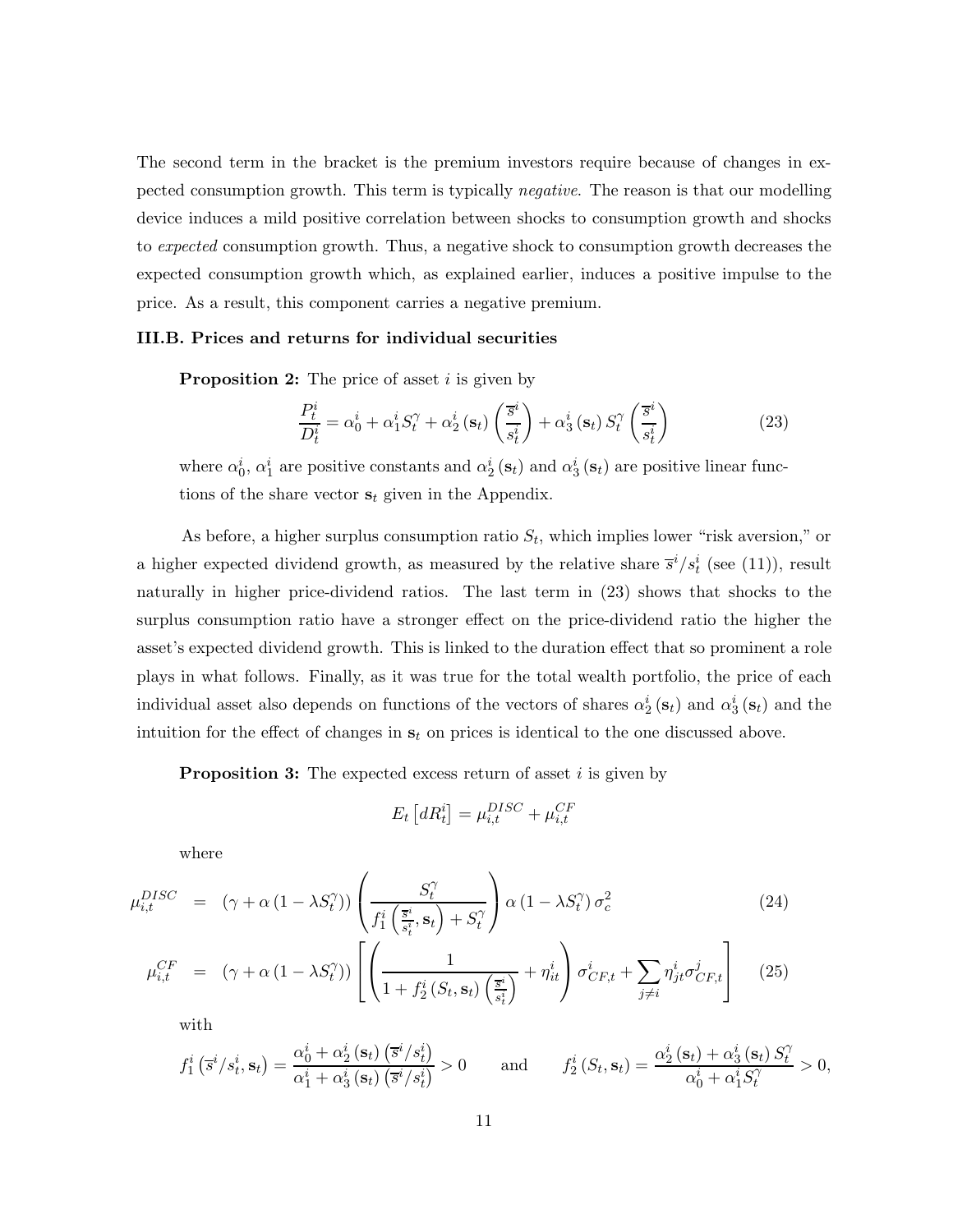The second term in the bracket is the premium investors require because of changes in expected consumption growth. This term is typically *negative*. The reason is that our modelling device induces a mild positive correlation between shocks to consumption growth and shocks to *expected* consumption growth. Thus, a negative shock to consumption growth decreases the expected consumption growth which, as explained earlier, induces a positive impulse to the price. As a result, this component carries a negative premium.

### III.B. Prices and returns for individual securities

**Proposition 2:** The price of asset $i$ is given by

$$\frac{P_t^i}{D_t^i} = \alpha_0^i + \alpha_1^i S_t^\gamma + \alpha_2^i(\mathbf{s}_t)\left(\frac{\overline{s}^i}{s_t^i}\right) + \alpha_3^i(\mathbf{s}_t)\, S_t^\gamma \left(\frac{\overline{s}^i}{s_t^i}\right) \tag{23}$$

where $\alpha_0^i$, $\alpha_1^i$ are positive constants and $\alpha_2^i(\mathbf{s}_t)$ and $\alpha_3^i(\mathbf{s}_t)$ are positive linear functions of the share vector $\mathbf{s}_t$ given in the Appendix.

As before, a higher surplus consumption ratio $S_t$, which implies lower "risk aversion," or a higher expected dividend growth, as measured by the relative share $\overline{s}^i/s_t^i$ (see (11)), result naturally in higher price-dividend ratios. The last term in (23) shows that shocks to the surplus consumption ratio have a stronger effect on the price-dividend ratio the higher the asset's expected dividend growth. This is linked to the duration effect that so prominent a role plays in what follows. Finally, as it was true for the total wealth portfolio, the price of each individual asset also depends on functions of the vectors of shares $\alpha_2^i(\mathbf{s}_t)$ and $\alpha_3^i(\mathbf{s}_t)$ and the intuition for the effect of changes in $\mathbf{s}_t$ on prices is identical to the one discussed above.

**Proposition 3:** The expected excess return of asset $i$ is given by

$$E_t\left[dR_t^i\right] = \mu_{i,t}^{DISC} + \mu_{i,t}^{CF}$$

where

$$\mu_{i,t}^{DISC} = \left(\gamma + \alpha\left(1 - \lambda S_t^\gamma\right)\right)\left(\frac{S_t^\gamma}{f_1^i\left(\frac{\overline{s}^i}{s_t^i}, \mathbf{s}_t\right) + S_t^\gamma}\right)\alpha\left(1 - \lambda S_t^\gamma\right)\sigma_c^2 \tag{24}$$

$$\mu_{i,t}^{CF} = \left(\gamma + \alpha\left(1 - \lambda S_t^\gamma\right)\right)\left[\left(\frac{1}{1 + f_2^i\left(S_t, \mathbf{s}_t\right)\left(\frac{\overline{s}^i}{s_t^i}\right)} + \eta_{it}^i\right)\sigma_{CF,t}^i + \sum_{j\neq i}\eta_{jt}^i \sigma_{CF,t}^j\right] \tag{25}$$

with

$$f_1^i\left(\overline{s}^i/s_t^i, \mathbf{s}_t\right) = \frac{\alpha_0^i + \alpha_2^i(\mathbf{s}_t)\left(\overline{s}^i/s_t^i\right)}{\alpha_1^i + \alpha_3^i(\mathbf{s}_t)\left(\overline{s}^i/s_t^i\right)} > 0 \qquad \text{and} \qquad f_2^i\left(S_t, \mathbf{s}_t\right) = \frac{\alpha_2^i(\mathbf{s}_t) + \alpha_3^i(\mathbf{s}_t)\, S_t^\gamma}{\alpha_0^i + \alpha_1^i S_t^\gamma} > 0,$$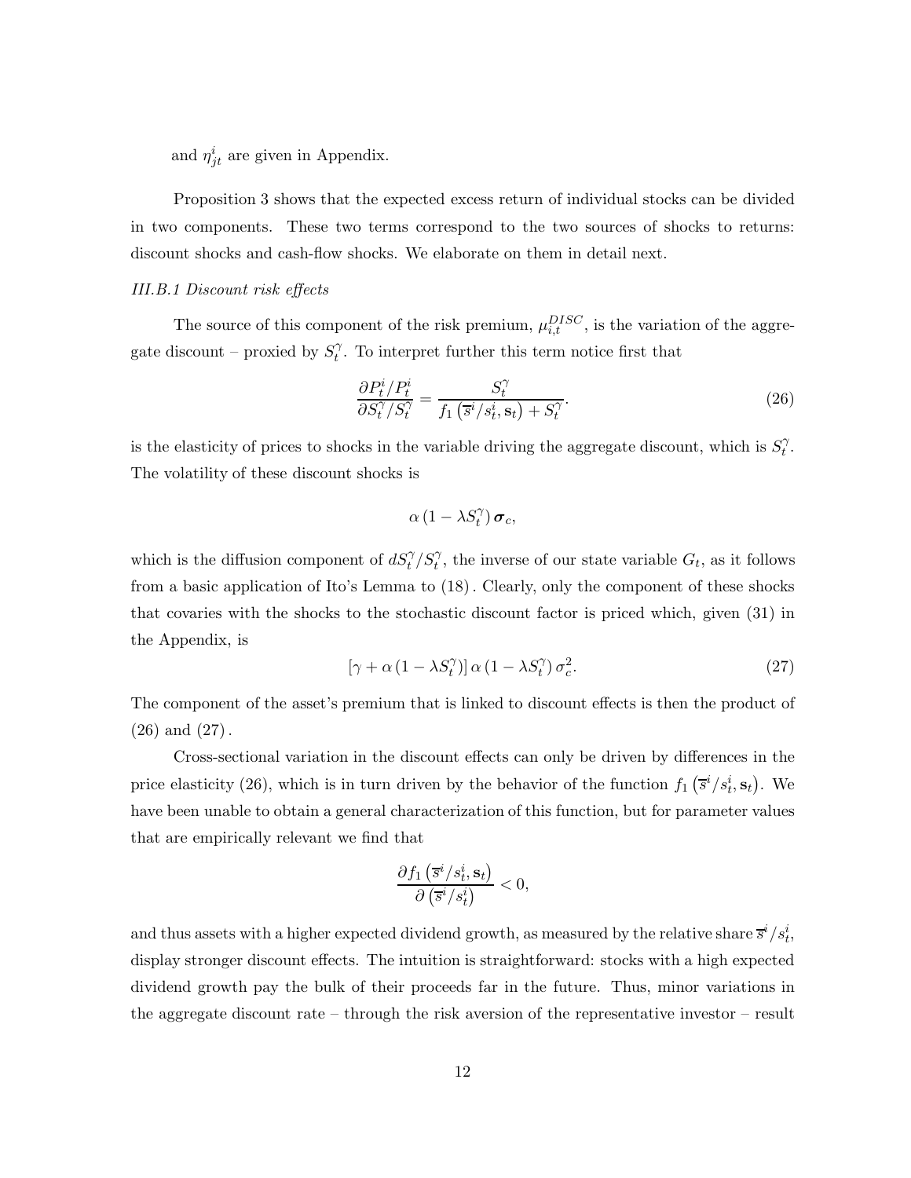and $\eta_{jt}^{i}$ are given in Appendix.

Proposition 3 shows that the expected excess return of individual stocks can be divided in two components. These two terms correspond to the two sources of shocks to returns: discount shocks and cash-flow shocks. We elaborate on them in detail next.

*III.B.1 Discount risk effects*

The source of this component of the risk premium, $\mu_{i,t}^{DISC}$, is the variation of the aggregate discount – proxied by $S_t^{\gamma}$. To interpret further this term notice first that

$$\frac{\partial P_t^i/P_t^i}{\partial S_t^{\gamma}/S_t^{\gamma}} = \frac{S_t^{\gamma}}{f_1\left(\overline{s}^i/s_t^i, \mathbf{s}_t\right) + S_t^{\gamma}}. \tag{26}$$

is the elasticity of prices to shocks in the variable driving the aggregate discount, which is $S_t^{\gamma}$. The volatility of these discount shocks is

$$\alpha\left(1 - \lambda S_t^{\gamma}\right)\boldsymbol{\sigma}_c,$$

which is the diffusion component of $dS_t^{\gamma}/S_t^{\gamma}$, the inverse of our state variable $G_t$, as it follows from a basic application of Ito's Lemma to (18). Clearly, only the component of these shocks that covaries with the shocks to the stochastic discount factor is priced which, given (31) in the Appendix, is

$$\left[\gamma + \alpha\left(1 - \lambda S_t^{\gamma}\right)\right]\alpha\left(1 - \lambda S_t^{\gamma}\right)\sigma_c^2. \tag{27}$$

The component of the asset's premium that is linked to discount effects is then the product of (26) and (27).

Cross-sectional variation in the discount effects can only be driven by differences in the price elasticity (26), which is in turn driven by the behavior of the function $f_1\left(\overline{s}^i/s_t^i, \mathbf{s}_t\right)$. We have been unable to obtain a general characterization of this function, but for parameter values that are empirically relevant we find that

$$\frac{\partial f_1\left(\overline{s}^i/s_t^i, \mathbf{s}_t\right)}{\partial\left(\overline{s}^i/s_t^i\right)} < 0,$$

and thus assets with a higher expected dividend growth, as measured by the relative share $\overline{s}^i/s_t^i$, display stronger discount effects. The intuition is straightforward: stocks with a high expected dividend growth pay the bulk of their proceeds far in the future. Thus, minor variations in the aggregate discount rate – through the risk aversion of the representative investor – result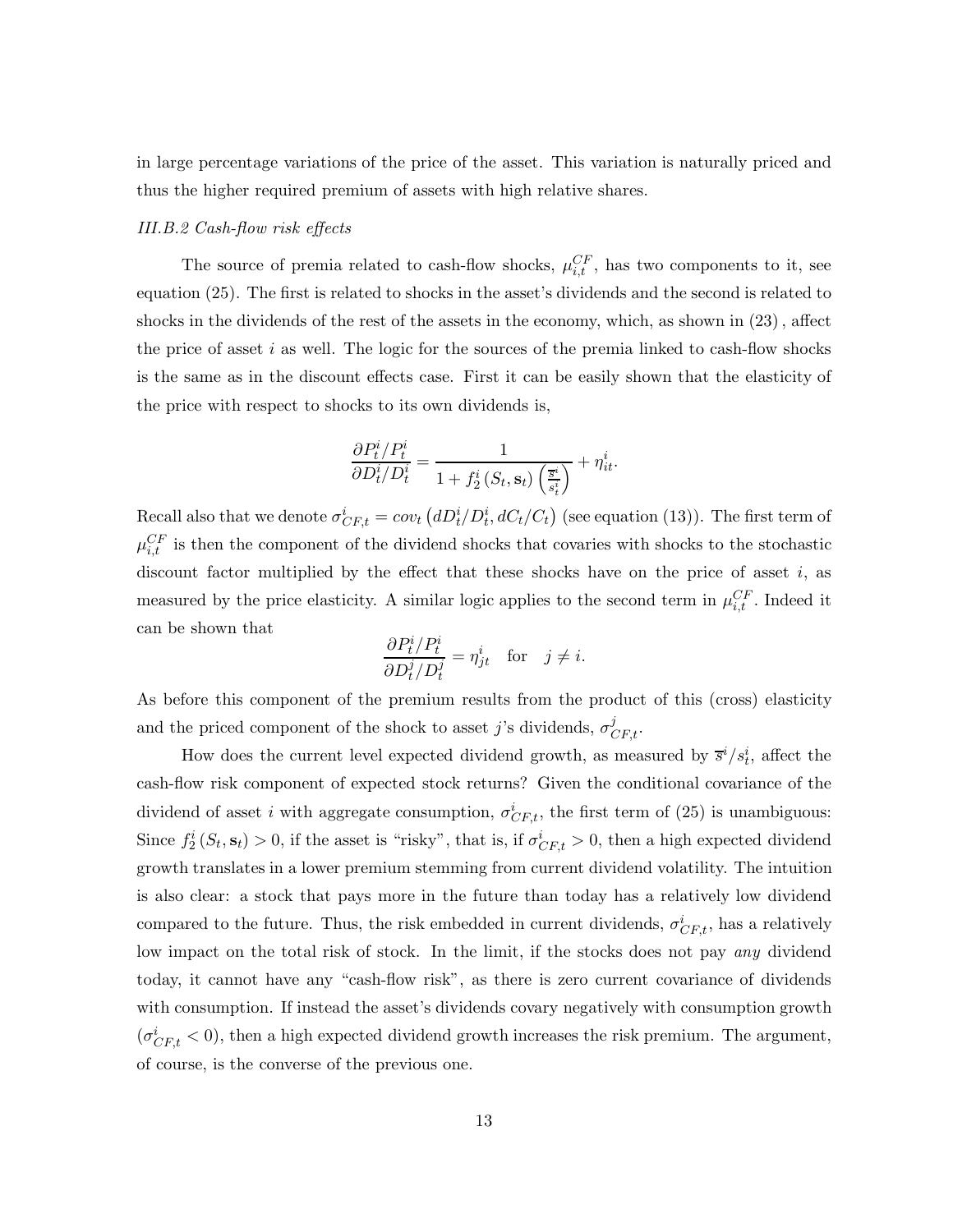in large percentage variations of the price of the asset. This variation is naturally priced and thus the higher required premium of assets with high relative shares.

### *III.B.2 Cash-flow risk effects*

The source of premia related to cash-flow shocks, $\mu_{i,t}^{CF}$, has two components to it, see equation (25). The first is related to shocks in the asset's dividends and the second is related to shocks in the dividends of the rest of the assets in the economy, which, as shown in (23), affect the price of asset $i$ as well. The logic for the sources of the premia linked to cash-flow shocks is the same as in the discount effects case. First it can be easily shown that the elasticity of the price with respect to shocks to its own dividends is,

$$\frac{\partial P_t^i / P_t^i}{\partial D_t^i / D_t^i} = \frac{1}{1 + f_2^i\left(S_t, \mathbf{s}_t\right)\left(\frac{\overline{s}^i}{s_t^i}\right)} + \eta_{it}^i.$$

Recall also that we denote $\sigma_{CF,t}^i = cov_t\left(dD_t^i / D_t^i, dC_t / C_t\right)$ (see equation (13)). The first term of $\mu_{i,t}^{CF}$ is then the component of the dividend shocks that covaries with shocks to the stochastic discount factor multiplied by the effect that these shocks have on the price of asset $i$, as measured by the price elasticity. A similar logic applies to the second term in $\mu_{i,t}^{CF}$. Indeed it can be shown that

$$\frac{\partial P_t^i / P_t^i}{\partial D_t^j / D_t^j} = \eta_{jt}^i \quad \text{for} \quad j \neq i.$$

As before this component of the premium results from the product of this (cross) elasticity and the priced component of the shock to asset $j$'s dividends, $\sigma_{CF,t}^j$.

How does the current level expected dividend growth, as measured by $\overline{s}^i / s_t^i$, affect the cash-flow risk component of expected stock returns? Given the conditional covariance of the dividend of asset $i$ with aggregate consumption, $\sigma_{CF,t}^i$, the first term of (25) is unambiguous: Since $f_2^i\left(S_t, \mathbf{s}_t\right) > 0$, if the asset is "risky", that is, if $\sigma_{CF,t}^i > 0$, then a high expected dividend growth translates in a lower premium stemming from current dividend volatility. The intuition is also clear: a stock that pays more in the future than today has a relatively low dividend compared to the future. Thus, the risk embedded in current dividends, $\sigma_{CF,t}^i$, has a relatively low impact on the total risk of stock. In the limit, if the stocks does not pay *any* dividend today, it cannot have any "cash-flow risk", as there is zero current covariance of dividends with consumption. If instead the asset's dividends covary negatively with consumption growth ($\sigma_{CF,t}^i < 0$), then a high expected dividend growth increases the risk premium. The argument, of course, is the converse of the previous one.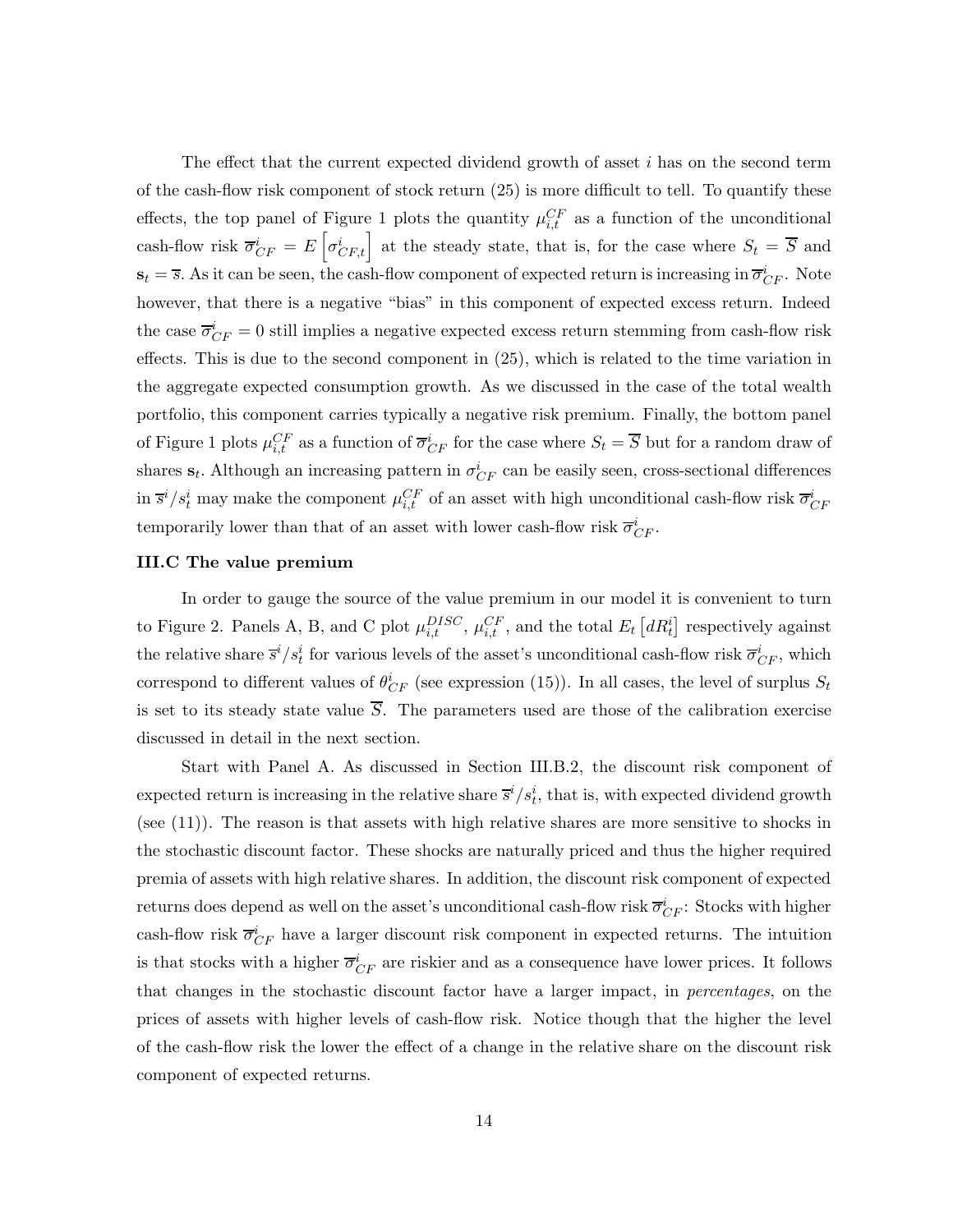The effect that the current expected dividend growth of asset $i$ has on the second term of the cash-flow risk component of stock return (25) is more difficult to tell. To quantify these effects, the top panel of Figure 1 plots the quantity $\mu_{i,t}^{CF}$ as a function of the unconditional cash-flow risk $\overline{\sigma}_{CF}^{i} = E\left[\sigma_{CF,t}^{i}\right]$ at the steady state, that is, for the case where $S_t = \overline{S}$ and $\mathbf{s}_t = \overline{s}$. As it can be seen, the cash-flow component of expected return is increasing in $\overline{\sigma}_{CF}^{i}$. Note however, that there is a negative "bias" in this component of expected excess return. Indeed the case $\overline{\sigma}_{CF}^{i} = 0$ still implies a negative expected excess return stemming from cash-flow risk effects. This is due to the second component in (25), which is related to the time variation in the aggregate expected consumption growth. As we discussed in the case of the total wealth portfolio, this component carries typically a negative risk premium. Finally, the bottom panel of Figure 1 plots $\mu_{i,t}^{CF}$ as a function of $\overline{\sigma}_{CF}^{i}$ for the case where $S_t = \overline{S}$ but for a random draw of shares $\mathbf{s}_t$. Although an increasing pattern in $\sigma_{CF}^{i}$ can be easily seen, cross-sectional differences in $\overline{s}^i/s_t^i$ may make the component $\mu_{i,t}^{CF}$ of an asset with high unconditional cash-flow risk $\overline{\sigma}_{CF}^{i}$ temporarily lower than that of an asset with lower cash-flow risk $\overline{\sigma}_{CF}^{i}$.

### III.C The value premium

In order to gauge the source of the value premium in our model it is convenient to turn to Figure 2. Panels A, B, and C plot $\mu_{i,t}^{DISC}$, $\mu_{i,t}^{CF}$, and the total $E_t\left[dR_t^i\right]$ respectively against the relative share $\overline{s}^i/s_t^i$ for various levels of the asset's unconditional cash-flow risk $\overline{\sigma}_{CF}^{i}$, which correspond to different values of $\theta_{CF}^{i}$ (see expression (15)). In all cases, the level of surplus $S_t$ is set to its steady state value $\overline{S}$. The parameters used are those of the calibration exercise discussed in detail in the next section.

Start with Panel A. As discussed in Section III.B.2, the discount risk component of expected return is increasing in the relative share $\overline{s}^i/s_t^i$, that is, with expected dividend growth (see (11)). The reason is that assets with high relative shares are more sensitive to shocks in the stochastic discount factor. These shocks are naturally priced and thus the higher required premia of assets with high relative shares. In addition, the discount risk component of expected returns does depend as well on the asset's unconditional cash-flow risk $\overline{\sigma}_{CF}^{i}$: Stocks with higher cash-flow risk $\overline{\sigma}_{CF}^{i}$ have a larger discount risk component in expected returns. The intuition is that stocks with a higher $\overline{\sigma}_{CF}^{i}$ are riskier and as a consequence have lower prices. It follows that changes in the stochastic discount factor have a larger impact, in *percentages*, on the prices of assets with higher levels of cash-flow risk. Notice though that the higher the level of the cash-flow risk the lower the effect of a change in the relative share on the discount risk component of expected returns.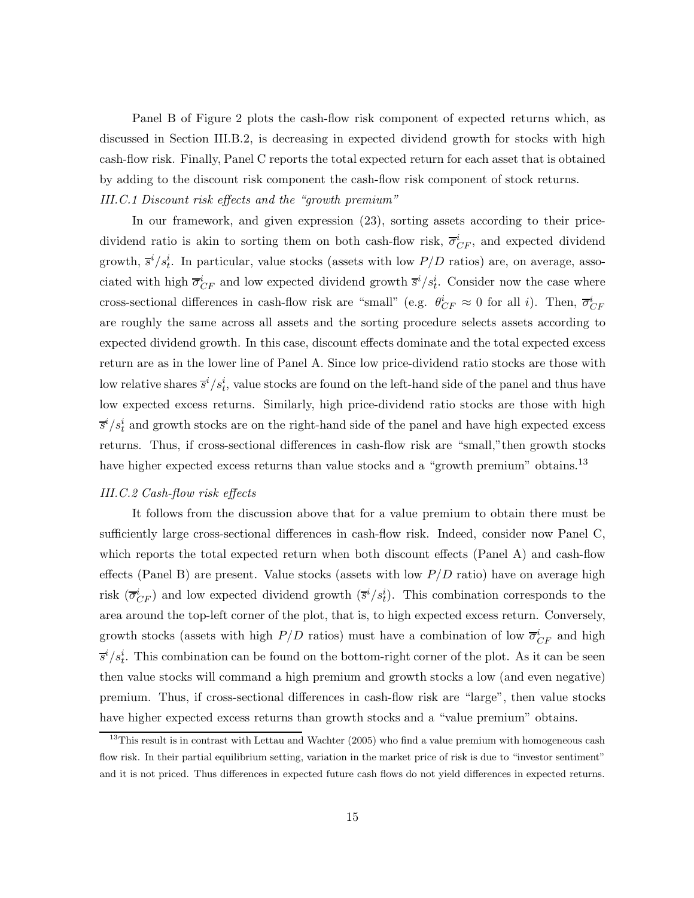Panel B of Figure 2 plots the cash-flow risk component of expected returns which, as discussed in Section III.B.2, is decreasing in expected dividend growth for stocks with high cash-flow risk. Finally, Panel C reports the total expected return for each asset that is obtained by adding to the discount risk component the cash-flow risk component of stock returns.

*III.C.1 Discount risk effects and the "growth premium"*

In our framework, and given expression (23), sorting assets according to their price-dividend ratio is akin to sorting them on both cash-flow risk, $\overline{\sigma}_{CF}^{i}$, and expected dividend growth, $\overline{s}^{i}/s_{t}^{i}$. In particular, value stocks (assets with low $P/D$ ratios) are, on average, associated with high $\overline{\sigma}_{CF}^{i}$ and low expected dividend growth $\overline{s}^{i}/s_{t}^{i}$. Consider now the case where cross-sectional differences in cash-flow risk are "small" (e.g. $\theta_{CF}^{i} \approx 0$ for all $i$). Then, $\overline{\sigma}_{CF}^{i}$ are roughly the same across all assets and the sorting procedure selects assets according to expected dividend growth. In this case, discount effects dominate and the total expected excess return are as in the lower line of Panel A. Since low price-dividend ratio stocks are those with low relative shares $\overline{s}^{i}/s_{t}^{i}$, value stocks are found on the left-hand side of the panel and thus have low expected excess returns. Similarly, high price-dividend ratio stocks are those with high $\overline{s}^{i}/s_{t}^{i}$ and growth stocks are on the right-hand side of the panel and have high expected excess returns. Thus, if cross-sectional differences in cash-flow risk are "small," then growth stocks have higher expected excess returns than value stocks and a "growth premium" obtains.[13]

*III.C.2 Cash-flow risk effects*

It follows from the discussion above that for a value premium to obtain there must be sufficiently large cross-sectional differences in cash-flow risk. Indeed, consider now Panel C, which reports the total expected return when both discount effects (Panel A) and cash-flow effects (Panel B) are present. Value stocks (assets with low $P/D$ ratio) have on average high risk ($\overline{\sigma}_{CF}^{i}$) and low expected dividend growth ($\overline{s}^{i}/s_{t}^{i}$). This combination corresponds to the area around the top-left corner of the plot, that is, to high expected excess return. Conversely, growth stocks (assets with high $P/D$ ratios) must have a combination of low $\overline{\sigma}_{CF}^{i}$ and high $\overline{s}^{i}/s_{t}^{i}$. This combination can be found on the bottom-right corner of the plot. As it can be seen then value stocks will command a high premium and growth stocks a low (and even negative) premium. Thus, if cross-sectional differences in cash-flow risk are "large", then value stocks have higher expected excess returns than growth stocks and a "value premium" obtains.

[13] This result is in contrast with Lettau and Wachter (2005) who find a value premium with homogeneous cash flow risk. In their partial equilibrium setting, variation in the market price of risk is due to "investor sentiment" and it is not priced. Thus differences in expected future cash flows do not yield differences in expected returns.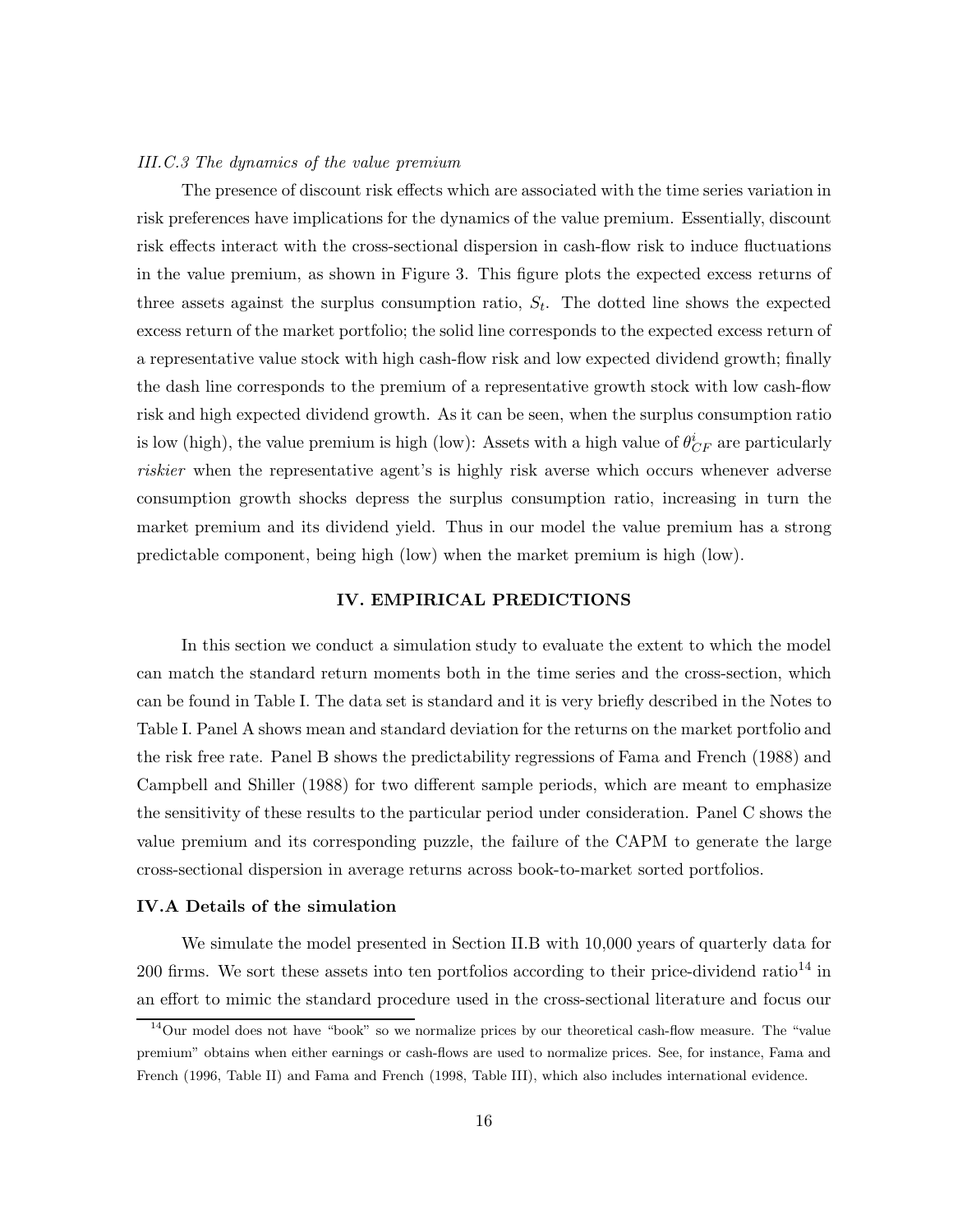*III.C.3 The dynamics of the value premium*

The presence of discount risk effects which are associated with the time series variation in risk preferences have implications for the dynamics of the value premium. Essentially, discount risk effects interact with the cross-sectional dispersion in cash-flow risk to induce fluctuations in the value premium, as shown in Figure 3. This figure plots the expected excess returns of three assets against the surplus consumption ratio, $S_t$. The dotted line shows the expected excess return of the market portfolio; the solid line corresponds to the expected excess return of a representative value stock with high cash-flow risk and low expected dividend growth; finally the dash line corresponds to the premium of a representative growth stock with low cash-flow risk and high expected dividend growth. As it can be seen, when the surplus consumption ratio is low (high), the value premium is high (low): Assets with a high value of $\theta^i_{CF}$ are particularly *riskier* when the representative agent's is highly risk averse which occurs whenever adverse consumption growth shocks depress the surplus consumption ratio, increasing in turn the market premium and its dividend yield. Thus in our model the value premium has a strong predictable component, being high (low) when the market premium is high (low).

## IV. EMPIRICAL PREDICTIONS

In this section we conduct a simulation study to evaluate the extent to which the model can match the standard return moments both in the time series and the cross-section, which can be found in Table I. The data set is standard and it is very briefly described in the Notes to Table I. Panel A shows mean and standard deviation for the returns on the market portfolio and the risk free rate. Panel B shows the predictability regressions of Fama and French (1988) and Campbell and Shiller (1988) for two different sample periods, which are meant to emphasize the sensitivity of these results to the particular period under consideration. Panel C shows the value premium and its corresponding puzzle, the failure of the CAPM to generate the large cross-sectional dispersion in average returns across book-to-market sorted portfolios.

### IV.A Details of the simulation

We simulate the model presented in Section II.B with 10,000 years of quarterly data for 200 firms. We sort these assets into ten portfolios according to their price-dividend ratio[14] in an effort to mimic the standard procedure used in the cross-sectional literature and focus our

[14] Our model does not have "book" so we normalize prices by our theoretical cash-flow measure. The "value premium" obtains when either earnings or cash-flows are used to normalize prices. See, for instance, Fama and French (1996, Table II) and Fama and French (1998, Table III), which also includes international evidence.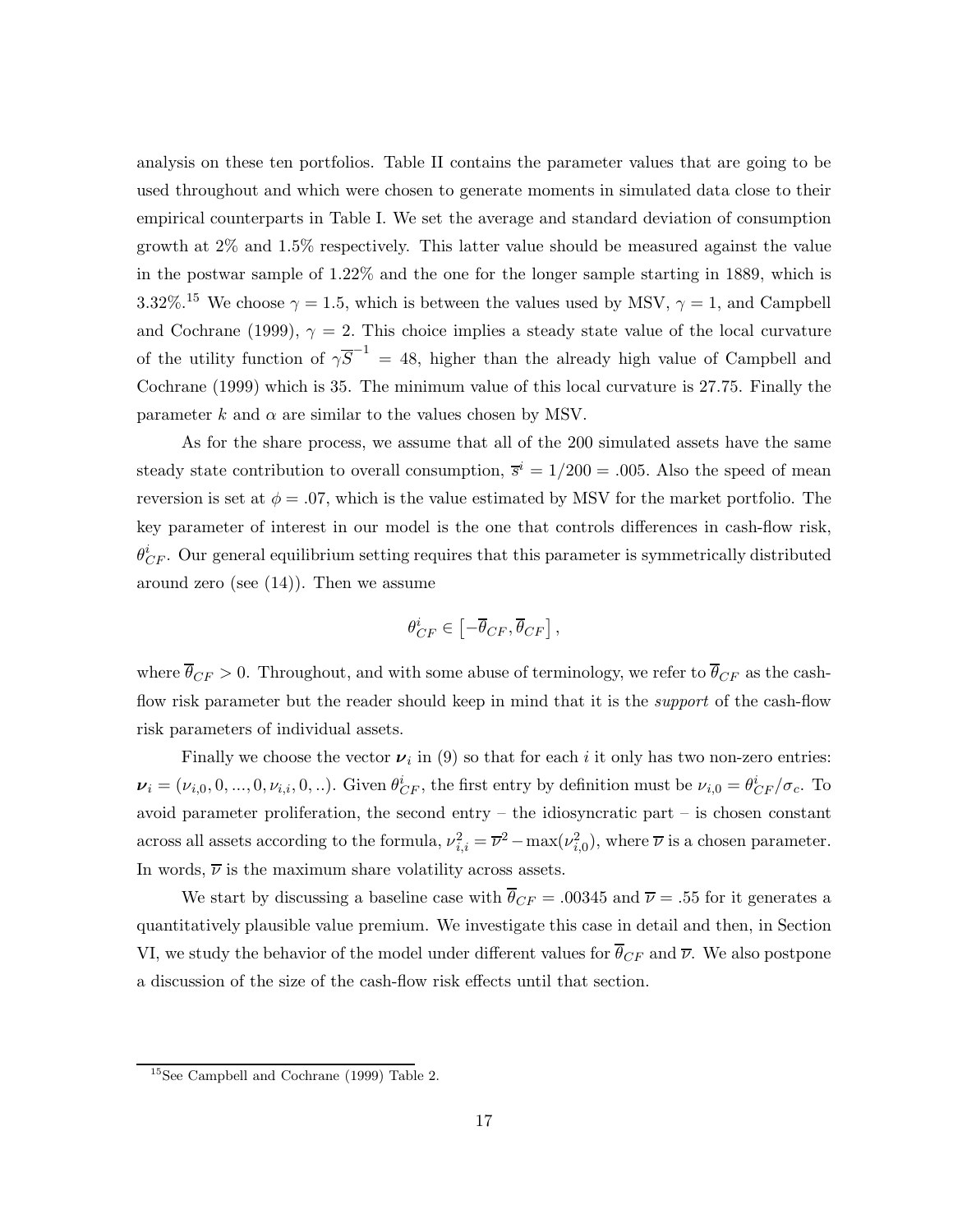analysis on these ten portfolios. Table II contains the parameter values that are going to be used throughout and which were chosen to generate moments in simulated data close to their empirical counterparts in Table I. We set the average and standard deviation of consumption growth at 2% and 1.5% respectively. This latter value should be measured against the value in the postwar sample of 1.22% and the one for the longer sample starting in 1889, which is 3.32%.[15] We choose $\gamma = 1.5$, which is between the values used by MSV, $\gamma = 1$, and Campbell and Cochrane (1999), $\gamma = 2$. This choice implies a steady state value of the local curvature of the utility function of $\gamma \overline{S}^{-1} = 48$, higher than the already high value of Campbell and Cochrane (1999) which is 35. The minimum value of this local curvature is 27.75. Finally the parameter $k$ and $\alpha$ are similar to the values chosen by MSV.

As for the share process, we assume that all of the 200 simulated assets have the same steady state contribution to overall consumption, $\overline{s}^i = 1/200 = .005$. Also the speed of mean reversion is set at $\phi = .07$, which is the value estimated by MSV for the market portfolio. The key parameter of interest in our model is the one that controls differences in cash-flow risk, $\theta^i_{CF}$. Our general equilibrium setting requires that this parameter is symmetrically distributed around zero (see (14)). Then we assume

$$\theta^i_{CF} \in \left[-\overline{\theta}_{CF}, \overline{\theta}_{CF}\right],$$

where $\overline{\theta}_{CF} > 0$. Throughout, and with some abuse of terminology, we refer to $\overline{\theta}_{CF}$ as the cash-flow risk parameter but the reader should keep in mind that it is the *support* of the cash-flow risk parameters of individual assets.

Finally we choose the vector $\boldsymbol{\nu}_i$ in (9) so that for each $i$ it only has two non-zero entries: $\boldsymbol{\nu}_i = (\nu_{i,0}, 0, ..., 0, \nu_{i,i}, 0, ..)$. Given $\theta^i_{CF}$, the first entry by definition must be $\nu_{i,0} = \theta^i_{CF}/\sigma_c$. To avoid parameter proliferation, the second entry – the idiosyncratic part – is chosen constant across all assets according to the formula, $\nu^2_{i,i} = \overline{\nu}^2 - \max(\nu^2_{i,0})$, where $\overline{\nu}$ is a chosen parameter. In words, $\overline{\nu}$ is the maximum share volatility across assets.

We start by discussing a baseline case with $\overline{\theta}_{CF} = .00345$ and $\overline{\nu} = .55$ for it generates a quantitatively plausible value premium. We investigate this case in detail and then, in Section VI, we study the behavior of the model under different values for $\overline{\theta}_{CF}$ and $\overline{\nu}$. We also postpone a discussion of the size of the cash-flow risk effects until that section.

[15] See Campbell and Cochrane (1999) Table 2.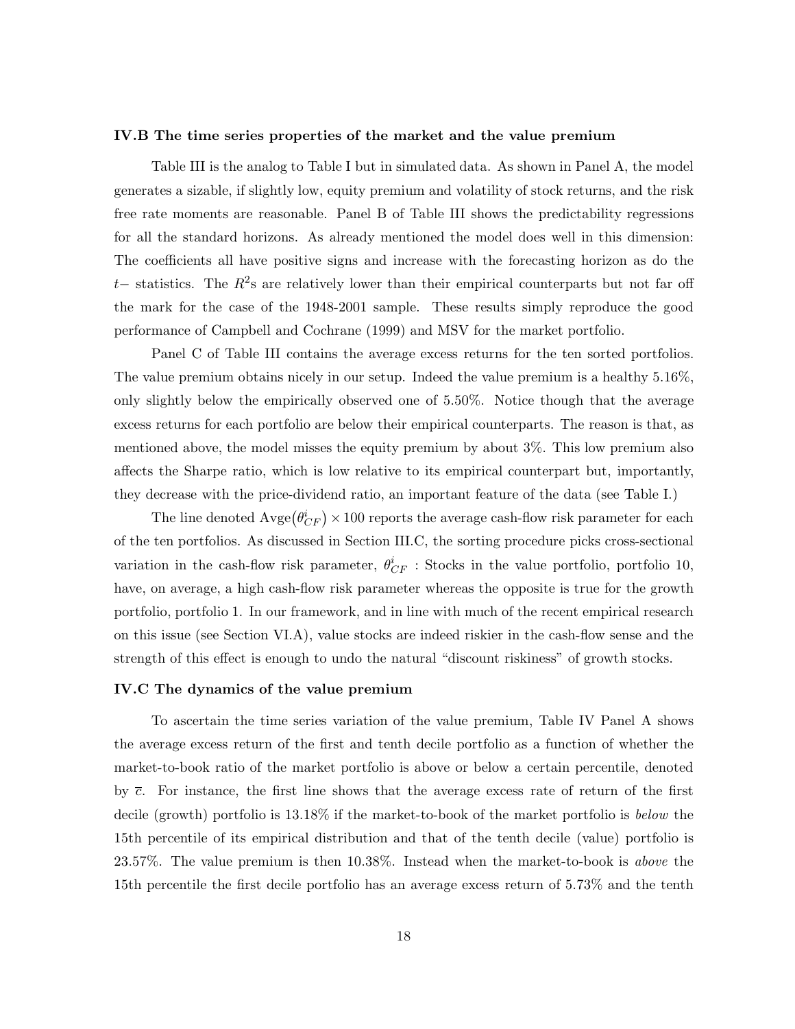### IV.B The time series properties of the market and the value premium

Table III is the analog to Table I but in simulated data. As shown in Panel A, the model generates a sizable, if slightly low, equity premium and volatility of stock returns, and the risk free rate moments are reasonable. Panel B of Table III shows the predictability regressions for all the standard horizons. As already mentioned the model does well in this dimension: The coefficients all have positive signs and increase with the forecasting horizon as do the $t-$ statistics. The $R^2$s are relatively lower than their empirical counterparts but not far off the mark for the case of the 1948-2001 sample. These results simply reproduce the good performance of Campbell and Cochrane (1999) and MSV for the market portfolio.

Panel C of Table III contains the average excess returns for the ten sorted portfolios. The value premium obtains nicely in our setup. Indeed the value premium is a healthy 5.16%, only slightly below the empirically observed one of 5.50%. Notice though that the average excess returns for each portfolio are below their empirical counterparts. The reason is that, as mentioned above, the model misses the equity premium by about 3%. This low premium also affects the Sharpe ratio, which is low relative to its empirical counterpart but, importantly, they decrease with the price-dividend ratio, an important feature of the data (see Table I.)

The line denoted $\text{Avge}\left(\theta_{CF}^{i}\right) \times 100$ reports the average cash-flow risk parameter for each of the ten portfolios. As discussed in Section III.C, the sorting procedure picks cross-sectional variation in the cash-flow risk parameter, $\theta_{CF}^{i}$ : Stocks in the value portfolio, portfolio 10, have, on average, a high cash-flow risk parameter whereas the opposite is true for the growth portfolio, portfolio 1. In our framework, and in line with much of the recent empirical research on this issue (see Section VI.A), value stocks are indeed riskier in the cash-flow sense and the strength of this effect is enough to undo the natural "discount riskiness" of growth stocks.

### IV.C The dynamics of the value premium

To ascertain the time series variation of the value premium, Table IV Panel A shows the average excess return of the first and tenth decile portfolio as a function of whether the market-to-book ratio of the market portfolio is above or below a certain percentile, denoted by $\overline{c}$. For instance, the first line shows that the average excess rate of return of the first decile (growth) portfolio is 13.18% if the market-to-book of the market portfolio is *below* the 15th percentile of its empirical distribution and that of the tenth decile (value) portfolio is 23.57%. The value premium is then 10.38%. Instead when the market-to-book is *above* the 15th percentile the first decile portfolio has an average excess return of 5.73% and the tenth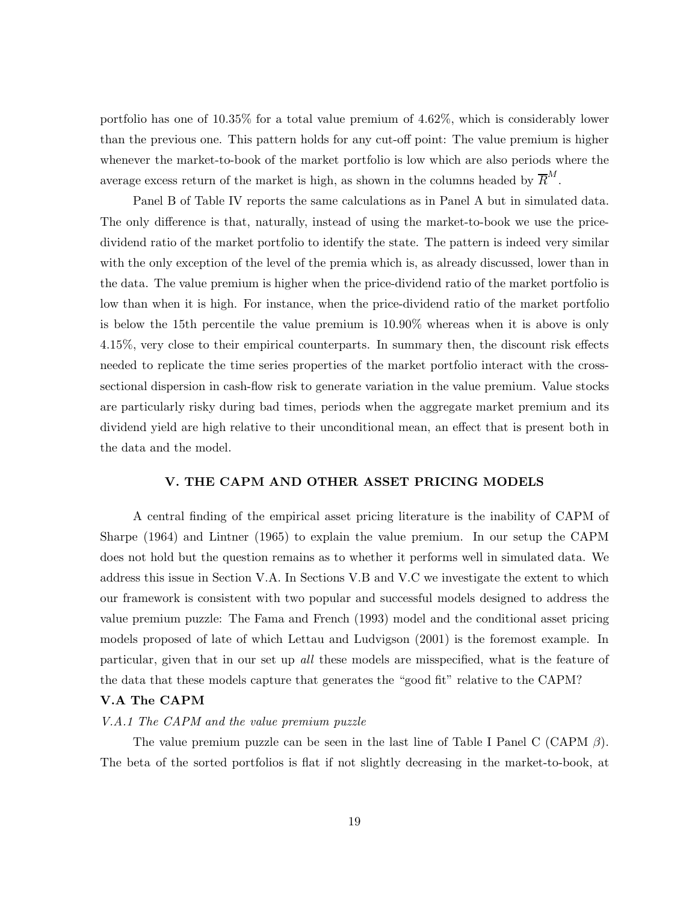portfolio has one of 10.35% for a total value premium of 4.62%, which is considerably lower than the previous one. This pattern holds for any cut-off point: The value premium is higher whenever the market-to-book of the market portfolio is low which are also periods where the average excess return of the market is high, as shown in the columns headed by $\overline{R}^M$.

Panel B of Table IV reports the same calculations as in Panel A but in simulated data. The only difference is that, naturally, instead of using the market-to-book we use the price-dividend ratio of the market portfolio to identify the state. The pattern is indeed very similar with the only exception of the level of the premia which is, as already discussed, lower than in the data. The value premium is higher when the price-dividend ratio of the market portfolio is low than when it is high. For instance, when the price-dividend ratio of the market portfolio is below the 15th percentile the value premium is 10.90% whereas when it is above is only 4.15%, very close to their empirical counterparts. In summary then, the discount risk effects needed to replicate the time series properties of the market portfolio interact with the cross-sectional dispersion in cash-flow risk to generate variation in the value premium. Value stocks are particularly risky during bad times, periods when the aggregate market premium and its dividend yield are high relative to their unconditional mean, an effect that is present both in the data and the model.

## V. THE CAPM AND OTHER ASSET PRICING MODELS

A central finding of the empirical asset pricing literature is the inability of CAPM of Sharpe (1964) and Lintner (1965) to explain the value premium. In our setup the CAPM does not hold but the question remains as to whether it performs well in simulated data. We address this issue in Section V.A. In Sections V.B and V.C we investigate the extent to which our framework is consistent with two popular and successful models designed to address the value premium puzzle: The Fama and French (1993) model and the conditional asset pricing models proposed of late of which Lettau and Ludvigson (2001) is the foremost example. In particular, given that in our set up *all* these models are misspecified, what is the feature of the data that these models capture that generates the "good fit" relative to the CAPM?

### V.A The CAPM

#### *V.A.1 The CAPM and the value premium puzzle*

The value premium puzzle can be seen in the last line of Table I Panel C (CAPM $\beta$). The beta of the sorted portfolios is flat if not slightly decreasing in the market-to-book, at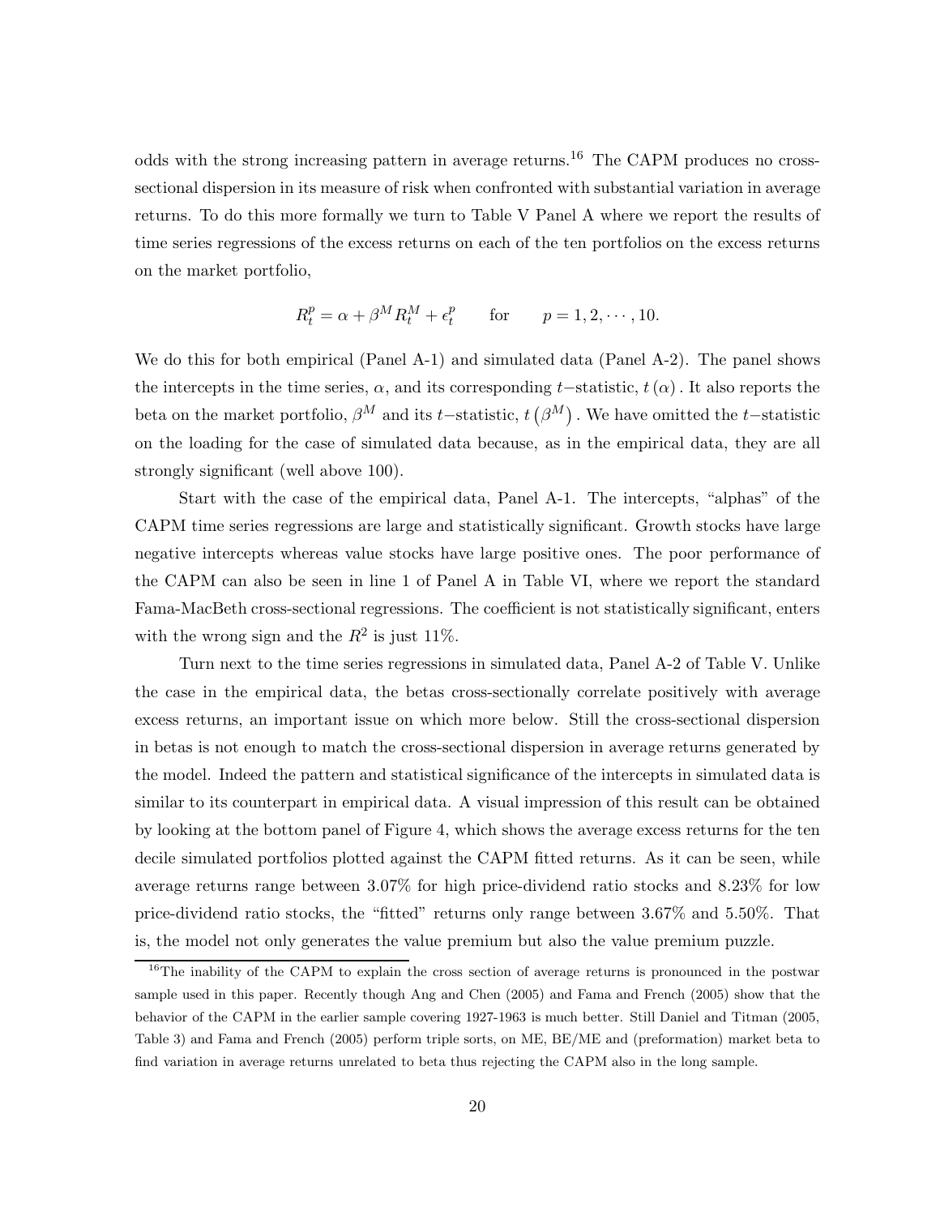odds with the strong increasing pattern in average returns.[16] The CAPM produces no cross-sectional dispersion in its measure of risk when confronted with substantial variation in average returns. To do this more formally we turn to Table V Panel A where we report the results of time series regressions of the excess returns on each of the ten portfolios on the excess returns on the market portfolio,

$$R_t^p = \alpha + \beta^M R_t^M + \epsilon_t^p \qquad \text{for} \qquad p = 1, 2, \cdots, 10.$$

We do this for both empirical (Panel A-1) and simulated data (Panel A-2). The panel shows the intercepts in the time series, $\alpha$, and its corresponding $t-$statistic, $t(\alpha)$. It also reports the beta on the market portfolio, $\beta^M$ and its $t-$statistic, $t(\beta^M)$. We have omitted the $t-$statistic on the loading for the case of simulated data because, as in the empirical data, they are all strongly significant (well above 100).

Start with the case of the empirical data, Panel A-1. The intercepts, "alphas" of the CAPM time series regressions are large and statistically significant. Growth stocks have large negative intercepts whereas value stocks have large positive ones. The poor performance of the CAPM can also be seen in line 1 of Panel A in Table VI, where we report the standard Fama-MacBeth cross-sectional regressions. The coefficient is not statistically significant, enters with the wrong sign and the $R^2$ is just 11%.

Turn next to the time series regressions in simulated data, Panel A-2 of Table V. Unlike the case in the empirical data, the betas cross-sectionally correlate positively with average excess returns, an important issue on which more below. Still the cross-sectional dispersion in betas is not enough to match the cross-sectional dispersion in average returns generated by the model. Indeed the pattern and statistical significance of the intercepts in simulated data is similar to its counterpart in empirical data. A visual impression of this result can be obtained by looking at the bottom panel of Figure 4, which shows the average excess returns for the ten decile simulated portfolios plotted against the CAPM fitted returns. As it can be seen, while average returns range between 3.07% for high price-dividend ratio stocks and 8.23% for low price-dividend ratio stocks, the "fitted" returns only range between 3.67% and 5.50%. That is, the model not only generates the value premium but also the value premium puzzle.

[16] The inability of the CAPM to explain the cross section of average returns is pronounced in the postwar sample used in this paper. Recently though Ang and Chen (2005) and Fama and French (2005) show that the behavior of the CAPM in the earlier sample covering 1927-1963 is much better. Still Daniel and Titman (2005, Table 3) and Fama and French (2005) perform triple sorts, on ME, BE/ME and (preformation) market beta to find variation in average returns unrelated to beta thus rejecting the CAPM also in the long sample.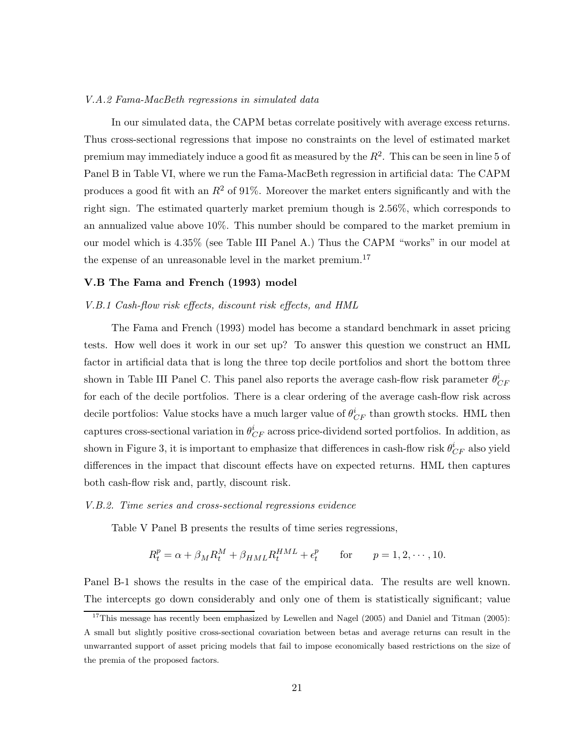*V.A.2 Fama-MacBeth regressions in simulated data*

In our simulated data, the CAPM betas correlate positively with average excess returns. Thus cross-sectional regressions that impose no constraints on the level of estimated market premium may immediately induce a good fit as measured by the $R^2$. This can be seen in line 5 of Panel B in Table VI, where we run the Fama-MacBeth regression in artificial data: The CAPM produces a good fit with an $R^2$ of 91%. Moreover the market enters significantly and with the right sign. The estimated quarterly market premium though is 2.56%, which corresponds to an annualized value above 10%. This number should be compared to the market premium in our model which is 4.35% (see Table III Panel A.) Thus the CAPM "works" in our model at the expense of an unreasonable level in the market premium.[17]

### V.B The Fama and French (1993) model

*V.B.1 Cash-flow risk effects, discount risk effects, and HML*

The Fama and French (1993) model has become a standard benchmark in asset pricing tests. How well does it work in our set up? To answer this question we construct an HML factor in artificial data that is long the three top decile portfolios and short the bottom three shown in Table III Panel C. This panel also reports the average cash-flow risk parameter $\theta^i_{CF}$ for each of the decile portfolios. There is a clear ordering of the average cash-flow risk across decile portfolios: Value stocks have a much larger value of $\theta^i_{CF}$ than growth stocks. HML then captures cross-sectional variation in $\theta^i_{CF}$ across price-dividend sorted portfolios. In addition, as shown in Figure 3, it is important to emphasize that differences in cash-flow risk $\theta^i_{CF}$ also yield differences in the impact that discount effects have on expected returns. HML then captures both cash-flow risk and, partly, discount risk.

*V.B.2. Time series and cross-sectional regressions evidence*

Table V Panel B presents the results of time series regressions,

$$R^p_t = \alpha + \beta_M R^M_t + \beta_{HML} R^{HML}_t + \epsilon^p_t \qquad \text{for} \qquad p = 1, 2, \cdots, 10.$$

Panel B-1 shows the results in the case of the empirical data. The results are well known. The intercepts go down considerably and only one of them is statistically significant; value

[17] This message has recently been emphasized by Lewellen and Nagel (2005) and Daniel and Titman (2005): A small but slightly positive cross-sectional covariation between betas and average returns can result in the unwarranted support of asset pricing models that fail to impose economically based restrictions on the size of the premia of the proposed factors.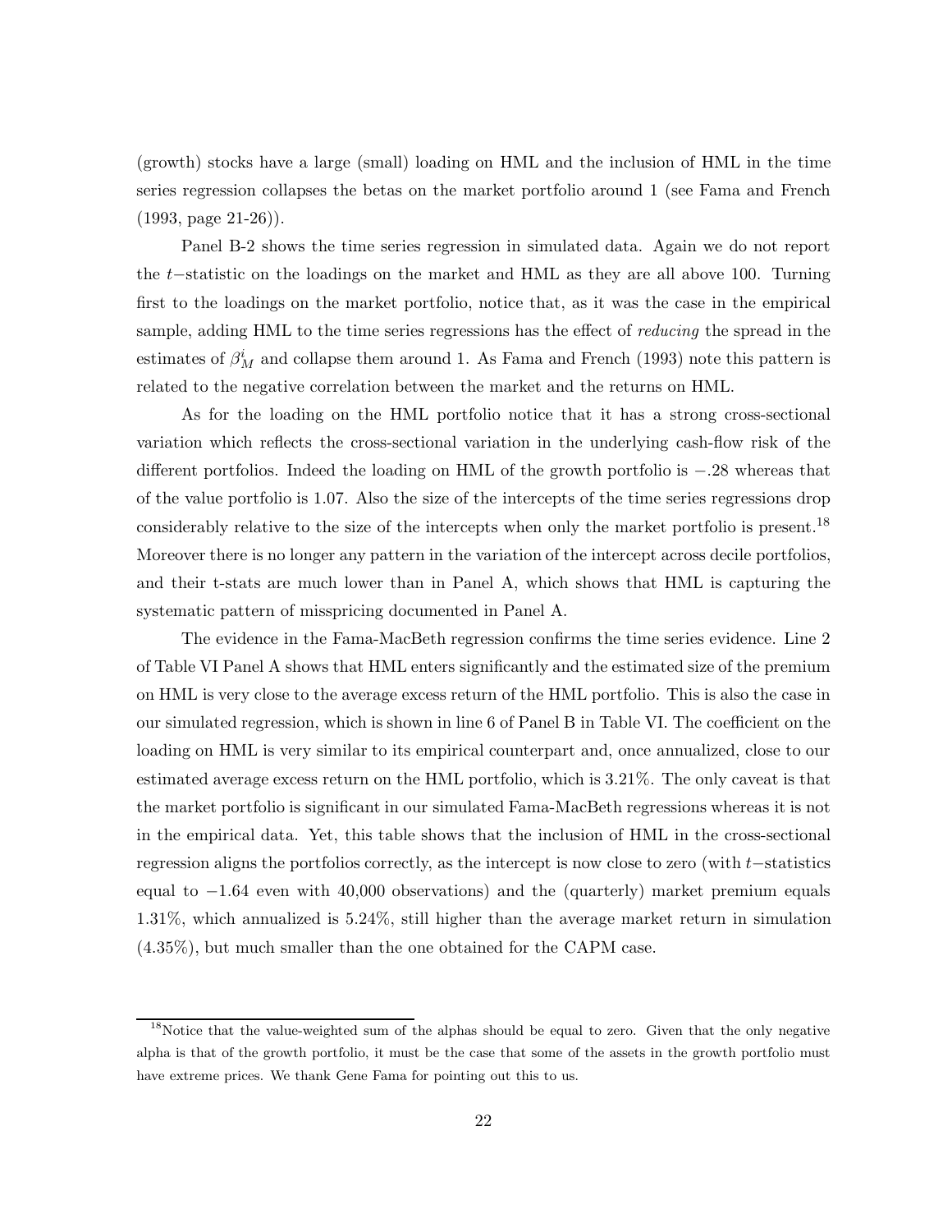(growth) stocks have a large (small) loading on HML and the inclusion of HML in the time series regression collapses the betas on the market portfolio around 1 (see Fama and French (1993, page 21-26)).

Panel B-2 shows the time series regression in simulated data. Again we do not report the $t-$statistic on the loadings on the market and HML as they are all above 100. Turning first to the loadings on the market portfolio, notice that, as it was the case in the empirical sample, adding HML to the time series regressions has the effect of *reducing* the spread in the estimates of $\beta_M^i$ and collapse them around 1. As Fama and French (1993) note this pattern is related to the negative correlation between the market and the returns on HML.

As for the loading on the HML portfolio notice that it has a strong cross-sectional variation which reflects the cross-sectional variation in the underlying cash-flow risk of the different portfolios. Indeed the loading on HML of the growth portfolio is $-.28$ whereas that of the value portfolio is 1.07. Also the size of the intercepts of the time series regressions drop considerably relative to the size of the intercepts when only the market portfolio is present.[18] Moreover there is no longer any pattern in the variation of the intercept across decile portfolios, and their t-stats are much lower than in Panel A, which shows that HML is capturing the systematic pattern of misspricing documented in Panel A.

The evidence in the Fama-MacBeth regression confirms the time series evidence. Line 2 of Table VI Panel A shows that HML enters significantly and the estimated size of the premium on HML is very close to the average excess return of the HML portfolio. This is also the case in our simulated regression, which is shown in line 6 of Panel B in Table VI. The coefficient on the loading on HML is very similar to its empirical counterpart and, once annualized, close to our estimated average excess return on the HML portfolio, which is 3.21%. The only caveat is that the market portfolio is significant in our simulated Fama-MacBeth regressions whereas it is not in the empirical data. Yet, this table shows that the inclusion of HML in the cross-sectional regression aligns the portfolios correctly, as the intercept is now close to zero (with $t-$statistics equal to $-1.64$ even with 40,000 observations) and the (quarterly) market premium equals 1.31%, which annualized is 5.24%, still higher than the average market return in simulation (4.35%), but much smaller than the one obtained for the CAPM case.

[18] Notice that the value-weighted sum of the alphas should be equal to zero. Given that the only negative alpha is that of the growth portfolio, it must be the case that some of the assets in the growth portfolio must have extreme prices. We thank Gene Fama for pointing out this to us.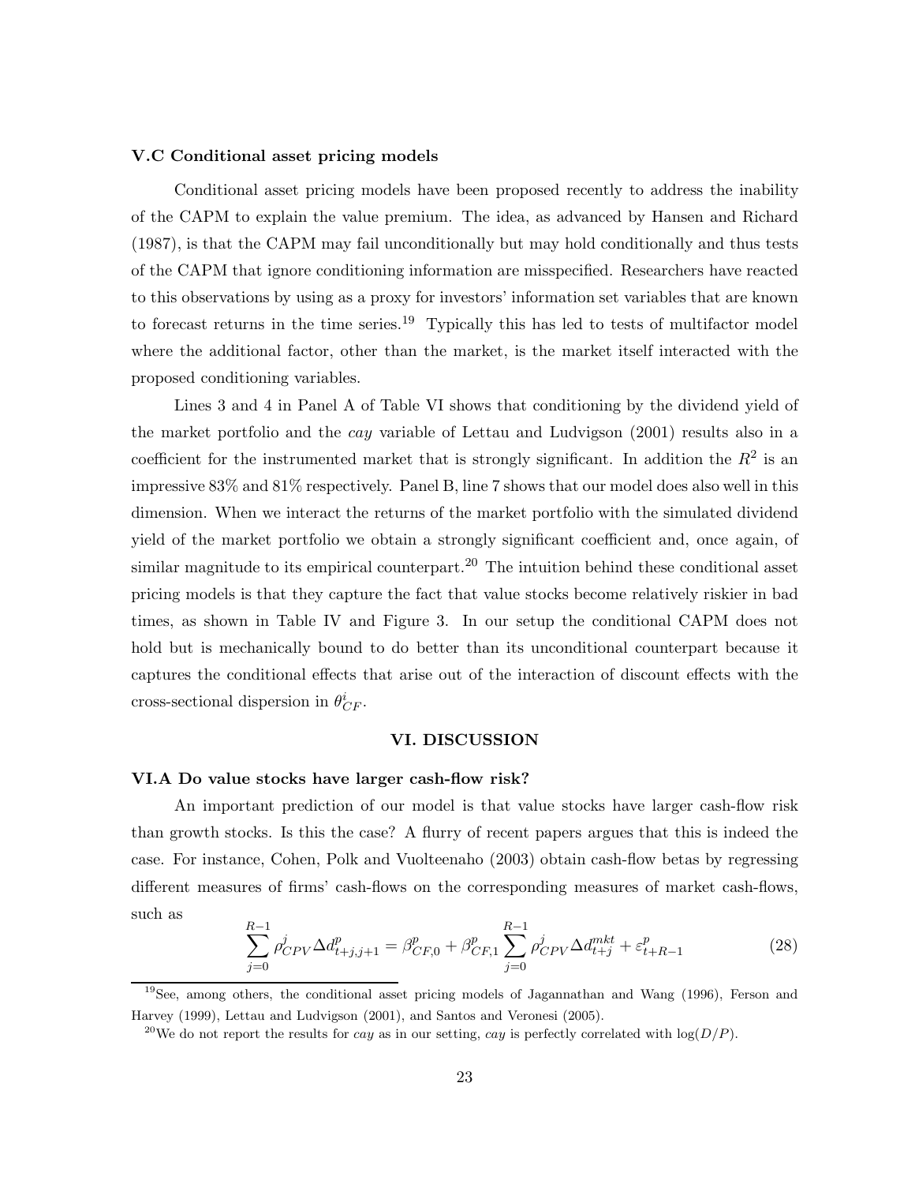### V.C Conditional asset pricing models

Conditional asset pricing models have been proposed recently to address the inability of the CAPM to explain the value premium. The idea, as advanced by Hansen and Richard (1987), is that the CAPM may fail unconditionally but may hold conditionally and thus tests of the CAPM that ignore conditioning information are misspecified. Researchers have reacted to this observations by using as a proxy for investors' information set variables that are known to forecast returns in the time series.[19] Typically this has led to tests of multifactor model where the additional factor, other than the market, is the market itself interacted with the proposed conditioning variables.

Lines 3 and 4 in Panel A of Table VI shows that conditioning by the dividend yield of the market portfolio and the *cay* variable of Lettau and Ludvigson (2001) results also in a coefficient for the instrumented market that is strongly significant. In addition the $R^2$ is an impressive 83% and 81% respectively. Panel B, line 7 shows that our model does also well in this dimension. When we interact the returns of the market portfolio with the simulated dividend yield of the market portfolio we obtain a strongly significant coefficient and, once again, of similar magnitude to its empirical counterpart.[20] The intuition behind these conditional asset pricing models is that they capture the fact that value stocks become relatively riskier in bad times, as shown in Table IV and Figure 3. In our setup the conditional CAPM does not hold but is mechanically bound to do better than its unconditional counterpart because it captures the conditional effects that arise out of the interaction of discount effects with the cross-sectional dispersion in $\theta^i_{CF}$.

## VI. DISCUSSION

### VI.A Do value stocks have larger cash-flow risk?

An important prediction of our model is that value stocks have larger cash-flow risk than growth stocks. Is this the case? A flurry of recent papers argues that this is indeed the case. For instance, Cohen, Polk and Vuolteenaho (2003) obtain cash-flow betas by regressing different measures of firms' cash-flows on the corresponding measures of market cash-flows, such as

$$\sum_{j=0}^{R-1} \rho^j_{CPV} \Delta d^p_{t+j,j+1} = \beta^p_{CF,0} + \beta^p_{CF,1} \sum_{j=0}^{R-1} \rho^j_{CPV} \Delta d^{mkt}_{t+j} + \varepsilon^p_{t+R-1} \tag{28}$$

[19] See, among others, the conditional asset pricing models of Jagannathan and Wang (1996), Ferson and Harvey (1999), Lettau and Ludvigson (2001), and Santos and Veronesi (2005).

[20] We do not report the results for *cay* as in our setting, *cay* is perfectly correlated with $\log(D/P)$.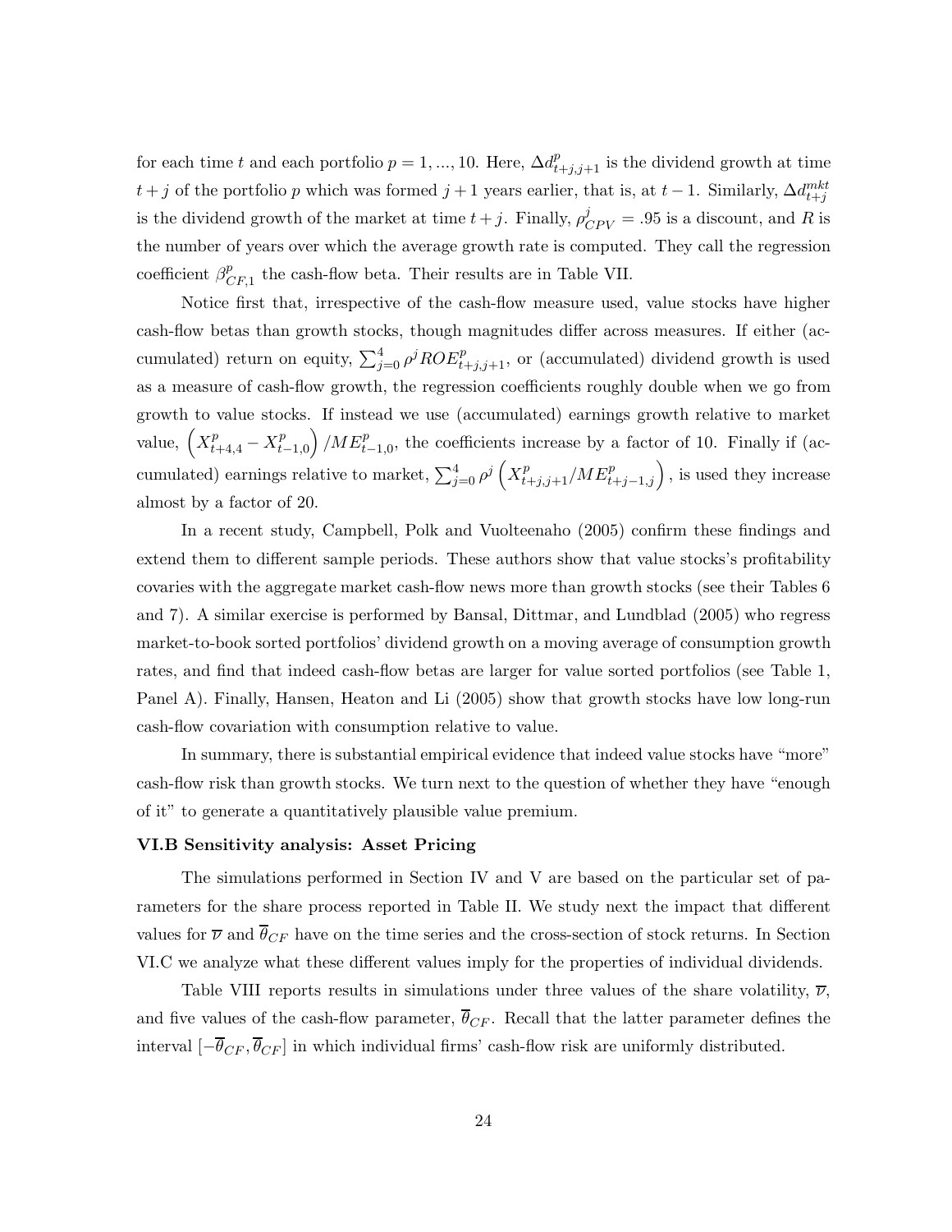for each time $t$ and each portfolio $p = 1, ..., 10$. Here, $\Delta d^p_{t+j,j+1}$ is the dividend growth at time $t+j$ of the portfolio $p$ which was formed $j+1$ years earlier, that is, at $t-1$. Similarly, $\Delta d^{mkt}_{t+j}$ is the dividend growth of the market at time $t+j$. Finally, $\rho^j_{CPV} = .95$ is a discount, and $R$ is the number of years over which the average growth rate is computed. They call the regression coefficient $\beta^p_{CF,1}$ the cash-flow beta. Their results are in Table VII.

Notice first that, irrespective of the cash-flow measure used, value stocks have higher cash-flow betas than growth stocks, though magnitudes differ across measures. If either (accumulated) return on equity, $\sum_{j=0}^{4} \rho^j ROE^p_{t+j,j+1}$, or (accumulated) dividend growth is used as a measure of cash-flow growth, the regression coefficients roughly double when we go from growth to value stocks. If instead we use (accumulated) earnings growth relative to market value, $\left(X^p_{t+4,4} - X^p_{t-1,0}\right)/ME^p_{t-1,0}$, the coefficients increase by a factor of 10. Finally if (accumulated) earnings relative to market, $\sum_{j=0}^{4} \rho^j \left(X^p_{t+j,j+1}/ME^p_{t+j-1,j}\right)$, is used they increase almost by a factor of 20.

In a recent study, Campbell, Polk and Vuolteenaho (2005) confirm these findings and extend them to different sample periods. These authors show that value stocks's profitability covaries with the aggregate market cash-flow news more than growth stocks (see their Tables 6 and 7). A similar exercise is performed by Bansal, Dittmar, and Lundblad (2005) who regress market-to-book sorted portfolios' dividend growth on a moving average of consumption growth rates, and find that indeed cash-flow betas are larger for value sorted portfolios (see Table 1, Panel A). Finally, Hansen, Heaton and Li (2005) show that growth stocks have low long-run cash-flow covariation with consumption relative to value.

In summary, there is substantial empirical evidence that indeed value stocks have "more" cash-flow risk than growth stocks. We turn next to the question of whether they have "enough of it" to generate a quantitatively plausible value premium.

### VI.B Sensitivity analysis: Asset Pricing

The simulations performed in Section IV and V are based on the particular set of parameters for the share process reported in Table II. We study next the impact that different values for $\overline{\nu}$ and $\overline{\theta}_{CF}$ have on the time series and the cross-section of stock returns. In Section VI.C we analyze what these different values imply for the properties of individual dividends.

Table VIII reports results in simulations under three values of the share volatility, $\overline{\nu}$, and five values of the cash-flow parameter, $\overline{\theta}_{CF}$. Recall that the latter parameter defines the interval $[-\overline{\theta}_{CF}, \overline{\theta}_{CF}]$ in which individual firms' cash-flow risk are uniformly distributed.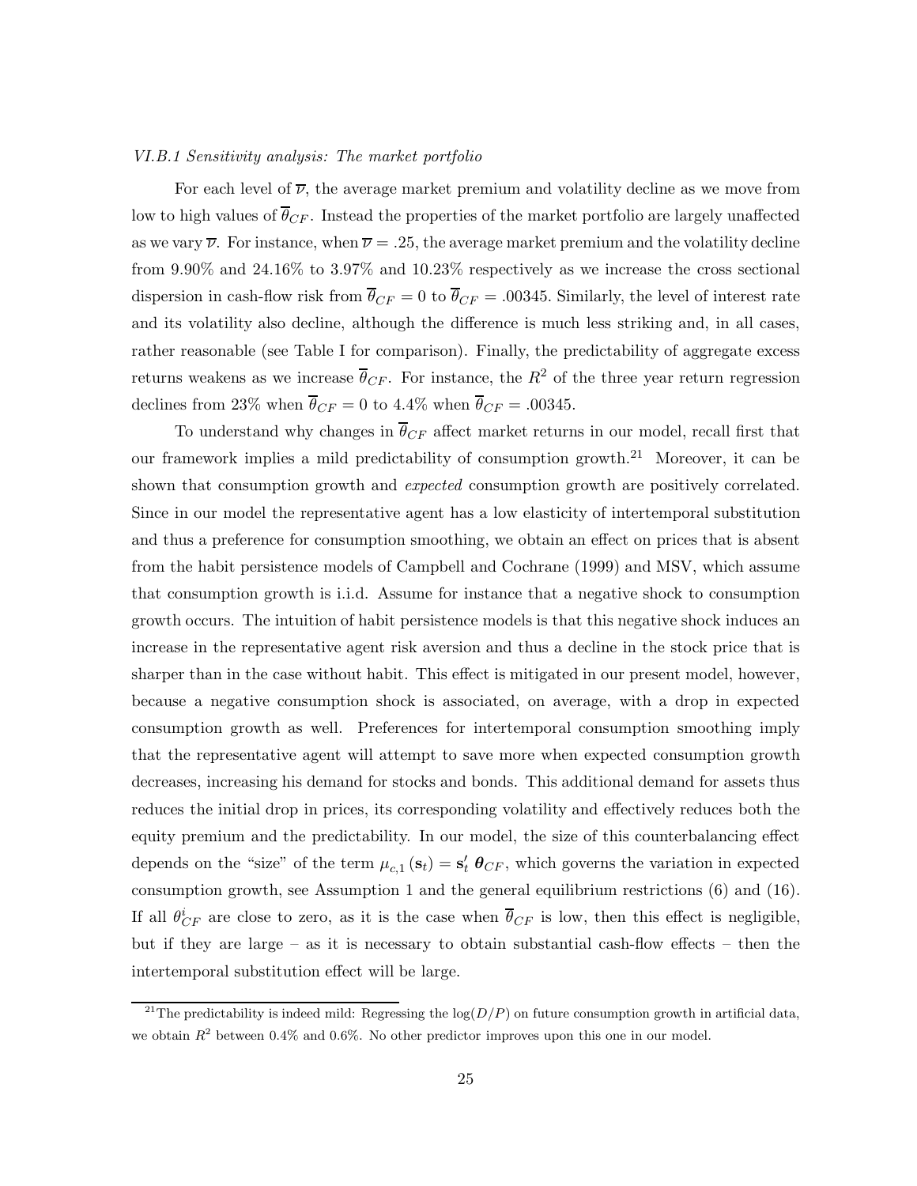### *VI.B.1 Sensitivity analysis: The market portfolio*

For each level of $\overline{\nu}$, the average market premium and volatility decline as we move from low to high values of $\overline{\theta}_{CF}$. Instead the properties of the market portfolio are largely unaffected as we vary $\overline{\nu}$. For instance, when $\overline{\nu} = .25$, the average market premium and the volatility decline from 9.90% and 24.16% to 3.97% and 10.23% respectively as we increase the cross sectional dispersion in cash-flow risk from $\overline{\theta}_{CF} = 0$ to $\overline{\theta}_{CF} = .00345$. Similarly, the level of interest rate and its volatility also decline, although the difference is much less striking and, in all cases, rather reasonable (see Table I for comparison). Finally, the predictability of aggregate excess returns weakens as we increase $\overline{\theta}_{CF}$. For instance, the $R^2$ of the three year return regression declines from 23% when $\overline{\theta}_{CF} = 0$ to 4.4% when $\overline{\theta}_{CF} = .00345$.

To understand why changes in $\overline{\theta}_{CF}$ affect market returns in our model, recall first that our framework implies a mild predictability of consumption growth.[21] Moreover, it can be shown that consumption growth and *expected* consumption growth are positively correlated. Since in our model the representative agent has a low elasticity of intertemporal substitution and thus a preference for consumption smoothing, we obtain an effect on prices that is absent from the habit persistence models of Campbell and Cochrane (1999) and MSV, which assume that consumption growth is i.i.d. Assume for instance that a negative shock to consumption growth occurs. The intuition of habit persistence models is that this negative shock induces an increase in the representative agent risk aversion and thus a decline in the stock price that is sharper than in the case without habit. This effect is mitigated in our present model, however, because a negative consumption shock is associated, on average, with a drop in expected consumption growth as well. Preferences for intertemporal consumption smoothing imply that the representative agent will attempt to save more when expected consumption growth decreases, increasing his demand for stocks and bonds. This additional demand for assets thus reduces the initial drop in prices, its corresponding volatility and effectively reduces both the equity premium and the predictability. In our model, the size of this counterbalancing effect depends on the "size" of the term $\mu_{c,1}(\mathbf{s}_t) = \mathbf{s}_t' \, \boldsymbol{\theta}_{CF}$, which governs the variation in expected consumption growth, see Assumption 1 and the general equilibrium restrictions (6) and (16). If all $\theta_{CF}^i$ are close to zero, as it is the case when $\overline{\theta}_{CF}$ is low, then this effect is negligible, but if they are large – as it is necessary to obtain substantial cash-flow effects – then the intertemporal substitution effect will be large.

[21] The predictability is indeed mild: Regressing the $\log(D/P)$ on future consumption growth in artificial data, we obtain $R^2$ between 0.4% and 0.6%. No other predictor improves upon this one in our model.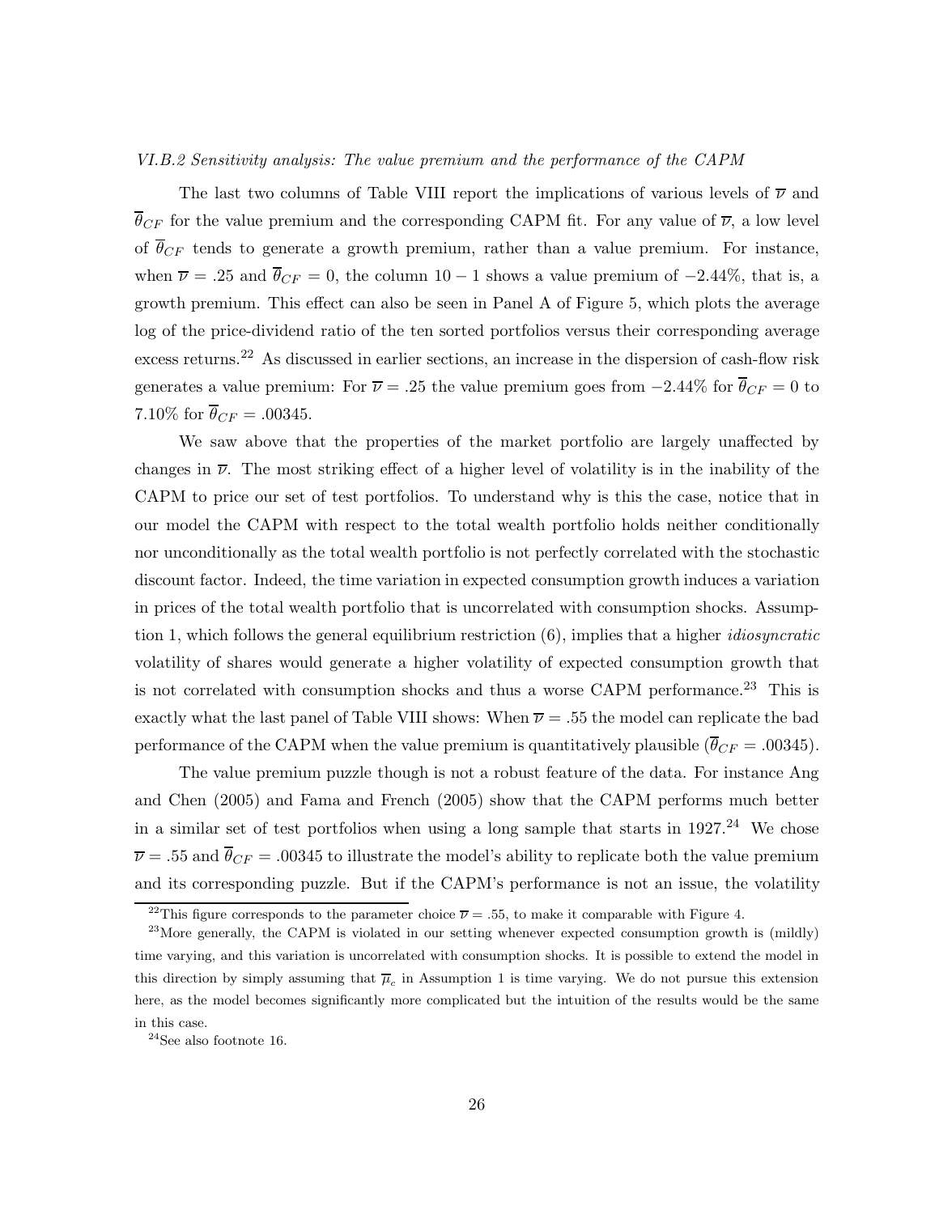*VI.B.2 Sensitivity analysis: The value premium and the performance of the CAPM*

The last two columns of Table VIII report the implications of various levels of $\overline{\nu}$ and $\overline{\theta}_{CF}$ for the value premium and the corresponding CAPM fit. For any value of $\overline{\nu}$, a low level of $\overline{\theta}_{CF}$ tends to generate a growth premium, rather than a value premium. For instance, when $\overline{\nu} = .25$ and $\overline{\theta}_{CF} = 0$, the column $10 - 1$ shows a value premium of $-2.44\%$, that is, a growth premium. This effect can also be seen in Panel A of Figure 5, which plots the average log of the price-dividend ratio of the ten sorted portfolios versus their corresponding average excess returns.[22] As discussed in earlier sections, an increase in the dispersion of cash-flow risk generates a value premium: For $\overline{\nu} = .25$ the value premium goes from $-2.44\%$ for $\overline{\theta}_{CF} = 0$ to $7.10\%$ for $\overline{\theta}_{CF} = .00345$.

We saw above that the properties of the market portfolio are largely unaffected by changes in $\overline{\nu}$. The most striking effect of a higher level of volatility is in the inability of the CAPM to price our set of test portfolios. To understand why is this the case, notice that in our model the CAPM with respect to the total wealth portfolio holds neither conditionally nor unconditionally as the total wealth portfolio is not perfectly correlated with the stochastic discount factor. Indeed, the time variation in expected consumption growth induces a variation in prices of the total wealth portfolio that is uncorrelated with consumption shocks. Assumption 1, which follows the general equilibrium restriction (6), implies that a higher *idiosyncratic* volatility of shares would generate a higher volatility of expected consumption growth that is not correlated with consumption shocks and thus a worse CAPM performance.[23] This is exactly what the last panel of Table VIII shows: When $\overline{\nu} = .55$ the model can replicate the bad performance of the CAPM when the value premium is quantitatively plausible ($\overline{\theta}_{CF} = .00345$).

The value premium puzzle though is not a robust feature of the data. For instance Ang and Chen (2005) and Fama and French (2005) show that the CAPM performs much better in a similar set of test portfolios when using a long sample that starts in 1927.[24] We chose $\overline{\nu} = .55$ and $\overline{\theta}_{CF} = .00345$ to illustrate the model's ability to replicate both the value premium and its corresponding puzzle. But if the CAPM's performance is not an issue, the volatility

[22] This figure corresponds to the parameter choice $\overline{\nu} = .55$, to make it comparable with Figure 4.

[23] More generally, the CAPM is violated in our setting whenever expected consumption growth is (mildly) time varying, and this variation is uncorrelated with consumption shocks. It is possible to extend the model in this direction by simply assuming that $\overline{\mu}_c$ in Assumption 1 is time varying. We do not pursue this extension here, as the model becomes significantly more complicated but the intuition of the results would be the same in this case.

[24] See also footnote 16.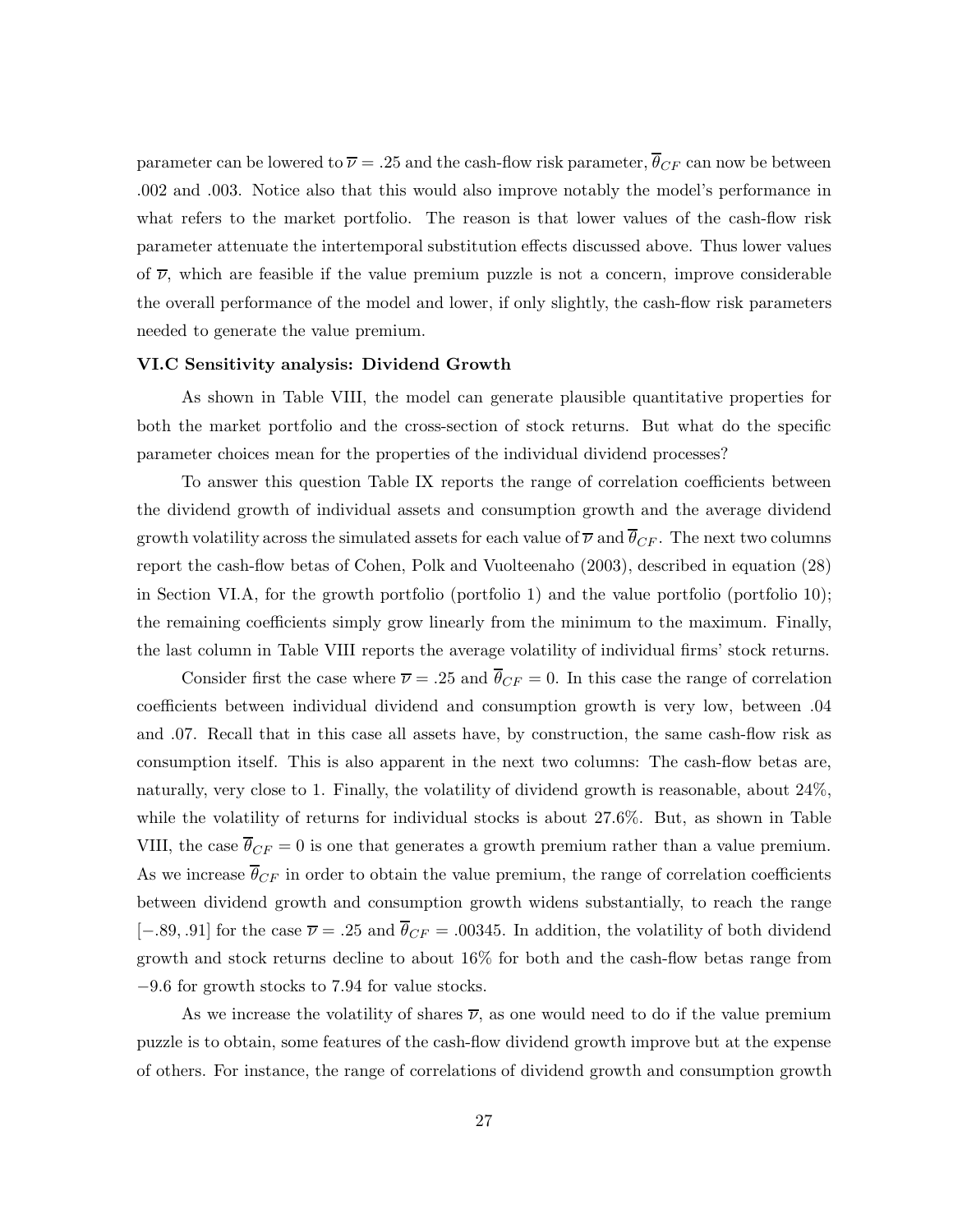parameter can be lowered to $\overline{\nu} = .25$ and the cash-flow risk parameter, $\overline{\theta}_{CF}$ can now be between .002 and .003. Notice also that this would also improve notably the model's performance in what refers to the market portfolio. The reason is that lower values of the cash-flow risk parameter attenuate the intertemporal substitution effects discussed above. Thus lower values of $\overline{\nu}$, which are feasible if the value premium puzzle is not a concern, improve considerable the overall performance of the model and lower, if only slightly, the cash-flow risk parameters needed to generate the value premium.

### VI.C Sensitivity analysis: Dividend Growth

As shown in Table VIII, the model can generate plausible quantitative properties for both the market portfolio and the cross-section of stock returns. But what do the specific parameter choices mean for the properties of the individual dividend processes?

To answer this question Table IX reports the range of correlation coefficients between the dividend growth of individual assets and consumption growth and the average dividend growth volatility across the simulated assets for each value of $\overline{\nu}$ and $\overline{\theta}_{CF}$. The next two columns report the cash-flow betas of Cohen, Polk and Vuolteenaho (2003), described in equation (28) in Section VI.A, for the growth portfolio (portfolio 1) and the value portfolio (portfolio 10); the remaining coefficients simply grow linearly from the minimum to the maximum. Finally, the last column in Table VIII reports the average volatility of individual firms' stock returns.

Consider first the case where $\overline{\nu} = .25$ and $\overline{\theta}_{CF} = 0$. In this case the range of correlation coefficients between individual dividend and consumption growth is very low, between .04 and .07. Recall that in this case all assets have, by construction, the same cash-flow risk as consumption itself. This is also apparent in the next two columns: The cash-flow betas are, naturally, very close to 1. Finally, the volatility of dividend growth is reasonable, about 24%, while the volatility of returns for individual stocks is about 27.6%. But, as shown in Table VIII, the case $\overline{\theta}_{CF} = 0$ is one that generates a growth premium rather than a value premium. As we increase $\overline{\theta}_{CF}$ in order to obtain the value premium, the range of correlation coefficients between dividend growth and consumption growth widens substantially, to reach the range $[-.89, .91]$ for the case $\overline{\nu} = .25$ and $\overline{\theta}_{CF} = .00345$. In addition, the volatility of both dividend growth and stock returns decline to about 16% for both and the cash-flow betas range from $-9.6$ for growth stocks to 7.94 for value stocks.

As we increase the volatility of shares $\overline{\nu}$, as one would need to do if the value premium puzzle is to obtain, some features of the cash-flow dividend growth improve but at the expense of others. For instance, the range of correlations of dividend growth and consumption growth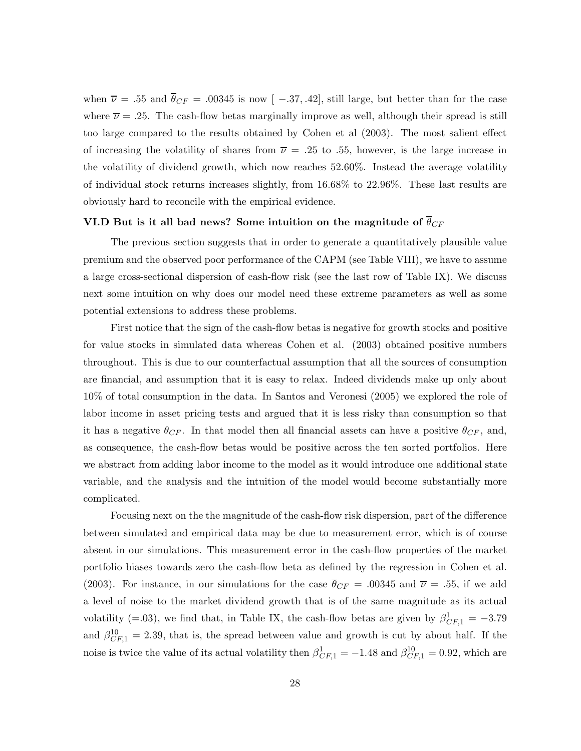when $\overline{\nu} = .55$ and $\overline{\theta}_{CF} = .00345$ is now $[-.37, .42]$, still large, but better than for the case where $\overline{\nu} = .25$. The cash-flow betas marginally improve as well, although their spread is still too large compared to the results obtained by Cohen et al (2003). The most salient effect of increasing the volatility of shares from $\overline{\nu} = .25$ to $.55$, however, is the large increase in the volatility of dividend growth, which now reaches 52.60%. Instead the average volatility of individual stock returns increases slightly, from 16.68% to 22.96%. These last results are obviously hard to reconcile with the empirical evidence.

### VI.D But is it all bad news? Some intuition on the magnitude of $\overline{\theta}_{CF}$

The previous section suggests that in order to generate a quantitatively plausible value premium and the observed poor performance of the CAPM (see Table VIII), we have to assume a large cross-sectional dispersion of cash-flow risk (see the last row of Table IX). We discuss next some intuition on why does our model need these extreme parameters as well as some potential extensions to address these problems.

First notice that the sign of the cash-flow betas is negative for growth stocks and positive for value stocks in simulated data whereas Cohen et al. (2003) obtained positive numbers throughout. This is due to our counterfactual assumption that all the sources of consumption are financial, and assumption that it is easy to relax. Indeed dividends make up only about 10% of total consumption in the data. In Santos and Veronesi (2005) we explored the role of labor income in asset pricing tests and argued that it is less risky than consumption so that it has a negative $\theta_{CF}$. In that model then all financial assets can have a positive $\theta_{CF}$, and, as consequence, the cash-flow betas would be positive across the ten sorted portfolios. Here we abstract from adding labor income to the model as it would introduce one additional state variable, and the analysis and the intuition of the model would become substantially more complicated.

Focusing next on the the magnitude of the cash-flow risk dispersion, part of the difference between simulated and empirical data may be due to measurement error, which is of course absent in our simulations. This measurement error in the cash-flow properties of the market portfolio biases towards zero the cash-flow beta as defined by the regression in Cohen et al. (2003). For instance, in our simulations for the case $\overline{\theta}_{CF} = .00345$ and $\overline{\nu} = .55$, if we add a level of noise to the market dividend growth that is of the same magnitude as its actual volatility (=.03), we find that, in Table IX, the cash-flow betas are given by $\beta^{1}_{CF,1} = -3.79$ and $\beta^{10}_{CF,1} = 2.39$, that is, the spread between value and growth is cut by about half. If the noise is twice the value of its actual volatility then $\beta^{1}_{CF,1} = -1.48$ and $\beta^{10}_{CF,1} = 0.92$, which are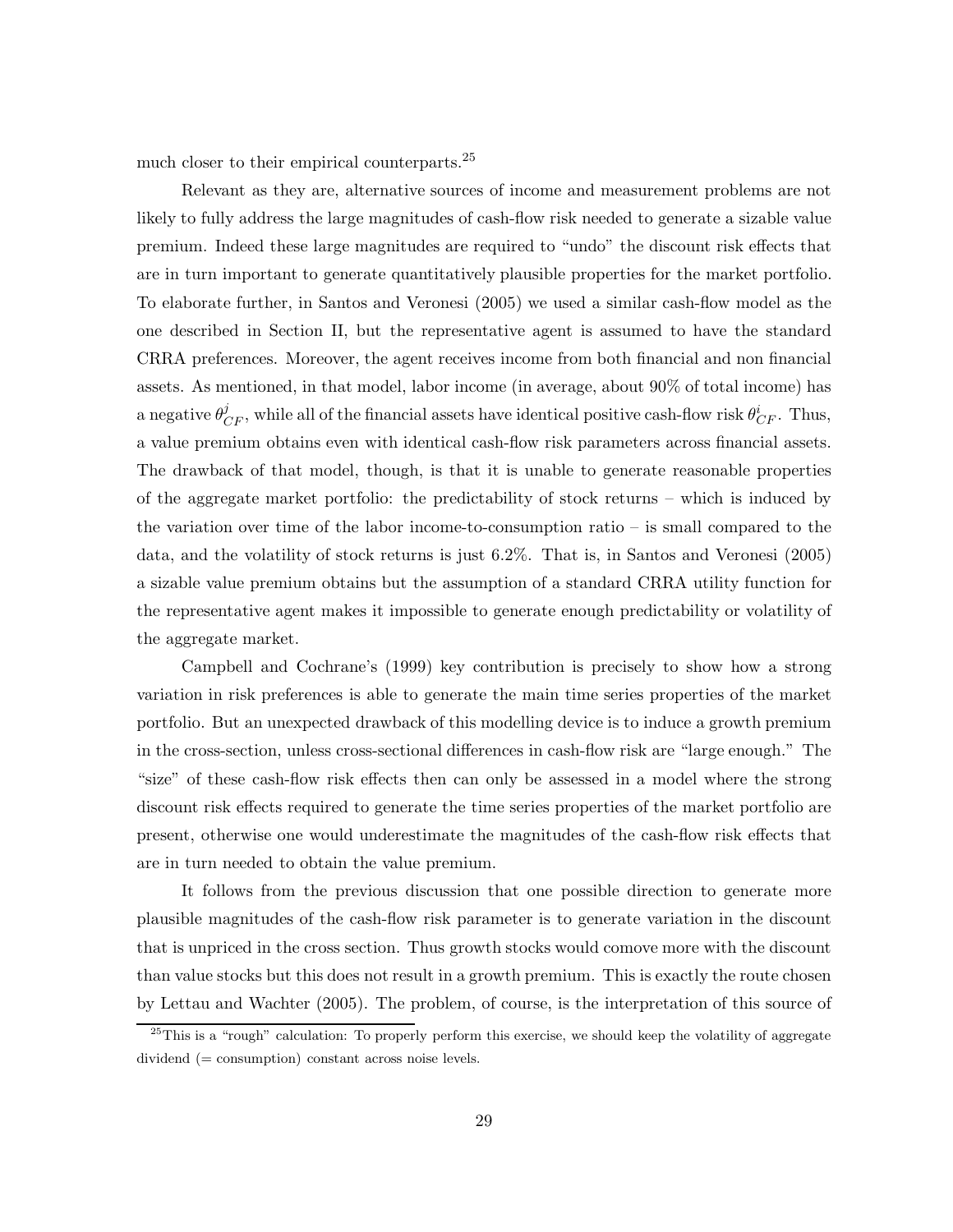much closer to their empirical counterparts.[25]

Relevant as they are, alternative sources of income and measurement problems are not likely to fully address the large magnitudes of cash-flow risk needed to generate a sizable value premium. Indeed these large magnitudes are required to "undo" the discount risk effects that are in turn important to generate quantitatively plausible properties for the market portfolio. To elaborate further, in Santos and Veronesi (2005) we used a similar cash-flow model as the one described in Section II, but the representative agent is assumed to have the standard CRRA preferences. Moreover, the agent receives income from both financial and non financial assets. As mentioned, in that model, labor income (in average, about 90% of total income) has a negative $\theta^{j}_{CF}$, while all of the financial assets have identical positive cash-flow risk $\theta^{i}_{CF}$. Thus, a value premium obtains even with identical cash-flow risk parameters across financial assets. The drawback of that model, though, is that it is unable to generate reasonable properties of the aggregate market portfolio: the predictability of stock returns – which is induced by the variation over time of the labor income-to-consumption ratio – is small compared to the data, and the volatility of stock returns is just 6.2%. That is, in Santos and Veronesi (2005) a sizable value premium obtains but the assumption of a standard CRRA utility function for the representative agent makes it impossible to generate enough predictability or volatility of the aggregate market.

Campbell and Cochrane's (1999) key contribution is precisely to show how a strong variation in risk preferences is able to generate the main time series properties of the market portfolio. But an unexpected drawback of this modelling device is to induce a growth premium in the cross-section, unless cross-sectional differences in cash-flow risk are "large enough." The "size" of these cash-flow risk effects then can only be assessed in a model where the strong discount risk effects required to generate the time series properties of the market portfolio are present, otherwise one would underestimate the magnitudes of the cash-flow risk effects that are in turn needed to obtain the value premium.

It follows from the previous discussion that one possible direction to generate more plausible magnitudes of the cash-flow risk parameter is to generate variation in the discount that is unpriced in the cross section. Thus growth stocks would comove more with the discount than value stocks but this does not result in a growth premium. This is exactly the route chosen by Lettau and Wachter (2005). The problem, of course, is the interpretation of this source of

[25] This is a "rough" calculation: To properly perform this exercise, we should keep the volatility of aggregate dividend (= consumption) constant across noise levels.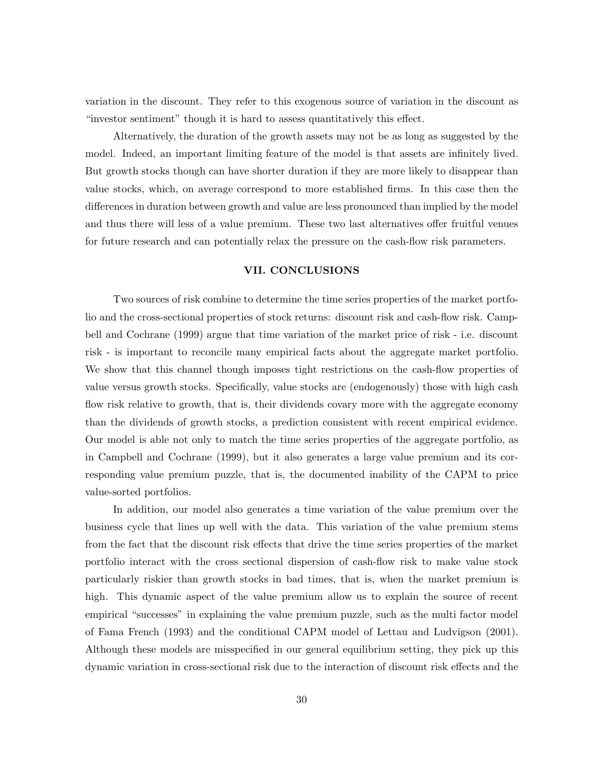variation in the discount. They refer to this exogenous source of variation in the discount as "investor sentiment" though it is hard to assess quantitatively this effect.

Alternatively, the duration of the growth assets may not be as long as suggested by the model. Indeed, an important limiting feature of the model is that assets are infinitely lived. But growth stocks though can have shorter duration if they are more likely to disappear than value stocks, which, on average correspond to more established firms. In this case then the differences in duration between growth and value are less pronounced than implied by the model and thus there will less of a value premium. These two last alternatives offer fruitful venues for future research and can potentially relax the pressure on the cash-flow risk parameters.

## VII. CONCLUSIONS

Two sources of risk combine to determine the time series properties of the market portfolio and the cross-sectional properties of stock returns: discount risk and cash-flow risk. Campbell and Cochrane (1999) argue that time variation of the market price of risk - i.e. discount risk - is important to reconcile many empirical facts about the aggregate market portfolio. We show that this channel though imposes tight restrictions on the cash-flow properties of value versus growth stocks. Specifically, value stocks are (endogenously) those with high cash flow risk relative to growth, that is, their dividends covary more with the aggregate economy than the dividends of growth stocks, a prediction consistent with recent empirical evidence. Our model is able not only to match the time series properties of the aggregate portfolio, as in Campbell and Cochrane (1999), but it also generates a large value premium and its corresponding value premium puzzle, that is, the documented inability of the CAPM to price value-sorted portfolios.

In addition, our model also generates a time variation of the value premium over the business cycle that lines up well with the data. This variation of the value premium stems from the fact that the discount risk effects that drive the time series properties of the market portfolio interact with the cross sectional dispersion of cash-flow risk to make value stock particularly riskier than growth stocks in bad times, that is, when the market premium is high. This dynamic aspect of the value premium allow us to explain the source of recent empirical "successes" in explaining the value premium puzzle, such as the multi factor model of Fama French (1993) and the conditional CAPM model of Lettau and Ludvigson (2001). Although these models are misspecified in our general equilibrium setting, they pick up this dynamic variation in cross-sectional risk due to the interaction of discount risk effects and the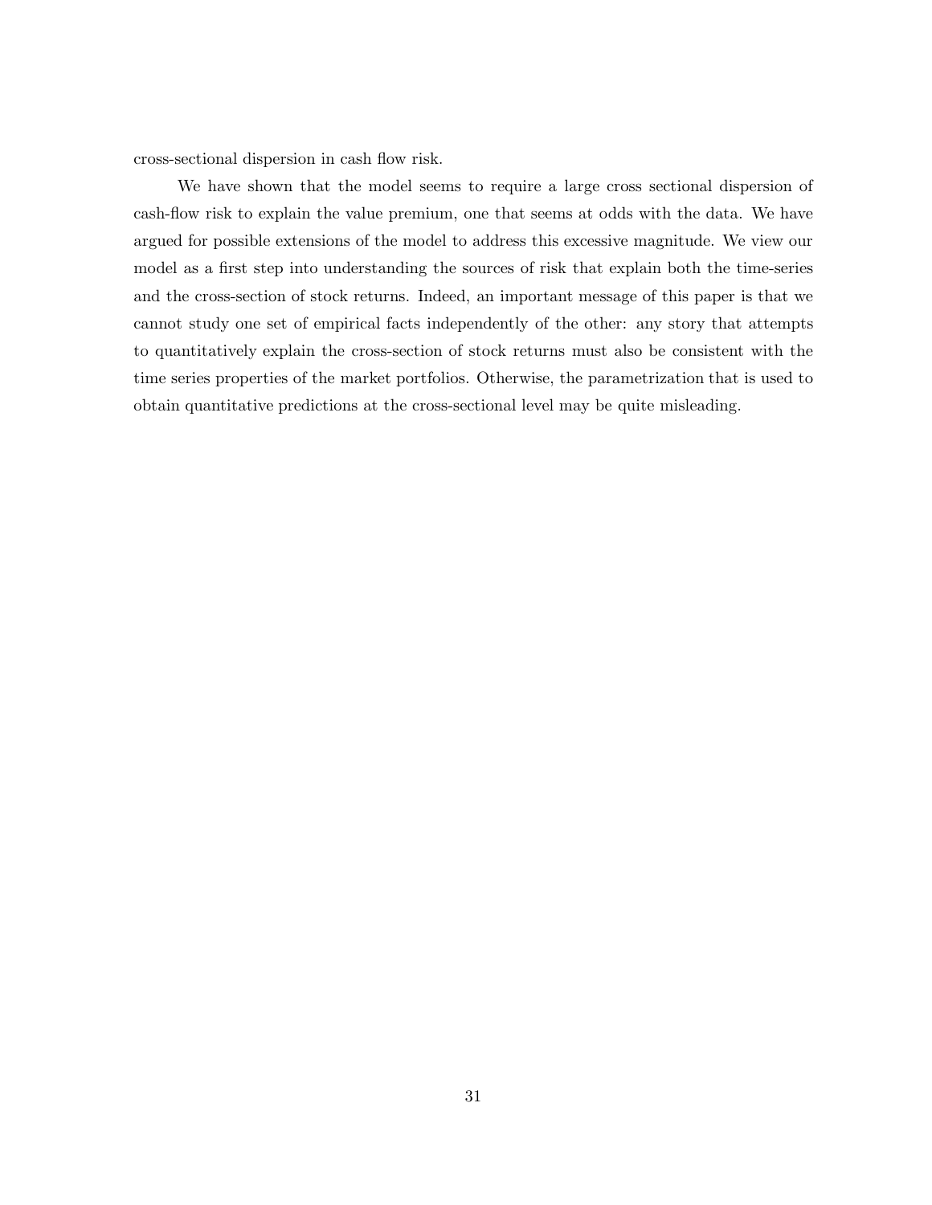cross-sectional dispersion in cash flow risk.

We have shown that the model seems to require a large cross sectional dispersion of cash-flow risk to explain the value premium, one that seems at odds with the data. We have argued for possible extensions of the model to address this excessive magnitude. We view our model as a first step into understanding the sources of risk that explain both the time-series and the cross-section of stock returns. Indeed, an important message of this paper is that we cannot study one set of empirical facts independently of the other: any story that attempts to quantitatively explain the cross-section of stock returns must also be consistent with the time series properties of the market portfolios. Otherwise, the parametrization that is used to obtain quantitative predictions at the cross-sectional level may be quite misleading.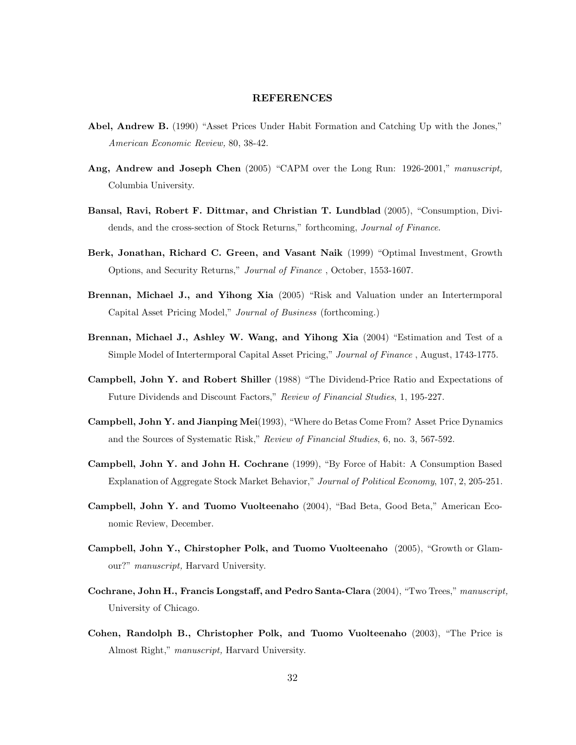## REFERENCES

**Abel, Andrew B.** (1990) "Asset Prices Under Habit Formation and Catching Up with the Jones," *American Economic Review,* 80, 38-42.

**Ang, Andrew and Joseph Chen** (2005) "CAPM over the Long Run: 1926-2001," *manuscript,* Columbia University.

**Bansal, Ravi, Robert F. Dittmar, and Christian T. Lundblad** (2005), "Consumption, Dividends, and the cross-section of Stock Returns," forthcoming, *Journal of Finance*.

**Berk, Jonathan, Richard C. Green, and Vasant Naik** (1999) "Optimal Investment, Growth Options, and Security Returns," *Journal of Finance* , October, 1553-1607.

**Brennan, Michael J., and Yihong Xia** (2005) "Risk and Valuation under an Intertermporal Capital Asset Pricing Model," *Journal of Business* (forthcoming.)

**Brennan, Michael J., Ashley W. Wang, and Yihong Xia** (2004) "Estimation and Test of a Simple Model of Intertermporal Capital Asset Pricing," *Journal of Finance* , August, 1743-1775.

**Campbell, John Y. and Robert Shiller** (1988) "The Dividend-Price Ratio and Expectations of Future Dividends and Discount Factors," *Review of Financial Studies*, 1, 195-227.

**Campbell, John Y. and Jianping Mei**(1993), "Where do Betas Come From? Asset Price Dynamics and the Sources of Systematic Risk," *Review of Financial Studies*, 6, no. 3, 567-592.

**Campbell, John Y. and John H. Cochrane** (1999), "By Force of Habit: A Consumption Based Explanation of Aggregate Stock Market Behavior," *Journal of Political Economy*, 107, 2, 205-251.

**Campbell, John Y. and Tuomo Vuolteenaho** (2004), "Bad Beta, Good Beta," American Economic Review, December.

**Campbell, John Y., Chirstopher Polk, and Tuomo Vuolteenaho** (2005), "Growth or Glamour?" *manuscript,* Harvard University.

**Cochrane, John H., Francis Longstaff, and Pedro Santa-Clara** (2004), "Two Trees," *manuscript,* University of Chicago.

**Cohen, Randolph B., Christopher Polk, and Tuomo Vuolteenaho** (2003), "The Price is Almost Right," *manuscript,* Harvard University.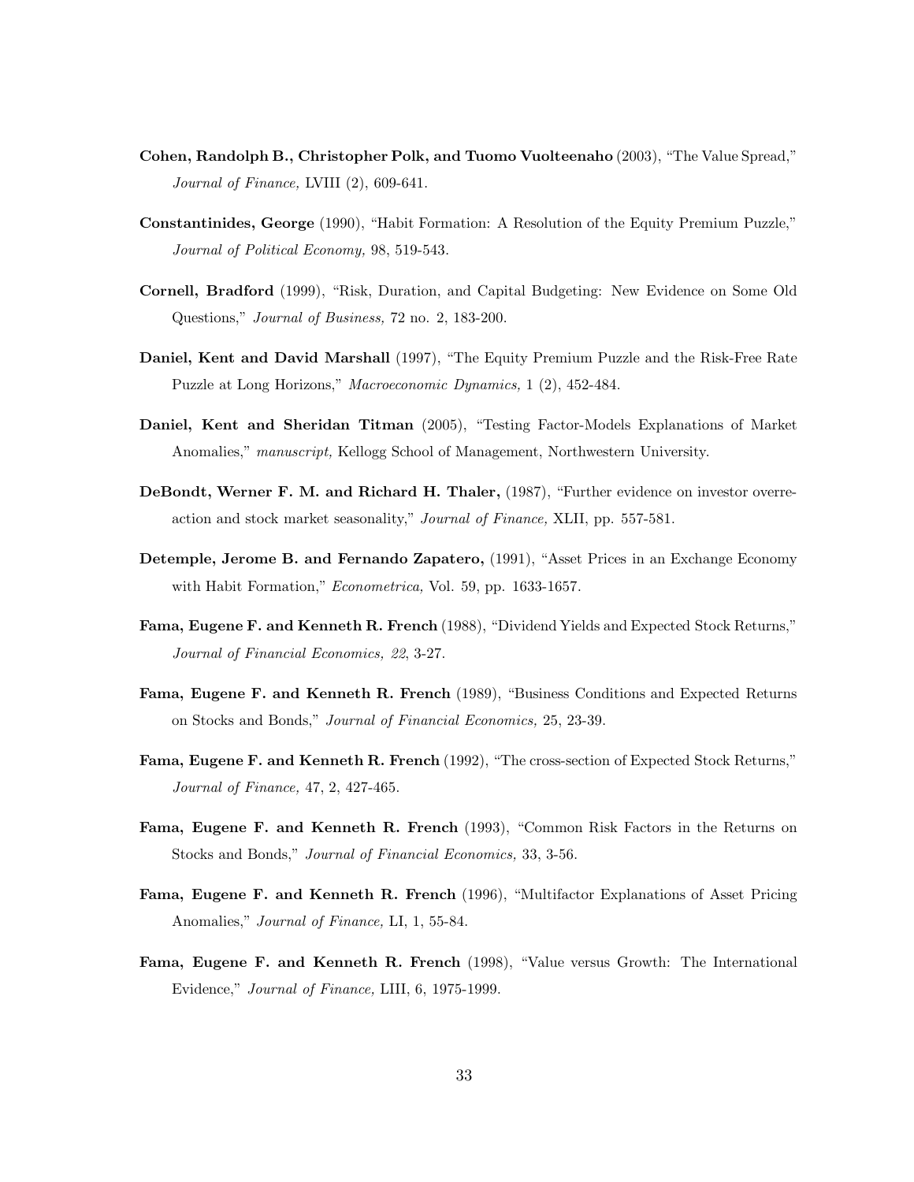**Cohen, Randolph B., Christopher Polk, and Tuomo Vuolteenaho** (2003), "The Value Spread," *Journal of Finance,* LVIII (2), 609-641.

**Constantinides, George** (1990), "Habit Formation: A Resolution of the Equity Premium Puzzle," *Journal of Political Economy,* 98, 519-543.

**Cornell, Bradford** (1999), "Risk, Duration, and Capital Budgeting: New Evidence on Some Old Questions," *Journal of Business,* 72 no. 2, 183-200.

**Daniel, Kent and David Marshall** (1997), "The Equity Premium Puzzle and the Risk-Free Rate Puzzle at Long Horizons," *Macroeconomic Dynamics,* 1 (2), 452-484.

**Daniel, Kent and Sheridan Titman** (2005), "Testing Factor-Models Explanations of Market Anomalies," *manuscript,* Kellogg School of Management, Northwestern University.

**DeBondt, Werner F. M. and Richard H. Thaler,** (1987), "Further evidence on investor overreaction and stock market seasonality," *Journal of Finance,* XLII, pp. 557-581.

**Detemple, Jerome B. and Fernando Zapatero,** (1991), "Asset Prices in an Exchange Economy with Habit Formation," *Econometrica,* Vol. 59, pp. 1633-1657.

**Fama, Eugene F. and Kenneth R. French** (1988), "Dividend Yields and Expected Stock Returns," *Journal of Financial Economics, 22*, 3-27.

**Fama, Eugene F. and Kenneth R. French** (1989), "Business Conditions and Expected Returns on Stocks and Bonds," *Journal of Financial Economics,* 25, 23-39.

**Fama, Eugene F. and Kenneth R. French** (1992), "The cross-section of Expected Stock Returns," *Journal of Finance,* 47, 2, 427-465.

**Fama, Eugene F. and Kenneth R. French** (1993), "Common Risk Factors in the Returns on Stocks and Bonds," *Journal of Financial Economics,* 33, 3-56.

**Fama, Eugene F. and Kenneth R. French** (1996), "Multifactor Explanations of Asset Pricing Anomalies," *Journal of Finance,* LI, 1, 55-84.

**Fama, Eugene F. and Kenneth R. French** (1998), "Value versus Growth: The International Evidence," *Journal of Finance,* LIII, 6, 1975-1999.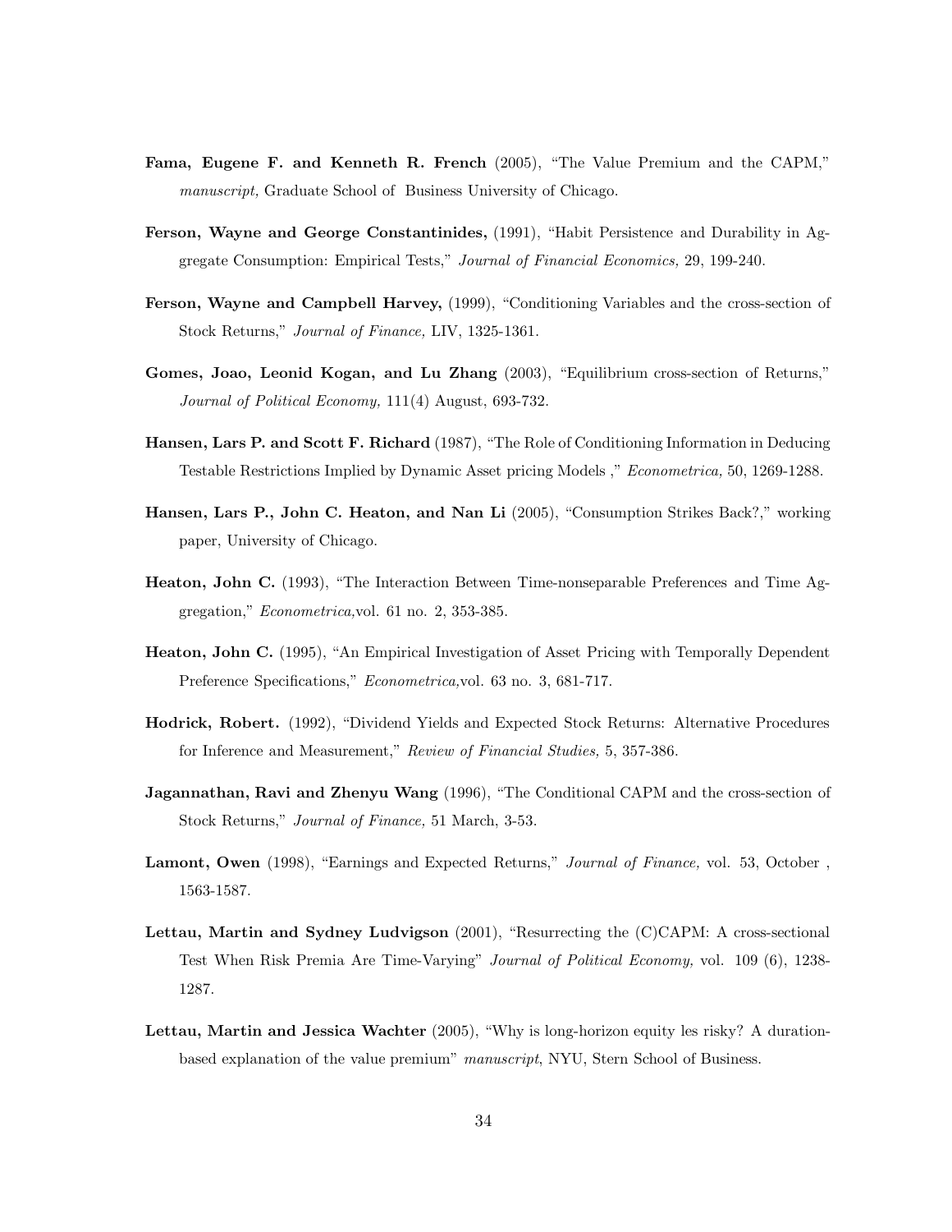**Fama, Eugene F. and Kenneth R. French** (2005), "The Value Premium and the CAPM," *manuscript,* Graduate School of Business University of Chicago.

**Ferson, Wayne and George Constantinides,** (1991), "Habit Persistence and Durability in Aggregate Consumption: Empirical Tests," *Journal of Financial Economics,* 29, 199-240.

**Ferson, Wayne and Campbell Harvey,** (1999), "Conditioning Variables and the cross-section of Stock Returns," *Journal of Finance,* LIV, 1325-1361.

**Gomes, Joao, Leonid Kogan, and Lu Zhang** (2003), "Equilibrium cross-section of Returns," *Journal of Political Economy,* 111(4) August, 693-732.

**Hansen, Lars P. and Scott F. Richard** (1987), "The Role of Conditioning Information in Deducing Testable Restrictions Implied by Dynamic Asset pricing Models ," *Econometrica,* 50, 1269-1288.

**Hansen, Lars P., John C. Heaton, and Nan Li** (2005), "Consumption Strikes Back?," working paper, University of Chicago.

**Heaton, John C.** (1993), "The Interaction Between Time-nonseparable Preferences and Time Aggregation," *Econometrica,*vol. 61 no. 2, 353-385.

**Heaton, John C.** (1995), "An Empirical Investigation of Asset Pricing with Temporally Dependent Preference Specifications," *Econometrica,*vol. 63 no. 3, 681-717.

**Hodrick, Robert.** (1992), "Dividend Yields and Expected Stock Returns: Alternative Procedures for Inference and Measurement," *Review of Financial Studies,* 5, 357-386.

**Jagannathan, Ravi and Zhenyu Wang** (1996), "The Conditional CAPM and the cross-section of Stock Returns," *Journal of Finance,* 51 March, 3-53.

**Lamont, Owen** (1998), "Earnings and Expected Returns," *Journal of Finance,* vol. 53, October , 1563-1587.

**Lettau, Martin and Sydney Ludvigson** (2001), "Resurrecting the (C)CAPM: A cross-sectional Test When Risk Premia Are Time-Varying" *Journal of Political Economy,* vol. 109 (6), 1238-1287.

**Lettau, Martin and Jessica Wachter** (2005), "Why is long-horizon equity les risky? A duration-based explanation of the value premium" *manuscript*, NYU, Stern School of Business.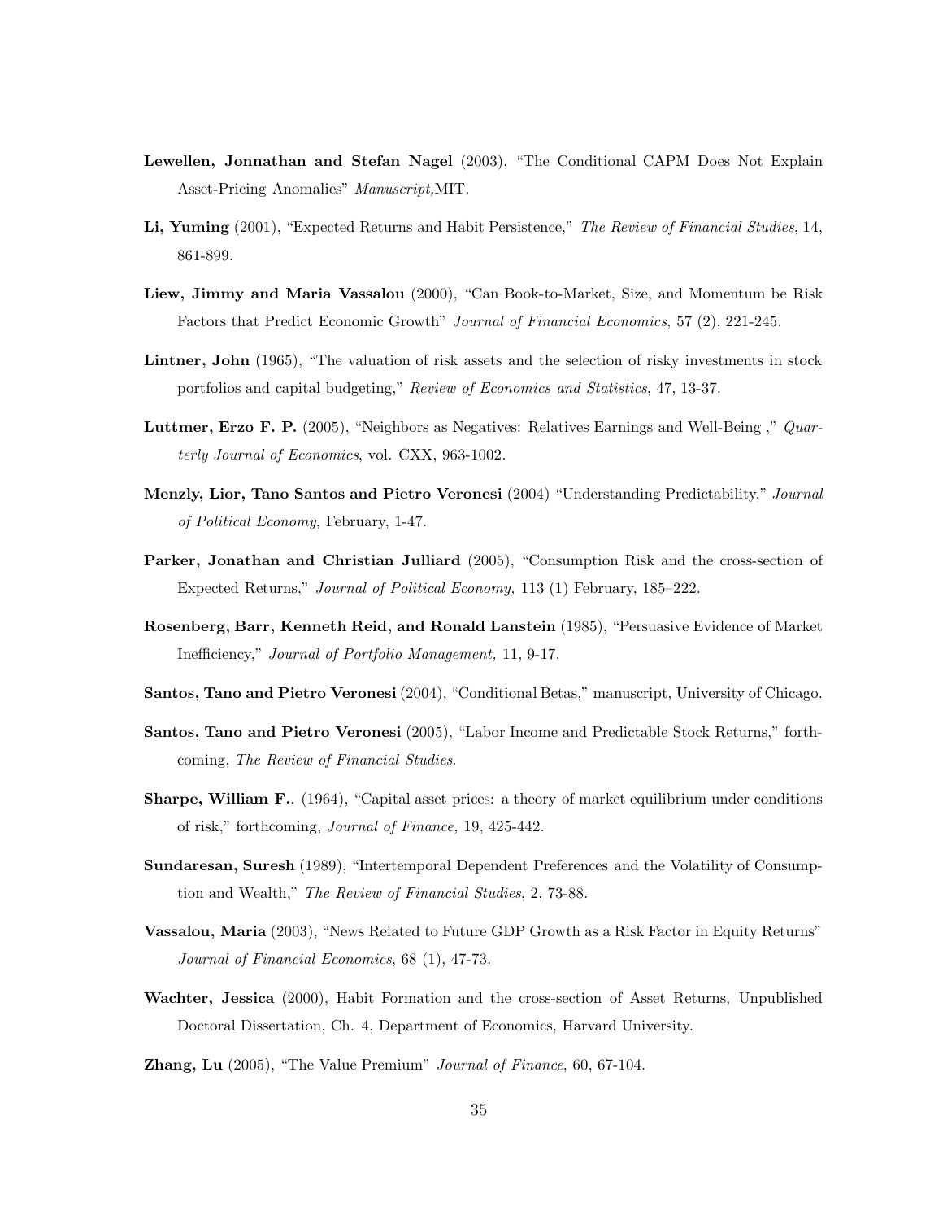**Lewellen, Jonnathan and Stefan Nagel** (2003), "The Conditional CAPM Does Not Explain Asset-Pricing Anomalies" *Manuscript,*MIT.

**Li, Yuming** (2001), "Expected Returns and Habit Persistence," *The Review of Financial Studies*, 14, 861-899.

**Liew, Jimmy and Maria Vassalou** (2000), "Can Book-to-Market, Size, and Momentum be Risk Factors that Predict Economic Growth" *Journal of Financial Economics*, 57 (2), 221-245.

**Lintner, John** (1965), "The valuation of risk assets and the selection of risky investments in stock portfolios and capital budgeting," *Review of Economics and Statistics*, 47, 13-37.

**Luttmer, Erzo F. P.** (2005), "Neighbors as Negatives: Relatives Earnings and Well-Being ," *Quarterly Journal of Economics*, vol. CXX, 963-1002.

**Menzly, Lior, Tano Santos and Pietro Veronesi** (2004) "Understanding Predictability," *Journal of Political Economy*, February, 1-47.

**Parker, Jonathan and Christian Julliard** (2005), "Consumption Risk and the cross-section of Expected Returns," *Journal of Political Economy,* 113 (1) February, 185–222.

**Rosenberg, Barr, Kenneth Reid, and Ronald Lanstein** (1985), "Persuasive Evidence of Market Inefficiency," *Journal of Portfolio Management,* 11, 9-17.

**Santos, Tano and Pietro Veronesi** (2004), "Conditional Betas," manuscript, University of Chicago.

**Santos, Tano and Pietro Veronesi** (2005), "Labor Income and Predictable Stock Returns," forthcoming, *The Review of Financial Studies*.

**Sharpe, William F.**. (1964), "Capital asset prices: a theory of market equilibrium under conditions of risk," forthcoming, *Journal of Finance,* 19, 425-442.

**Sundaresan, Suresh** (1989), "Intertemporal Dependent Preferences and the Volatility of Consumption and Wealth," *The Review of Financial Studies*, 2, 73-88.

**Vassalou, Maria** (2003), "News Related to Future GDP Growth as a Risk Factor in Equity Returns" *Journal of Financial Economics*, 68 (1), 47-73.

**Wachter, Jessica** (2000), Habit Formation and the cross-section of Asset Returns, Unpublished Doctoral Dissertation, Ch. 4, Department of Economics, Harvard University.

**Zhang, Lu** (2005), "The Value Premium" *Journal of Finance*, 60, 67-104.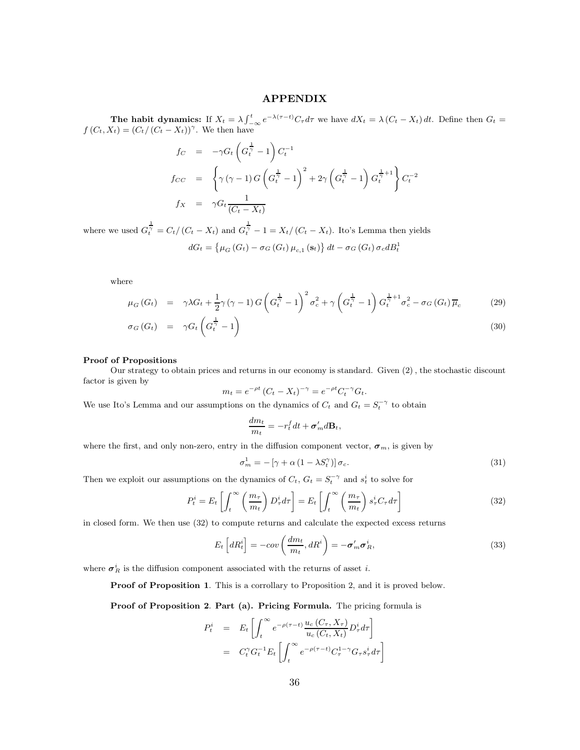# APPENDIX

**The habit dynamics:** If $X_t = \lambda \int_{-\infty}^{t} e^{-\lambda(\tau - t)} C_\tau d\tau$ we have $dX_t = \lambda (C_t - X_t) dt$. Define then $G_t = f(C_t, X_t) = (C_t / (C_t - X_t))^\gamma$. We then have

$$
\begin{aligned}
f_C &= -\gamma G_t \left( G_t^{\frac{1}{\gamma}} - 1 \right) C_t^{-1} \\
f_{CC} &= \left\{ \gamma (\gamma - 1) G \left( G_t^{\frac{1}{\gamma}} - 1 \right)^2 + 2\gamma \left( G_t^{\frac{1}{\gamma}} - 1 \right) G_t^{\frac{1}{\gamma}+1} \right\} C_t^{-2} \\
f_X &= \gamma G_t \frac{1}{(C_t - X_t)}
\end{aligned}
$$

where we used $G_t^{\frac{1}{\gamma}} = C_t / (C_t - X_t)$ and $G_t^{\frac{1}{\gamma}} - 1 = X_t / (C_t - X_t)$. Ito's Lemma then yields

$$
dG_t = \left\{ \mu_G (G_t) - \sigma_G (G_t) \mu_{c,1} (\mathbf{s}_t) \right\} dt - \sigma_G (G_t) \sigma_c dB_t^1
$$

where

$$
\mu_G (G_t) = \gamma \lambda G_t + \frac{1}{2} \gamma (\gamma - 1) G \left( G_t^{\frac{1}{\gamma}} - 1 \right)^2 \sigma_c^2 + \gamma \left( G_t^{\frac{1}{\gamma}} - 1 \right) G_t^{\frac{1}{\gamma}+1} \sigma_c^2 - \sigma_G (G_t) \overline{\mu}_c \tag{29}
$$

$$
\sigma_G (G_t) = \gamma G_t \left( G_t^{\frac{1}{\gamma}} - 1 \right) \tag{30}
$$

**Proof of Propositions**

Our strategy to obtain prices and returns in our economy is standard. Given (2), the stochastic discount factor is given by

$$
m_t = e^{-\rho t} (C_t - X_t)^{-\gamma} = e^{-\rho t} C_t^{-\gamma} G_t.
$$

We use Ito's Lemma and our assumptions on the dynamics of $C_t$ and $G_t = S_t^{-\gamma}$ to obtain

$$
\frac{dm_t}{m_t} = -r_t^f dt + \boldsymbol{\sigma}_m' d\mathbf{B}_t,
$$

where the first, and only non-zero, entry in the diffusion component vector, $\boldsymbol{\sigma}_m$, is given by

$$
\sigma_m^1 = - \left[ \gamma + \alpha \left( 1 - \lambda S_t^\gamma \right) \right] \sigma_c. \tag{31}
$$

Then we exploit our assumptions on the dynamics of $C_t$, $G_t = S_t^{-\gamma}$ and $s_t^i$ to solve for

$$
P_t^i = E_t \left[ \int_t^\infty \left( \frac{m_\tau}{m_t} \right) D_\tau^i d\tau \right] = E_t \left[ \int_t^\infty \left( \frac{m_\tau}{m_t} \right) s_\tau^i C_\tau d\tau \right] \tag{32}
$$

in closed form. We then use (32) to compute returns and calculate the expected excess returns

$$
E_t \left[ dR_t^i \right] = -cov \left( \frac{dm_t}{m_t}, dR^i \right) = -\boldsymbol{\sigma}_m' \boldsymbol{\sigma}_R^i, \tag{33}
$$

where $\boldsymbol{\sigma}_R^i$ is the diffusion component associated with the returns of asset $i$.

**Proof of Proposition 1**. This is a corrollary to Proposition 2, and it is proved below.

**Proof of Proposition 2**. **Part (a). Pricing Formula.** The pricing formula is

$$
\begin{aligned}
P_t^i &= E_t \left[ \int_t^\infty e^{-\rho(\tau - t)} \frac{u_c (C_\tau, X_\tau)}{u_c (C_t, X_t)} D_\tau^i d\tau \right] \\
&= C_t^\gamma G_t^{-1} E_t \left[ \int_t^\infty e^{-\rho(\tau - t)} C_\tau^{1-\gamma} G_\tau s_\tau^i d\tau \right]
\end{aligned}
$$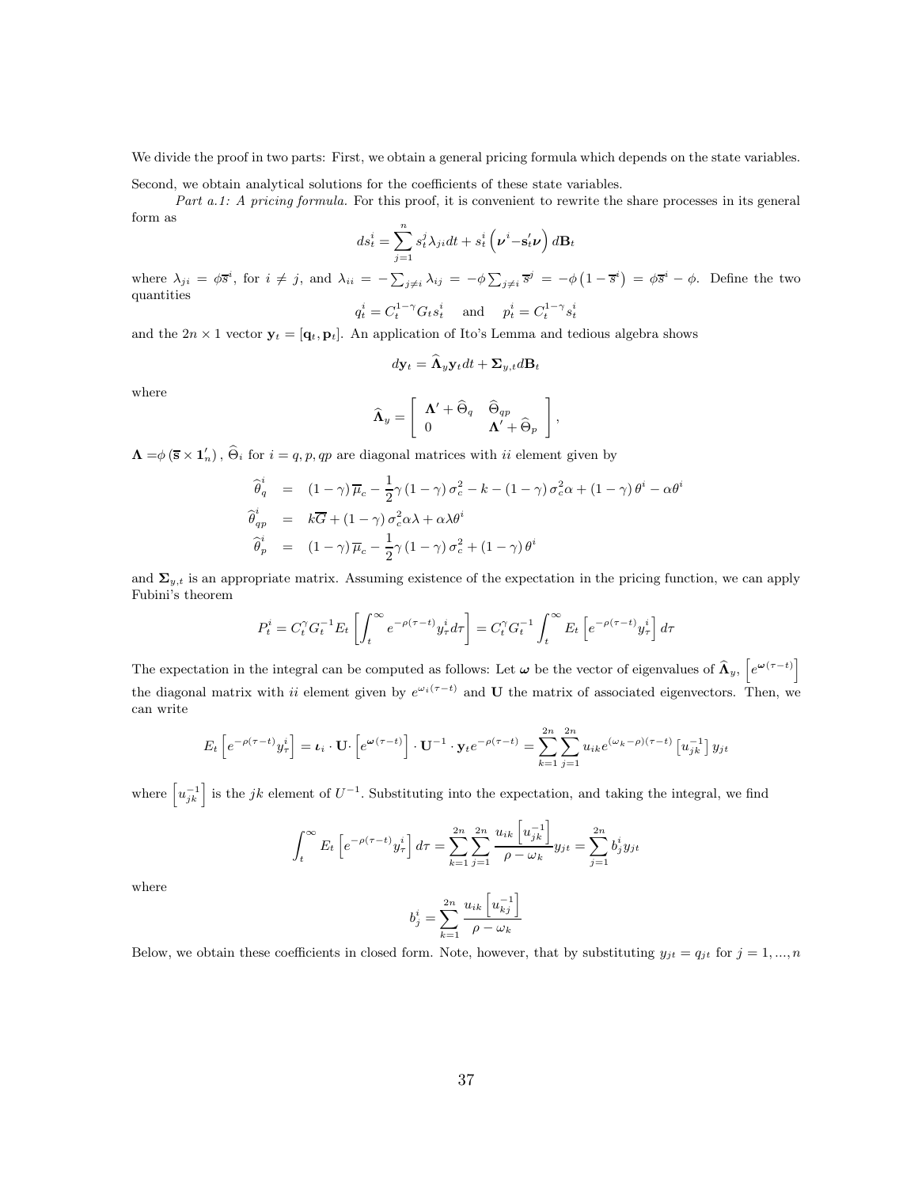We divide the proof in two parts: First, we obtain a general pricing formula which depends on the state variables. Second, we obtain analytical solutions for the coefficients of these state variables.

*Part a.1: A pricing formula.* For this proof, it is convenient to rewrite the share processes in its general form as

$$ds_t^i = \sum_{j=1}^{n} s_t^j \lambda_{ji} dt + s_t^i \left( \boldsymbol{\nu}^i - \mathbf{s}_t' \boldsymbol{\nu} \right) d\mathbf{B}_t$$

where $\lambda_{ji} = \phi \overline{s}^i$, for $i \neq j$, and $\lambda_{ii} = -\sum_{j \neq i} \lambda_{ij} = -\phi \sum_{j \neq i} \overline{s}^j = -\phi \left(1 - \overline{s}^i\right) = \phi \overline{s}^i - \phi$. Define the two quantities

$$q_t^i = C_t^{1-\gamma} G_t s_t^i \quad \text{and} \quad p_t^i = C_t^{1-\gamma} s_t^i$$

and the $2n \times 1$ vector $\mathbf{y}_t = [\mathbf{q}_t, \mathbf{p}_t]$. An application of Ito's Lemma and tedious algebra shows

$$d\mathbf{y}_t = \widehat{\mathbf{\Lambda}}_y \mathbf{y}_t dt + \mathbf{\Sigma}_{y,t} d\mathbf{B}_t$$

where

$$\widehat{\mathbf{\Lambda}}_y = \begin{bmatrix} \mathbf{\Lambda}' + \widehat{\Theta}_q & \widehat{\Theta}_{qp} \\ 0 & \mathbf{\Lambda}' + \widehat{\Theta}_p \end{bmatrix},$$

$\mathbf{\Lambda} = \phi \left( \overline{\mathbf{s}} \times \mathbf{1}_n' \right)$, $\widehat{\Theta}_i$ for $i = q, p, qp$ are diagonal matrices with $ii$ element given by

$$\begin{aligned}
\widehat{\theta}_q^i &= (1-\gamma)\overline{\mu}_c - \frac{1}{2}\gamma(1-\gamma)\sigma_c^2 - k - (1-\gamma)\sigma_c^2\alpha + (1-\gamma)\theta^i - \alpha\theta^i \\
\widehat{\theta}_{qp}^i &= k\overline{G} + (1-\gamma)\sigma_c^2\alpha\lambda + \alpha\lambda\theta^i \\
\widehat{\theta}_p^i &= (1-\gamma)\overline{\mu}_c - \frac{1}{2}\gamma(1-\gamma)\sigma_c^2 + (1-\gamma)\theta^i
\end{aligned}$$

and $\mathbf{\Sigma}_{y,t}$ is an appropriate matrix. Assuming existence of the expectation in the pricing function, we can apply Fubini's theorem

$$P_t^i = C_t^{\gamma} G_t^{-1} E_t \left[ \int_t^{\infty} e^{-\rho(\tau - t)} y_\tau^i d\tau \right] = C_t^{\gamma} G_t^{-1} \int_t^{\infty} E_t \left[ e^{-\rho(\tau - t)} y_\tau^i \right] d\tau$$

The expectation in the integral can be computed as follows: Let $\boldsymbol{\omega}$ be the vector of eigenvalues of $\widehat{\mathbf{\Lambda}}_y$, $\left[e^{\boldsymbol{\omega}(\tau-t)}\right]$ the diagonal matrix with $ii$ element given by $e^{\omega_i(\tau - t)}$ and $\mathbf{U}$ the matrix of associated eigenvectors. Then, we can write

$$E_t \left[ e^{-\rho(\tau-t)} y_\tau^i \right] = \boldsymbol{\iota}_i \cdot \mathbf{U} \cdot \left[ e^{\boldsymbol{\omega}(\tau - t)} \right] \cdot \mathbf{U}^{-1} \cdot \mathbf{y}_t e^{-\rho(\tau - t)} = \sum_{k=1}^{2n} \sum_{j=1}^{2n} u_{ik} e^{(\omega_k - \rho)(\tau - t)} \left[ u_{jk}^{-1} \right] y_{jt}$$

where $\left[u_{jk}^{-1}\right]$ is the $jk$ element of $U^{-1}$. Substituting into the expectation, and taking the integral, we find

$$\int_t^{\infty} E_t \left[ e^{-\rho(\tau-t)} y_\tau^i \right] d\tau = \sum_{k=1}^{2n} \sum_{j=1}^{2n} \frac{u_{ik} \left[ u_{jk}^{-1} \right]}{\rho - \omega_k} y_{jt} = \sum_{j=1}^{2n} b_j^i y_{jt}$$

where

$$b_j^i = \sum_{k=1}^{2n} \frac{u_{ik} \left[ u_{kj}^{-1} \right]}{\rho - \omega_k}$$

Below, we obtain these coefficients in closed form. Note, however, that by substituting $y_{jt} = q_{jt}$ for $j = 1, ..., n$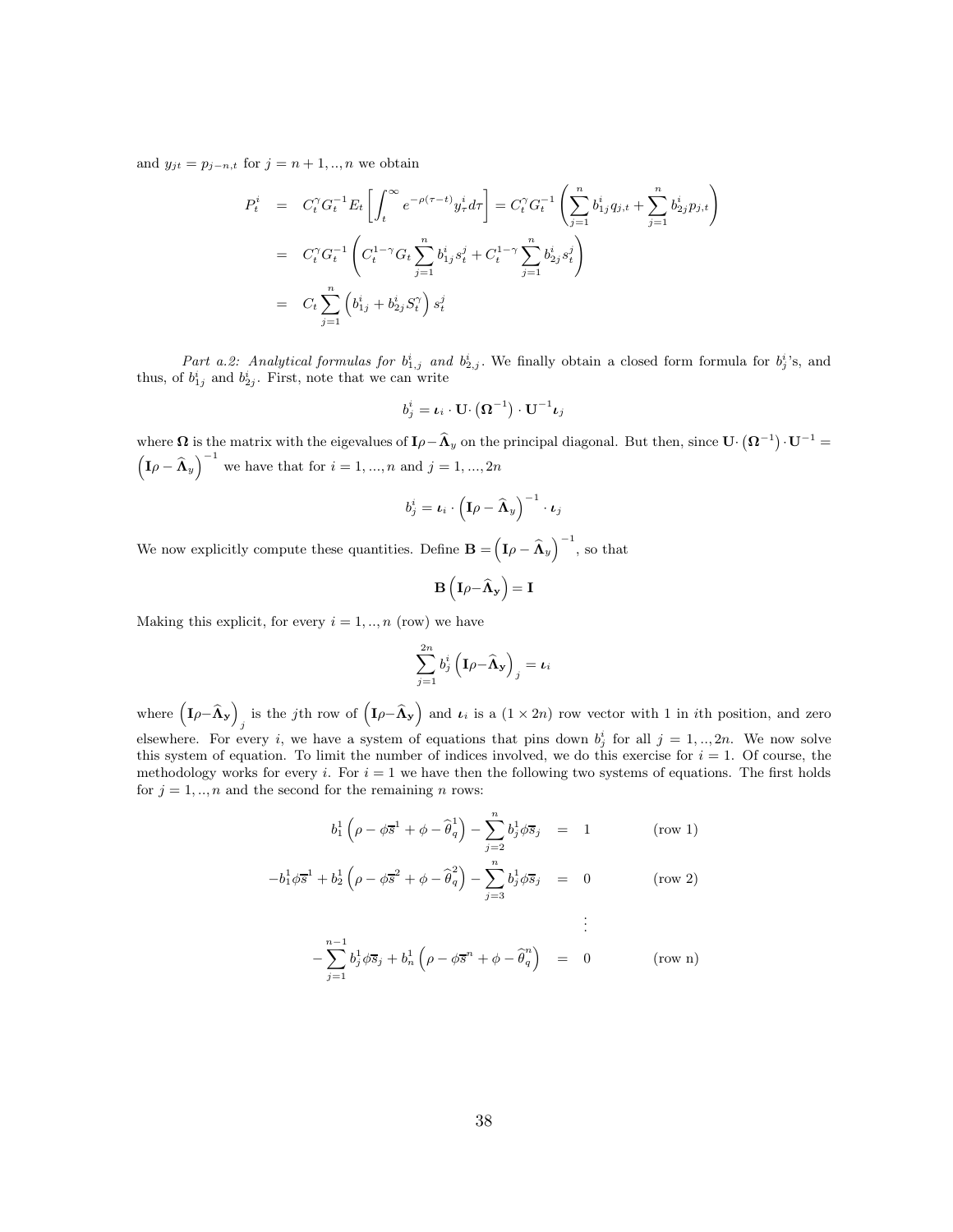and $y_{jt} = p_{j-n,t}$ for $j = n+1, .., n$ we obtain

$$
\begin{aligned}
P_t^i &= C_t^{\gamma} G_t^{-1} E_t \left[ \int_t^{\infty} e^{-\rho(\tau - t)} y_\tau^i d\tau \right] = C_t^{\gamma} G_t^{-1} \left( \sum_{j=1}^{n} b_{1j}^i q_{j,t} + \sum_{j=1}^{n} b_{2j}^i p_{j,t} \right) \\
&= C_t^{\gamma} G_t^{-1} \left( C_t^{1-\gamma} G_t \sum_{j=1}^{n} b_{1j}^i s_t^j + C_t^{1-\gamma} \sum_{j=1}^{n} b_{2j}^i s_t^j \right) \\
&= C_t \sum_{j=1}^{n} \left( b_{1j}^i + b_{2j}^i S_t^{\gamma} \right) s_t^j
\end{aligned}
$$

*Part a.2: Analytical formulas for $b_{1,j}^i$ and $b_{2,j}^i$.* We finally obtain a closed form formula for $b_j^i$'s, and thus, of $b_{1j}^i$ and $b_{2j}^i$. First, note that we can write

$$
b_j^i = \boldsymbol{\iota}_i \cdot \mathbf{U} \cdot \left( \boldsymbol{\Omega}^{-1} \right) \cdot \mathbf{U}^{-1} \boldsymbol{\iota}_j
$$

where $\boldsymbol{\Omega}$ is the matrix with the eigevalues of $\mathbf{I}\rho - \widehat{\boldsymbol{\Lambda}}_y$ on the principal diagonal. But then, since $\mathbf{U} \cdot \left( \boldsymbol{\Omega}^{-1} \right) \cdot \mathbf{U}^{-1} = \left( \mathbf{I}\rho - \widehat{\boldsymbol{\Lambda}}_y \right)^{-1}$ we have that for $i = 1, ..., n$ and $j = 1, ..., 2n$

$$
b_j^i = \boldsymbol{\iota}_i \cdot \left( \mathbf{I}\rho - \widehat{\boldsymbol{\Lambda}}_y \right)^{-1} \cdot \boldsymbol{\iota}_j
$$

We now explicitly compute these quantities. Define $\mathbf{B} = \left( \mathbf{I}\rho - \widehat{\boldsymbol{\Lambda}}_y \right)^{-1}$, so that

$$
\mathbf{B} \left( \mathbf{I}\rho - \widehat{\boldsymbol{\Lambda}}_{\mathbf{y}} \right) = \mathbf{I}
$$

Making this explicit, for every $i = 1, .., n$ (row) we have

$$
\sum_{j=1}^{2n} b_j^i \left( \mathbf{I}\rho - \widehat{\boldsymbol{\Lambda}}_{\mathbf{y}} \right)_j = \boldsymbol{\iota}_i
$$

where $\left( \mathbf{I}\rho - \widehat{\boldsymbol{\Lambda}}_{\mathbf{y}} \right)_j$ is the $j$th row of $\left( \mathbf{I}\rho - \widehat{\boldsymbol{\Lambda}}_{\mathbf{y}} \right)$ and $\boldsymbol{\iota}_i$ is a $(1 \times 2n)$ row vector with 1 in $i$th position, and zero elsewhere. For every $i$, we have a system of equations that pins down $b_j^i$ for all $j = 1, .., 2n$. We now solve this system of equation. To limit the number of indices involved, we do this exercise for $i = 1$. Of course, the methodology works for every $i$. For $i = 1$ we have then the following two systems of equations. The first holds for $j = 1, .., n$ and the second for the remaining $n$ rows:

$$
\begin{aligned}
b_1^1 \left( \rho - \phi \overline{s}^1 + \phi - \widehat{\theta}_q^1 \right) - \sum_{j=2}^{n} b_j^1 \phi \overline{s}_j &= 1 \qquad \text{(row 1)} \\
-b_1^1 \phi \overline{s}^1 + b_2^1 \left( \rho - \phi \overline{s}^2 + \phi - \widehat{\theta}_q^2 \right) - \sum_{j=3}^{n} b_j^1 \phi \overline{s}_j &= 0 \qquad \text{(row 2)} \\
&\vdots \\
-\sum_{j=1}^{n-1} b_j^1 \phi \overline{s}_j + b_n^1 \left( \rho - \phi \overline{s}^n + \phi - \widehat{\theta}_q^n \right) &= 0 \qquad \text{(row n)}
\end{aligned}
$$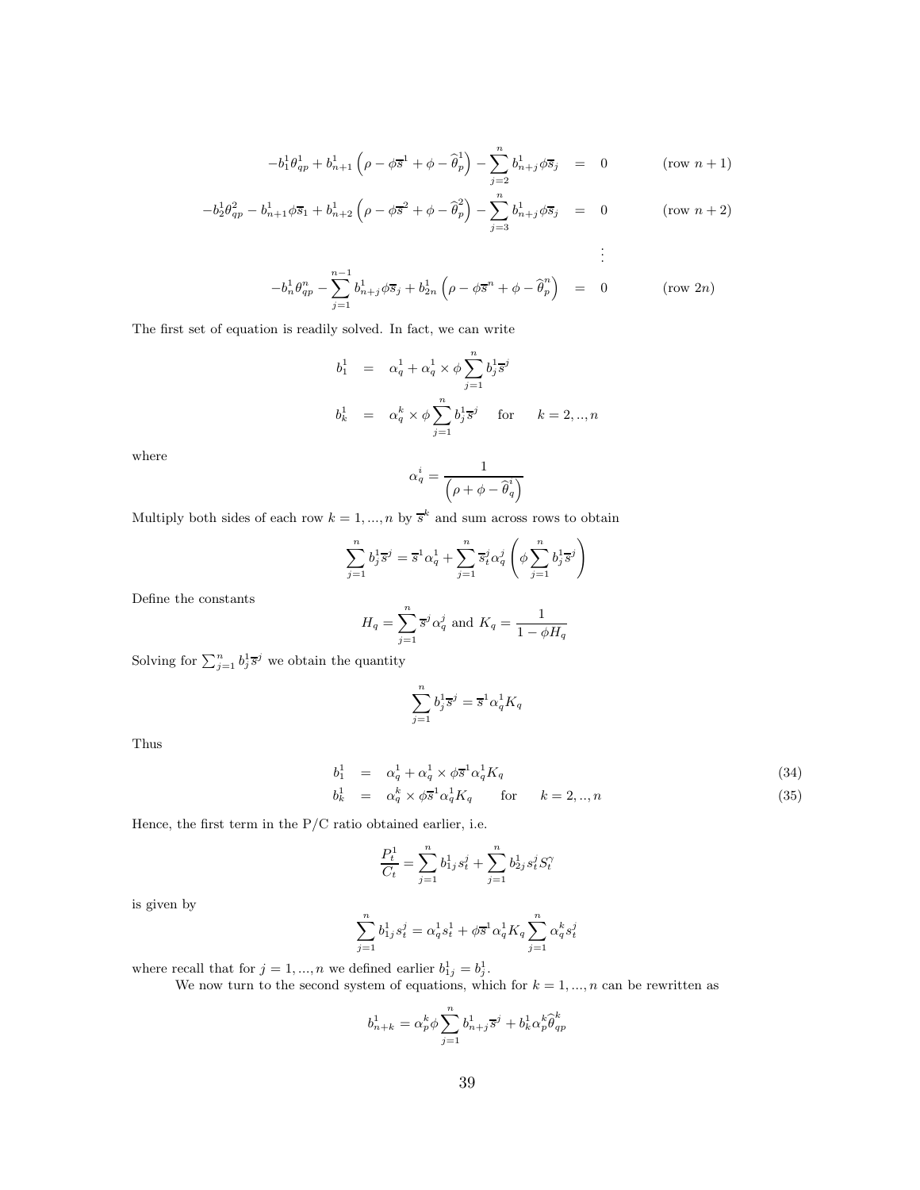$$
\begin{aligned}
-b_1^1\theta_{qp}^1 + b_{n+1}^1\left(\rho - \phi\overline{s}^1 + \phi - \widehat{\theta}_p^1\right) - \sum_{j=2}^{n} b_{n+j}^1\phi\overline{s}_j &= 0 \qquad \text{(row } n+1\text{)} \\
-b_2^1\theta_{qp}^2 - b_{n+1}^1\phi\overline{s}_1 + b_{n+2}^1\left(\rho - \phi\overline{s}^2 + \phi - \widehat{\theta}_p^2\right) - \sum_{j=3}^{n} b_{n+j}^1\phi\overline{s}_j &= 0 \qquad \text{(row } n+2\text{)} \\
&\vdots \\
-b_n^1\theta_{qp}^n - \sum_{j=1}^{n-1} b_{n+j}^1\phi\overline{s}_j + b_{2n}^1\left(\rho - \phi\overline{s}^n + \phi - \widehat{\theta}_p^n\right) &= 0 \qquad \text{(row } 2n\text{)}
\end{aligned}
$$

The first set of equation is readily solved. In fact, we can write

$$
\begin{aligned}
b_1^1 &= \alpha_q^1 + \alpha_q^1 \times \phi\sum_{j=1}^{n} b_j^1\overline{s}^j \\
b_k^1 &= \alpha_q^k \times \phi\sum_{j=1}^{n} b_j^1\overline{s}^j \quad \text{for} \quad k = 2,..,n
\end{aligned}
$$

where

$$
\alpha_q^i = \frac{1}{\left(\rho + \phi - \widehat{\theta}_q^i\right)}
$$

Multiply both sides of each row $k = 1,...,n$ by $\overline{s}^k$ and sum across rows to obtain

$$
\sum_{j=1}^{n} b_j^1\overline{s}^j = \overline{s}^1\alpha_q^1 + \sum_{j=1}^{n}\overline{s}_t^j\alpha_q^j\left(\phi\sum_{j=1}^{n} b_j^1\overline{s}^j\right)
$$

Define the constants

$$
H_q = \sum_{j=1}^{n}\overline{s}^j\alpha_q^j \text{ and } K_q = \frac{1}{1 - \phi H_q}
$$

Solving for $\sum_{j=1}^{n} b_j^1\overline{s}^j$ we obtain the quantity

$$
\sum_{j=1}^{n} b_j^1\overline{s}^j = \overline{s}^1\alpha_q^1 K_q
$$

Thus

$$
\begin{aligned}
b_1^1 &= \alpha_q^1 + \alpha_q^1 \times \phi\overline{s}^1\alpha_q^1 K_q &(34)\\
b_k^1 &= \alpha_q^k \times \phi\overline{s}^1\alpha_q^1 K_q \qquad \text{for} \quad k = 2,..,n &(35)
\end{aligned}
$$

Hence, the first term in the P/C ratio obtained earlier, i.e.

$$
\frac{P_t^1}{C_t} = \sum_{j=1}^{n} b_{1j}^1 s_t^j + \sum_{j=1}^{n} b_{2j}^1 s_t^j S_t^{\gamma}
$$

is given by

$$
\sum_{j=1}^{n} b_{1j}^1 s_t^j = \alpha_q^1 s_t^1 + \phi\overline{s}^1\alpha_q^1 K_q\sum_{j=1}^{n}\alpha_q^k s_t^j
$$

where recall that for $j = 1,...,n$ we defined earlier $b_{1j}^1 = b_j^1$.

We now turn to the second system of equations, which for $k = 1,...,n$ can be rewritten as

$$
b_{n+k}^1 = \alpha_p^k\phi\sum_{j=1}^{n} b_{n+j}^1\overline{s}^j + b_k^1\alpha_p^k\widehat{\theta}_{qp}^k
$$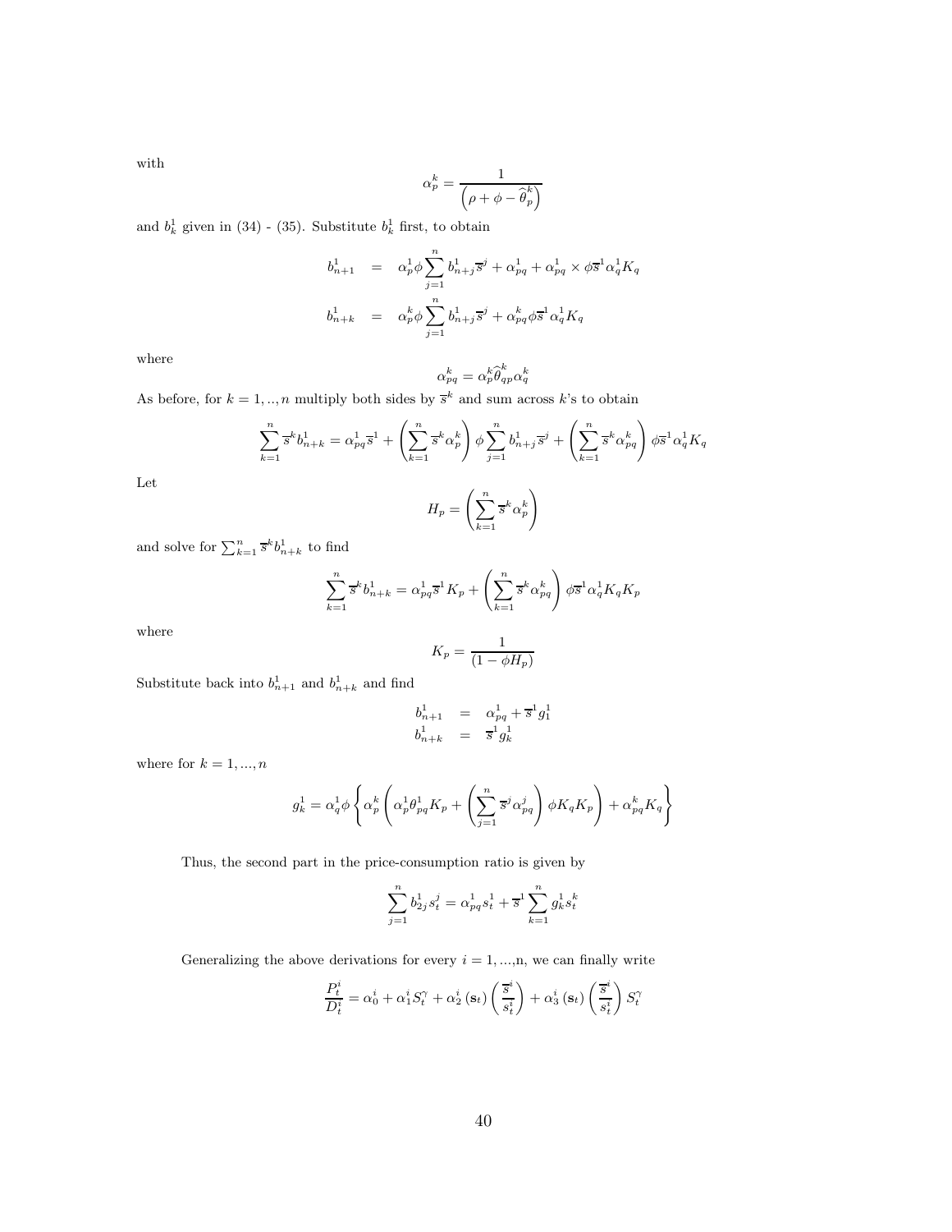with

$$\alpha_p^k = \frac{1}{\left(\rho + \phi - \widehat{\theta}_p^k\right)}$$

and $b_k^1$ given in (34) - (35). Substitute $b_k^1$ first, to obtain

$$\begin{aligned}
b_{n+1}^1 &= \alpha_p^1 \phi \sum_{j=1}^n b_{n+j}^1 \overline{s}^j + \alpha_{pq}^1 + \alpha_{pq}^1 \times \phi \overline{s}^1 \alpha_q^1 K_q \\
b_{n+k}^1 &= \alpha_p^k \phi \sum_{j=1}^n b_{n+j}^1 \overline{s}^j + \alpha_{pq}^k \phi \overline{s}^1 \alpha_q^1 K_q
\end{aligned}$$

where

$$\alpha_{pq}^k = \alpha_p^k \widehat{\theta}_{qp}^k \alpha_q^k$$

As before, for $k = 1, .., n$ multiply both sides by $\overline{s}^k$ and sum across $k$'s to obtain

$$\sum_{k=1}^n \overline{s}^k b_{n+k}^1 = \alpha_{pq}^1 \overline{s}^1 + \left(\sum_{k=1}^n \overline{s}^k \alpha_p^k\right) \phi \sum_{j=1}^n b_{n+j}^1 \overline{s}^j + \left(\sum_{k=1}^n \overline{s}^k \alpha_{pq}^k\right) \phi \overline{s}^1 \alpha_q^1 K_q$$

Let

$$H_p = \left(\sum_{k=1}^n \overline{s}^k \alpha_p^k\right)$$

and solve for $\sum_{k=1}^n \overline{s}^k b_{n+k}^1$ to find

$$\sum_{k=1}^n \overline{s}^k b_{n+k}^1 = \alpha_{pq}^1 \overline{s}^1 K_p + \left(\sum_{k=1}^n \overline{s}^k \alpha_{pq}^k\right) \phi \overline{s}^1 \alpha_q^1 K_q K_p$$

where

$$K_p = \frac{1}{(1 - \phi H_p)}$$

Substitute back into $b_{n+1}^1$ and $b_{n+k}^1$ and find

$$\begin{aligned}
b_{n+1}^1 &= \alpha_{pq}^1 + \overline{s}^1 g_1^1 \\
b_{n+k}^1 &= \overline{s}^1 g_k^1
\end{aligned}$$

where for $k = 1, ..., n$

$$g_k^1 = \alpha_q^1 \phi \left\{ \alpha_p^k \left( \alpha_p^1 \theta_{pq}^1 K_p + \left(\sum_{j=1}^n \overline{s}^j \alpha_{pq}^j\right) \phi K_q K_p \right) + \alpha_{pq}^k K_q \right\}$$

Thus, the second part in the price-consumption ratio is given by

$$\sum_{j=1}^n b_{2j}^1 s_t^j = \alpha_{pq}^1 s_t^1 + \overline{s}^1 \sum_{k=1}^n g_k^1 s_t^k$$

Generalizing the above derivations for every $i = 1, ..., n$, we can finally write

$$\frac{P_t^i}{D_t^i} = \alpha_0^i + \alpha_1^i S_t^\gamma + \alpha_2^i (\mathbf{s}_t) \left(\frac{\overline{s}^i}{s_t^i}\right) + \alpha_3^i (\mathbf{s}_t) \left(\frac{\overline{s}^i}{s_t^i}\right) S_t^\gamma$$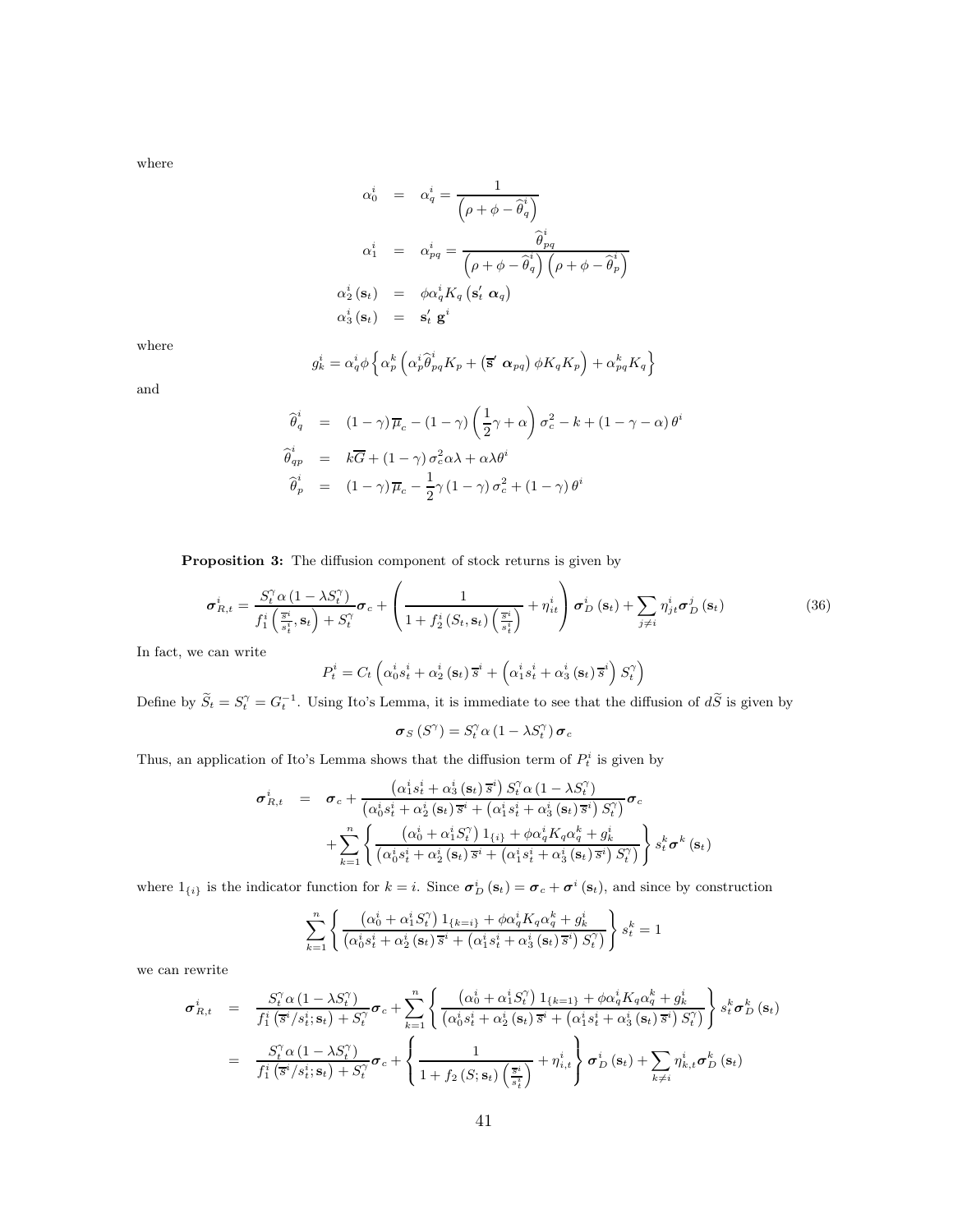where

$$
\begin{aligned}
\alpha_0^i &= \alpha_q^i = \frac{1}{\left(\rho + \phi - \widehat{\theta}_q^i\right)} \\
\alpha_1^i &= \alpha_{pq}^i = \frac{\widehat{\theta}_{pq}^i}{\left(\rho + \phi - \widehat{\theta}_q^i\right)\left(\rho + \phi - \widehat{\theta}_p^i\right)} \\
\alpha_2^i(\mathbf{s}_t) &= \phi \alpha_q^i K_q \left(\mathbf{s}_t' \, \boldsymbol{\alpha}_q\right) \\
\alpha_3^i(\mathbf{s}_t) &= \mathbf{s}_t' \, \mathbf{g}^i
\end{aligned}
$$

where

$$
g_k^i = \alpha_q^i \phi \left\{ \alpha_p^k \left( \alpha_p^i \widehat{\theta}_{pq}^i K_p + \left(\overline{\mathbf{s}}' \, \boldsymbol{\alpha}_{pq}\right) \phi K_q K_p \right) + \alpha_{pq}^k K_q \right\}
$$

and

$$
\begin{aligned}
\widehat{\theta}_q^i &= (1-\gamma)\overline{\mu}_c - (1-\gamma)\left(\frac{1}{2}\gamma + \alpha\right)\sigma_c^2 - k + (1-\gamma-\alpha)\theta^i \\
\widehat{\theta}_{qp}^i &= k\overline{G} + (1-\gamma)\sigma_c^2 \alpha\lambda + \alpha\lambda\theta^i \\
\widehat{\theta}_p^i &= (1-\gamma)\overline{\mu}_c - \frac{1}{2}\gamma(1-\gamma)\sigma_c^2 + (1-\gamma)\theta^i
\end{aligned}
$$

**Proposition 3:** The diffusion component of stock returns is given by

$$
\boldsymbol{\sigma}_{R,t}^i = \frac{S_t^\gamma \alpha \left(1 - \lambda S_t^\gamma\right)}{f_1^i\left(\frac{\overline{s}^i}{s_t^i}, \mathbf{s}_t\right) + S_t^\gamma} \boldsymbol{\sigma}_c + \left( \frac{1}{1 + f_2^i\left(S_t, \mathbf{s}_t\right)\left(\frac{\overline{s}^i}{s_t^i}\right)} + \eta_{it}^i \right) \boldsymbol{\sigma}_D^i(\mathbf{s}_t) + \sum_{j \neq i} \eta_{jt}^i \boldsymbol{\sigma}_D^j(\mathbf{s}_t) \tag{36}
$$

In fact, we can write

$$
P_t^i = C_t \left( \alpha_0^i s_t^i + \alpha_2^i(\mathbf{s}_t)\overline{s}^i + \left(\alpha_1^i s_t^i + \alpha_3^i(\mathbf{s}_t)\overline{s}^i\right) S_t^\gamma \right)
$$

Define by $\widetilde{S}_t = S_t^\gamma = G_t^{-1}$. Using Ito's Lemma, it is immediate to see that the diffusion of $d\widetilde{S}$ is given by

$$
\boldsymbol{\sigma}_S\left(S^\gamma\right) = S_t^\gamma \alpha \left(1 - \lambda S_t^\gamma\right) \boldsymbol{\sigma}_c
$$

Thus, an application of Ito's Lemma shows that the diffusion term of $P_t^i$ is given by

$$
\begin{aligned}
\boldsymbol{\sigma}_{R,t}^i &= \boldsymbol{\sigma}_c + \frac{\left(\alpha_1^i s_t^i + \alpha_3^i(\mathbf{s}_t)\overline{s}^i\right) S_t^\gamma \alpha \left(1 - \lambda S_t^\gamma\right)}{\left(\alpha_0^i s_t^i + \alpha_2^i(\mathbf{s}_t)\overline{s}^i + \left(\alpha_1^i s_t^i + \alpha_3^i(\mathbf{s}_t)\overline{s}^i\right) S_t^\gamma\right)} \boldsymbol{\sigma}_c \\
&\quad + \sum_{k=1}^n \left\{ \frac{\left(\alpha_0^i + \alpha_1^i S_t^\gamma\right) 1_{\{i\}} + \phi \alpha_q^i K_q \alpha_q^k + g_k^i}{\left(\alpha_0^i s_t^i + \alpha_2^i(\mathbf{s}_t)\overline{s}^i + \left(\alpha_1^i s_t^i + \alpha_3^i(\mathbf{s}_t)\overline{s}^i\right) S_t^\gamma\right)} \right\} s_t^k \boldsymbol{\sigma}^k(\mathbf{s}_t)
\end{aligned}
$$

where $1_{\{i\}}$ is the indicator function for $k = i$. Since $\boldsymbol{\sigma}_D^i(\mathbf{s}_t) = \boldsymbol{\sigma}_c + \boldsymbol{\sigma}^i(\mathbf{s}_t)$, and since by construction

$$
\sum_{k=1}^n \left\{ \frac{\left(\alpha_0^i + \alpha_1^i S_t^\gamma\right) 1_{\{k=i\}} + \phi \alpha_q^i K_q \alpha_q^k + g_k^i}{\left(\alpha_0^i s_t^i + \alpha_2^i(\mathbf{s}_t)\overline{s}^i + \left(\alpha_1^i s_t^i + \alpha_3^i(\mathbf{s}_t)\overline{s}^i\right) S_t^\gamma\right)} \right\} s_t^k = 1
$$

we can rewrite

$$
\begin{aligned}
\boldsymbol{\sigma}_{R,t}^i &= \frac{S_t^\gamma \alpha \left(1 - \lambda S_t^\gamma\right)}{f_1^i\left(\overline{s}^i / s_t^i; \mathbf{s}_t\right) + S_t^\gamma} \boldsymbol{\sigma}_c + \sum_{k=1}^n \left\{ \frac{\left(\alpha_0^i + \alpha_1^i S_t^\gamma\right) 1_{\{k=1\}} + \phi \alpha_q^i K_q \alpha_q^k + g_k^i}{\left(\alpha_0^i s_t^i + \alpha_2^i(\mathbf{s}_t)\overline{s}^i + \left(\alpha_1^i s_t^i + \alpha_3^i(\mathbf{s}_t)\overline{s}^i\right) S_t^\gamma\right)} \right\} s_t^k \boldsymbol{\sigma}_D^k(\mathbf{s}_t) \\
&= \frac{S_t^\gamma \alpha \left(1 - \lambda S_t^\gamma\right)}{f_1^i\left(\overline{s}^i / s_t^i; \mathbf{s}_t\right) + S_t^\gamma} \boldsymbol{\sigma}_c + \left\{ \frac{1}{1 + f_2\left(S; \mathbf{s}_t\right)\left(\frac{\overline{s}^i}{s_t^i}\right)} + \eta_{i,t}^i \right\} \boldsymbol{\sigma}_D^i(\mathbf{s}_t) + \sum_{k \neq i} \eta_{k,t}^i \boldsymbol{\sigma}_D^k(\mathbf{s}_t)
\end{aligned}
$$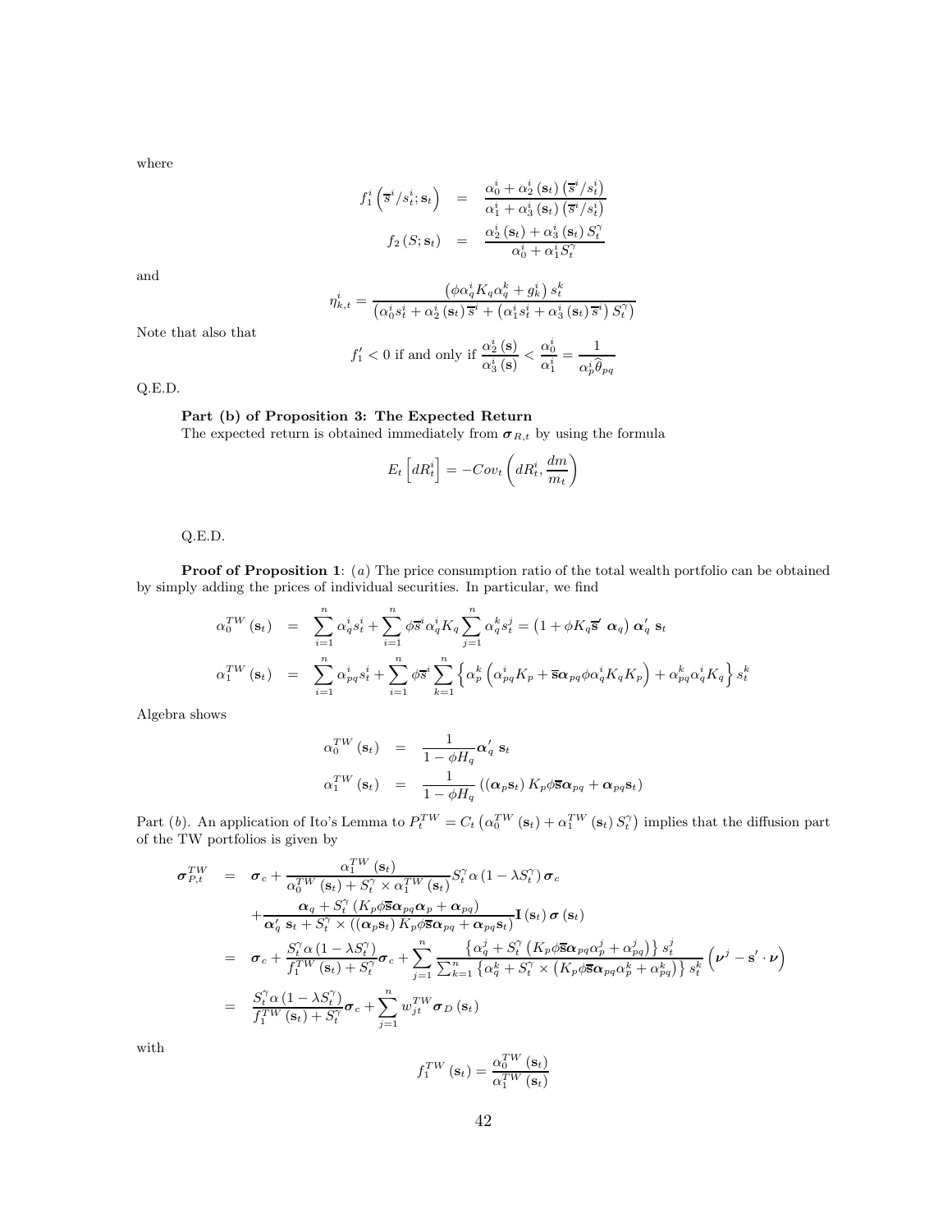where

$$
\begin{aligned}
f_1^i\left(\overline{s}^i/s_t^i;\mathbf{s}_t\right) &= \frac{\alpha_0^i+\alpha_2^i\left(\mathbf{s}_t\right)\left(\overline{s}^i/s_t^i\right)}{\alpha_1^i+\alpha_3^i\left(\mathbf{s}_t\right)\left(\overline{s}^i/s_t^i\right)} \\
f_2\left(S;\mathbf{s}_t\right) &= \frac{\alpha_2^i\left(\mathbf{s}_t\right)+\alpha_3^i\left(\mathbf{s}_t\right)S_t^{\gamma}}{\alpha_0^i+\alpha_1^i S_t^{\gamma}}
\end{aligned}
$$

and

$$
\eta_{k,t}^i = \frac{\left(\phi\alpha_q^i K_q \alpha_q^k + g_k^i\right)s_t^k}{\left(\alpha_0^i s_t^i + \alpha_2^i\left(\mathbf{s}_t\right)\overline{s}^i + \left(\alpha_1^i s_t^i + \alpha_3^i\left(\mathbf{s}_t\right)\overline{s}^i\right)S_t^{\gamma}\right)}
$$

Note that also that

$$
f_1' < 0 \text{ if and only if } \frac{\alpha_2^i\left(\mathbf{s}\right)}{\alpha_3^i\left(\mathbf{s}\right)} < \frac{\alpha_0^i}{\alpha_1^i} = \frac{1}{\alpha_p^i\widehat{\theta}_{pq}}
$$

Q.E.D.

**Part (b) of Proposition 3: The Expected Return**

The expected return is obtained immediately from $\boldsymbol{\sigma}_{R,t}$ by using the formula

$$
E_t\left[dR_t^i\right] = -Cov_t\left(dR_t^i, \frac{dm}{m_t}\right)
$$

Q.E.D.

**Proof of Proposition 1**: $(a)$ The price consumption ratio of the total wealth portfolio can be obtained by simply adding the prices of individual securities. In particular, we find

$$
\begin{aligned}
\alpha_0^{TW}\left(\mathbf{s}_t\right) &= \sum_{i=1}^n \alpha_q^i s_t^i + \sum_{i=1}^n \phi\overline{s}^i\alpha_q^i K_q \sum_{j=1}^n \alpha_q^k s_t^j = \left(1+\phi K_q \overline{\mathbf{s}}'\ \boldsymbol{\alpha}_q\right)\boldsymbol{\alpha}_q'\ \mathbf{s}_t \\
\alpha_1^{TW}\left(\mathbf{s}_t\right) &= \sum_{i=1}^n \alpha_{pq}^i s_t^i + \sum_{i=1}^n \phi\overline{s}^i \sum_{k=1}^n \left\{\alpha_p^k\left(\alpha_{pq}^i K_p + \overline{\mathbf{s}}\boldsymbol{\alpha}_{pq}\phi\alpha_q^i K_q K_p\right) + \alpha_{pq}^k\alpha_q^i K_q\right\}s_t^k
\end{aligned}
$$

Algebra shows

$$
\begin{aligned}
\alpha_0^{TW}\left(\mathbf{s}_t\right) &= \frac{1}{1-\phi H_q}\boldsymbol{\alpha}_q'\ \mathbf{s}_t \\
\alpha_1^{TW}\left(\mathbf{s}_t\right) &= \frac{1}{1-\phi H_q}\left(\left(\boldsymbol{\alpha}_p\mathbf{s}_t\right)K_p\phi\overline{\mathbf{s}}\boldsymbol{\alpha}_{pq} + \boldsymbol{\alpha}_{pq}\mathbf{s}_t\right)
\end{aligned}
$$

Part $(b)$. An application of Ito's Lemma to $P_t^{TW} = C_t\left(\alpha_0^{TW}\left(\mathbf{s}_t\right)+\alpha_1^{TW}\left(\mathbf{s}_t\right)S_t^{\gamma}\right)$ implies that the diffusion part of the TW portfolios is given by

$$
\begin{aligned}
\boldsymbol{\sigma}_{P,t}^{TW} &= \boldsymbol{\sigma}_c + \frac{\alpha_1^{TW}\left(\mathbf{s}_t\right)}{\alpha_0^{TW}\left(\mathbf{s}_t\right)+S_t^{\gamma}\times\alpha_1^{TW}\left(\mathbf{s}_t\right)}S_t^{\gamma}\alpha\left(1-\lambda S_t^{\gamma}\right)\boldsymbol{\sigma}_c \\
&\quad + \frac{\boldsymbol{\alpha}_q + S_t^{\gamma}\left(K_p\phi\overline{\mathbf{s}}\boldsymbol{\alpha}_{pq}\boldsymbol{\alpha}_p + \boldsymbol{\alpha}_{pq}\right)}{\boldsymbol{\alpha}_q'\ \mathbf{s}_t + S_t^{\gamma}\times\left(\left(\boldsymbol{\alpha}_p\mathbf{s}_t\right)K_p\phi\overline{\mathbf{s}}\boldsymbol{\alpha}_{pq} + \boldsymbol{\alpha}_{pq}\mathbf{s}_t\right)}\mathbf{I}\left(\mathbf{s}_t\right)\boldsymbol{\sigma}\left(\mathbf{s}_t\right) \\
&= \boldsymbol{\sigma}_c + \frac{S_t^{\gamma}\alpha\left(1-\lambda S_t^{\gamma}\right)}{f_1^{TW}\left(\mathbf{s}_t\right)+S_t^{\gamma}}\boldsymbol{\sigma}_c + \sum_{j=1}^n \frac{\left\{\alpha_q^j + S_t^{\gamma}\left(K_p\phi\overline{\mathbf{s}}\boldsymbol{\alpha}_{pq}\alpha_p^j + \alpha_{pq}^j\right)\right\}s_t^j}{\sum_{k=1}^n\left\{\alpha_q^k + S_t^{\gamma}\times\left(K_p\phi\overline{\mathbf{s}}\boldsymbol{\alpha}_{pq}\alpha_p^k + \alpha_{pq}^k\right)\right\}s_t^k}\left(\boldsymbol{\nu}^j - \mathbf{s}'\cdot\boldsymbol{\nu}\right) \\
&= \frac{S_t^{\gamma}\alpha\left(1-\lambda S_t^{\gamma}\right)}{f_1^{TW}\left(\mathbf{s}_t\right)+S_t^{\gamma}}\boldsymbol{\sigma}_c + \sum_{j=1}^n w_{jt}^{TW}\boldsymbol{\sigma}_D\left(\mathbf{s}_t\right)
\end{aligned}
$$

with

$$
f_1^{TW}\left(\mathbf{s}_t\right) = \frac{\alpha_0^{TW}\left(\mathbf{s}_t\right)}{\alpha_1^{TW}\left(\mathbf{s}_t\right)}
$$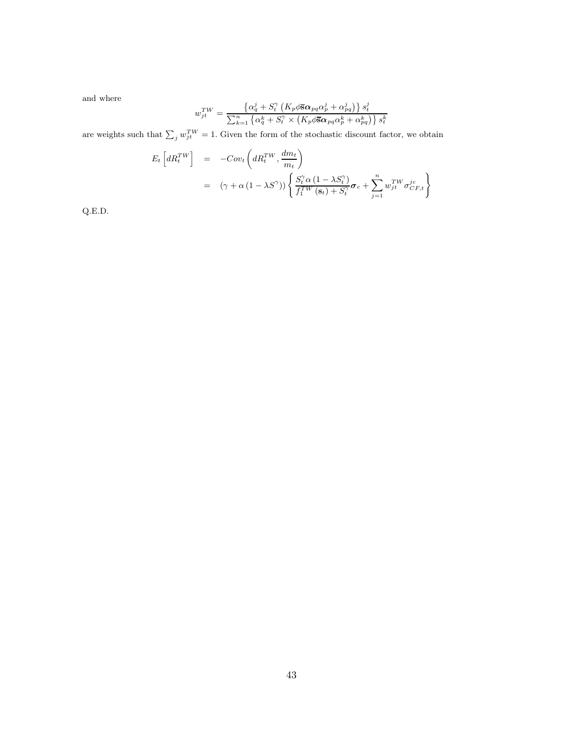and where

$$w_{jt}^{TW} = \frac{\left\{\alpha_q^j + S_t^\gamma \left(K_p \phi \overline{\mathbf{s}} \boldsymbol{\alpha}_{pq} \alpha_p^j + \alpha_{pq}^j\right)\right\} s_t^j}{\sum_{k=1}^n \left\{\alpha_q^k + S_t^\gamma \times \left(K_p \phi \overline{\mathbf{s}} \boldsymbol{\alpha}_{pq} \alpha_p^k + \alpha_{pq}^k\right)\right\} s_t^k}$$

are weights such that $\sum_j w_{jt}^{TW} = 1$. Given the form of the stochastic discount factor, we obtain

$$\begin{aligned}
E_t\left[dR_t^{TW}\right] &= -Cov_t\left(dR_t^{TW}, \frac{dm_t}{m_t}\right) \\
&= \left(\gamma + \alpha\left(1 - \lambda S^\gamma\right)\right)\left\{\frac{S_t^\gamma \alpha\left(1 - \lambda S_t^\gamma\right)}{f_1^{TW}\left(\mathbf{s}_t\right) + S_t^\gamma} \boldsymbol{\sigma}_c + \sum_{j=1}^n w_{jt}^{TW} \sigma_{CF,t}^{jc}\right\}
\end{aligned}$$

Q.E.D.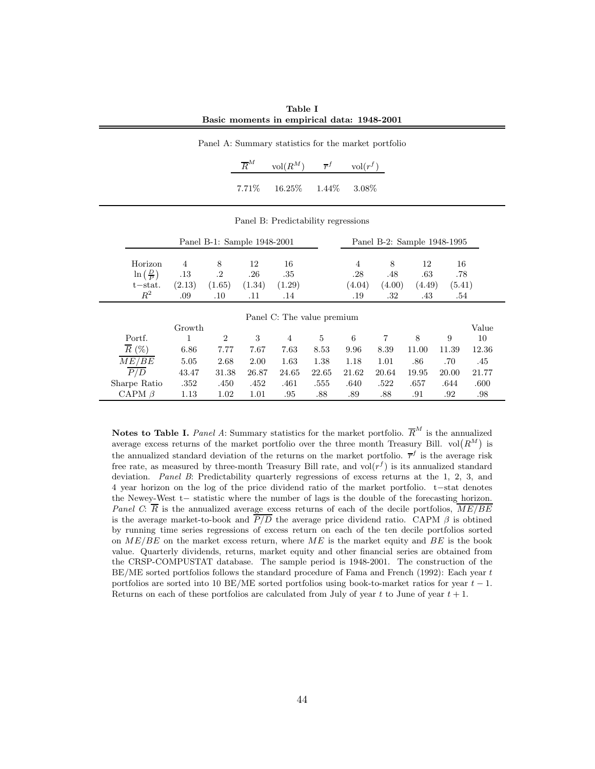**Table I**
**Basic moments in empirical data: 1948-2001**

Panel A: Summary statistics for the market portfolio

| $\overline{R}^M$ | $\text{vol}(R^M)$ | $\overline{r}^f$ | $\text{vol}(r^f)$ |
|---|---|---|---|
| 7.71% | 16.25% | 1.44% | 3.08% |

Panel B: Predictability regressions

| | Panel B-1: Sample 1948-2001 | | | | Panel B-2: Sample 1948-1995 | | | |
|---|---|---|---|---|---|---|---|---|
| Horizon | 4 | 8 | 12 | 16 | 4 | 8 | 12 | 16 |
| $\ln\left(\frac{D}{P}\right)$ | .13 | .2 | .26 | .35 | .28 | .48 | .63 | .78 |
| t−stat. | (2.13) | (1.65) | (1.34) | (1.29) | (4.04) | (4.00) | (4.49) | (5.41) |
| $R^2$ | .09 | .10 | .11 | .14 | .19 | .32 | .43 | .54 |

Panel C: The value premium

| | Growth | | | | | | | | | Value |
|---|---|---|---|---|---|---|---|---|---|---|
| Portf. | 1 | 2 | 3 | 4 | 5 | 6 | 7 | 8 | 9 | 10 |
| $\overline{R}$ (%) | 6.86 | 7.77 | 7.67 | 7.63 | 8.53 | 9.96 | 8.39 | 11.00 | 11.39 | 12.36 |
| $\overline{ME/BE}$ | 5.05 | 2.68 | 2.00 | 1.63 | 1.38 | 1.18 | 1.01 | .86 | .70 | .45 |
| $\overline{P/D}$ | 43.47 | 31.38 | 26.87 | 24.65 | 22.65 | 21.62 | 20.64 | 19.95 | 20.00 | 21.77 |
| Sharpe Ratio | .352 | .450 | .452 | .461 | .555 | .640 | .522 | .657 | .644 | .600 |
| CAPM $\beta$ | 1.13 | 1.02 | 1.01 | .95 | .88 | .89 | .88 | .91 | .92 | .98 |

**Notes to Table I.** *Panel A*: Summary statistics for the market portfolio. $\overline{R}^M$ is the annualized average excess returns of the market portfolio over the three month Treasury Bill. $\text{vol}(R^M)$ is the annualized standard deviation of the returns on the market portfolio. $\overline{r}^f$ is the average risk free rate, as measured by three-month Treasury Bill rate, and $\text{vol}(r^f)$ is its annualized standard deviation. *Panel B*: Predictability quarterly regressions of excess returns at the 1, 2, 3, and 4 year horizon on the log of the price dividend ratio of the market portfolio. t−stat denotes the Newey-West t− statistic where the number of lags is the double of the forecasting horizon. *Panel C*: $\overline{R}$ is the annualized average excess returns of each of the decile portfolios, $\overline{ME/BE}$ is the average market-to-book and $\overline{P/D}$ the average price dividend ratio. CAPM $\beta$ is obtined by running time series regressions of excess return on each of the ten decile portfolios sorted on $ME/BE$ on the market excess return, where $ME$ is the market equity and $BE$ is the book value. Quarterly dividends, returns, market equity and other financial series are obtained from the CRSP-COMPUSTAT database. The sample period is 1948-2001. The construction of the BE/ME sorted portfolios follows the standard procedure of Fama and French (1992): Each year $t$ portfolios are sorted into 10 BE/ME sorted portfolios using book-to-market ratios for year $t-1$. Returns on each of these portfolios are calculated from July of year $t$ to June of year $t+1$.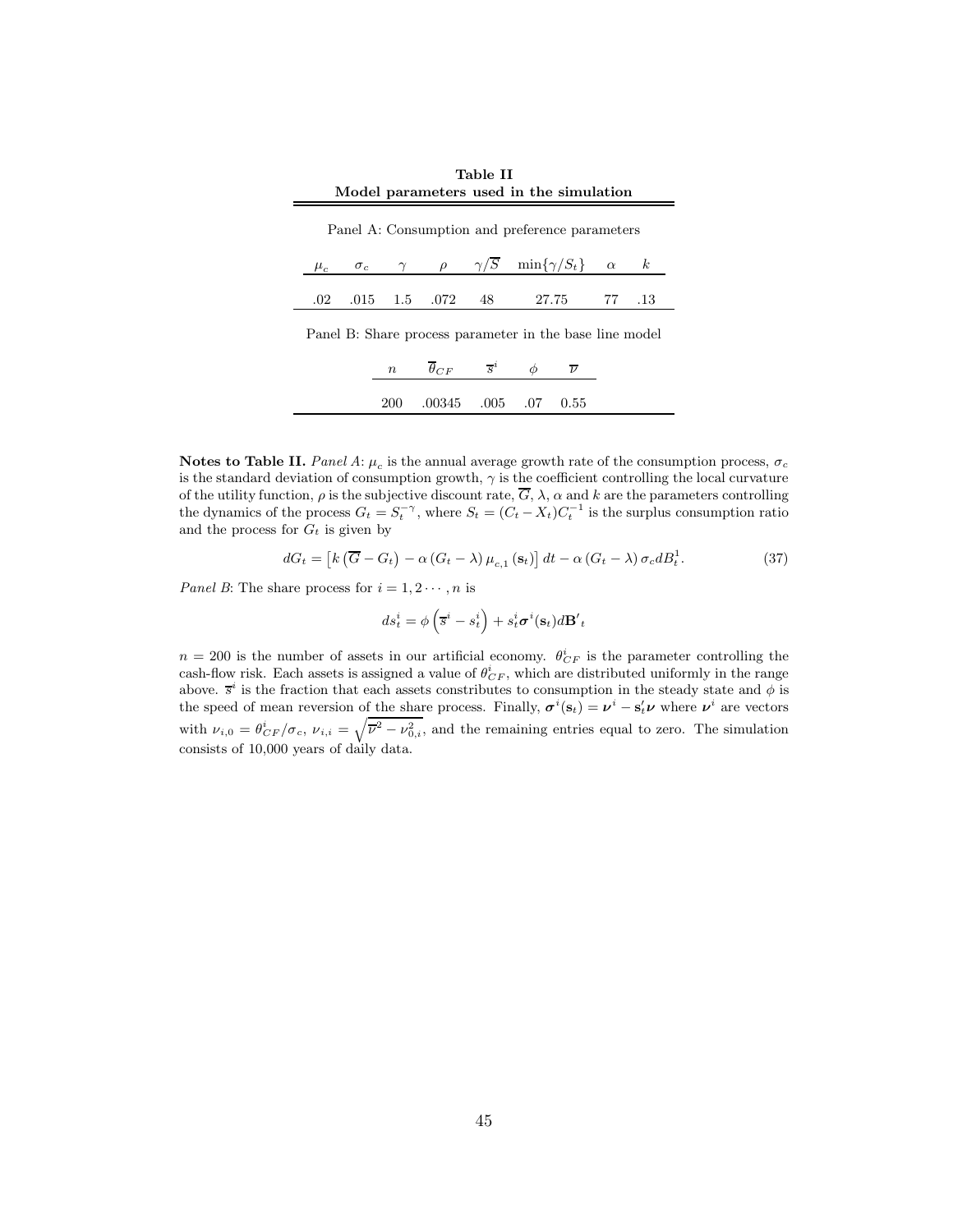**Table II**
**Model parameters used in the simulation**

Panel A: Consumption and preference parameters

| $\mu_c$ | $\sigma_c$ | $\gamma$ | $\rho$ | $\gamma/\overline{S}$ | $\min\{\gamma/S_t\}$ | $\alpha$ | $k$ |
|---|---|---|---|---|---|---|---|
| .02 | .015 | 1.5 | .072 | 48 | 27.75 | 77 | .13 |

Panel B: Share process parameter in the base line model

| $n$ | $\overline{\theta}_{CF}$ | $\overline{s}^i$ | $\phi$ | $\overline{\nu}$ |
|---|---|---|---|---|
| 200 | .00345 | .005 | .07 | 0.55 |

**Notes to Table II.** *Panel A*: $\mu_c$ is the annual average growth rate of the consumption process, $\sigma_c$ is the standard deviation of consumption growth, $\gamma$ is the coefficient controlling the local curvature of the utility function, $\rho$ is the subjective discount rate, $\overline{G}$, $\lambda$, $\alpha$ and $k$ are the parameters controlling the dynamics of the process $G_t = S_t^{-\gamma}$, where $S_t = (C_t - X_t)C_t^{-1}$ is the surplus consumption ratio and the process for $G_t$ is given by

$$dG_t = \left[k\left(\overline{G} - G_t\right) - \alpha\left(G_t - \lambda\right)\mu_{c,1}\left(\mathbf{s}_t\right)\right]dt - \alpha\left(G_t - \lambda\right)\sigma_c dB_t^1. \tag{37}$$

*Panel B*: The share process for $i = 1, 2 \cdots, n$ is

$$ds_t^i = \phi\left(\overline{s}^i - s_t^i\right) + s_t^i \boldsymbol{\sigma}^i(\mathbf{s}_t) d\mathbf{B'}_t$$

$n = 200$ is the number of assets in our artificial economy. $\theta_{CF}^i$ is the parameter controlling the cash-flow risk. Each assets is assigned a value of $\theta_{CF}^i$, which are distributed uniformly in the range above. $\overline{s}^i$ is the fraction that each assets constributes to consumption in the steady state and $\phi$ is the speed of mean reversion of the share process. Finally, $\boldsymbol{\sigma}^i(\mathbf{s}_t) = \boldsymbol{\nu}^i - \mathbf{s}_t'\boldsymbol{\nu}$ where $\boldsymbol{\nu}^i$ are vectors with $\nu_{i,0} = \theta_{CF}^i/\sigma_c$, $\nu_{i,i} = \sqrt{\overline{\nu}^2 - \nu_{0,i}^2}$, and the remaining entries equal to zero. The simulation consists of 10,000 years of daily data.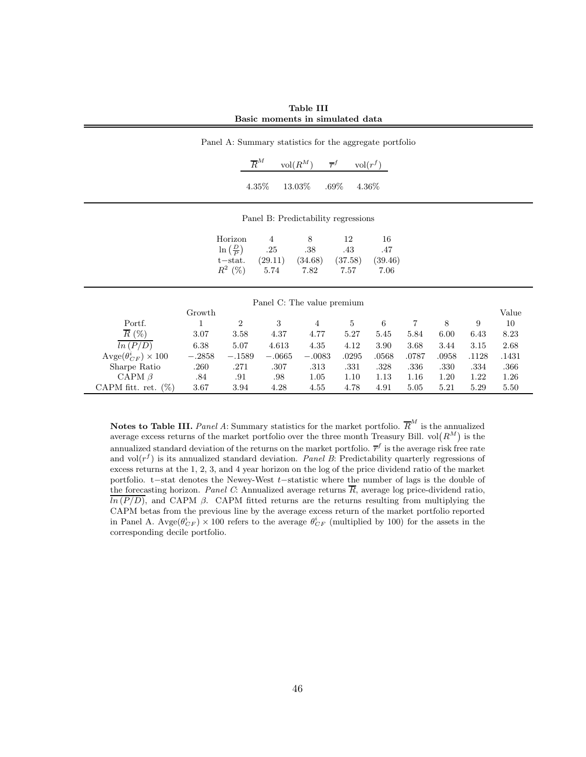**Table III**
**Basic moments in simulated data**

Panel A: Summary statistics for the aggregate portfolio

| $\overline{R}^M$ | vol$(R^M)$ | $\overline{r}^f$ | vol$(r^f)$ |
|---|---|---|---|
| 4.35% | 13.03% | .69% | 4.36% |

Panel B: Predictability regressions

| Horizon | 4 | 8 | 12 | 16 |
|---|---|---|---|---|
| $\ln\left(\frac{D}{P}\right)$ | .25 | .38 | .43 | .47 |
| t−stat. | (29.11) | (34.68) | (37.58) | (39.46) |
| $R^2$ (%) | 5.74 | 7.82 | 7.57 | 7.06 |

Panel C: The value premium

| | Growth | | | | | | | | | Value |
|---|---|---|---|---|---|---|---|---|---|---|
| Portf. | 1 | 2 | 3 | 4 | 5 | 6 | 7 | 8 | 9 | 10 |
| $\overline{R}$ (%) | 3.07 | 3.58 | 4.37 | 4.77 | 5.27 | 5.45 | 5.84 | 6.00 | 6.43 | 8.23 |
| $\overline{ln\,(P/D)}$ | 6.38 | 5.07 | 4.613 | 4.35 | 4.12 | 3.90 | 3.68 | 3.44 | 3.15 | 2.68 |
| Avge$(\theta^i_{CF}) \times 100$ | −.2858 | −.1589 | −.0665 | −.0083 | .0295 | .0568 | .0787 | .0958 | .1128 | .1431 |
| Sharpe Ratio | .260 | .271 | .307 | .313 | .331 | .328 | .336 | .330 | .334 | .366 |
| CAPM $\beta$ | .84 | .91 | .98 | 1.05 | 1.10 | 1.13 | 1.16 | 1.20 | 1.22 | 1.26 |
| CAPM fitt. ret. (%) | 3.67 | 3.94 | 4.28 | 4.55 | 4.78 | 4.91 | 5.05 | 5.21 | 5.29 | 5.50 |

**Notes to Table III.** *Panel A*: Summary statistics for the market portfolio. $\overline{R}^M$ is the annualized average excess returns of the market portfolio over the three month Treasury Bill. vol$(R^M)$ is the annualized standard deviation of the returns on the market portfolio. $\overline{r}^f$ is the average risk free rate and vol$(r^f)$ is its annualized standard deviation. *Panel B*: Predictability quarterly regressions of excess returns at the 1, 2, 3, and 4 year horizon on the log of the price dividend ratio of the market portfolio. t−stat denotes the Newey-West $t$−statistic where the number of lags is the double of the forecasting horizon. *Panel C*: Annualized average returns $\overline{R}$, average log price-dividend ratio, $\overline{ln\,(P/D)}$, and CAPM $\beta$. CAPM fitted returns are the returns resulting from multiplying the CAPM betas from the previous line by the average excess return of the market portfolio reported in Panel A. Avge$(\theta^i_{CF}) \times 100$ refers to the average $\theta^i_{CF}$ (multiplied by 100) for the assets in the corresponding decile portfolio.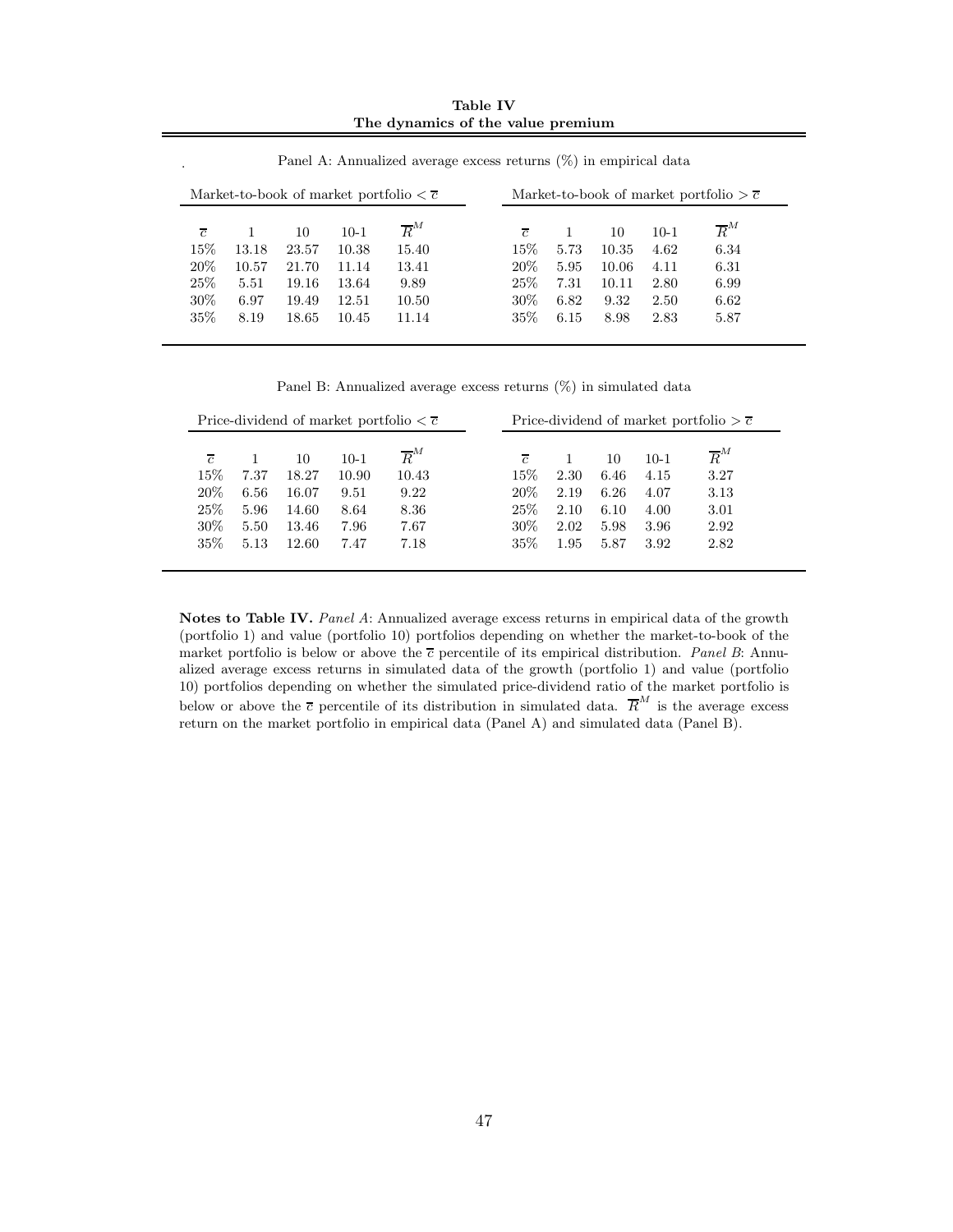**Table IV**
**The dynamics of the value premium**

Panel A: Annualized average excess returns (%) in empirical data

| Market-to-book of market portfolio $< \overline{c}$ | | | | | Market-to-book of market portfolio $> \overline{c}$ | | | | |
|---|---|---|---|---|---|---|---|---|---|
| $\overline{c}$ | 1 | 10 | 10-1 | $\overline{R}^M$ | $\overline{c}$ | 1 | 10 | 10-1 | $\overline{R}^M$ |
| 15% | 13.18 | 23.57 | 10.38 | 15.40 | 15% | 5.73 | 10.35 | 4.62 | 6.34 |
| 20% | 10.57 | 21.70 | 11.14 | 13.41 | 20% | 5.95 | 10.06 | 4.11 | 6.31 |
| 25% | 5.51 | 19.16 | 13.64 | 9.89 | 25% | 7.31 | 10.11 | 2.80 | 6.99 |
| 30% | 6.97 | 19.49 | 12.51 | 10.50 | 30% | 6.82 | 9.32 | 2.50 | 6.62 |
| 35% | 8.19 | 18.65 | 10.45 | 11.14 | 35% | 6.15 | 8.98 | 2.83 | 5.87 |

Panel B: Annualized average excess returns (%) in simulated data

| Price-dividend of market portfolio $< \overline{c}$ | | | | | Price-dividend of market portfolio $> \overline{c}$ | | | | |
|---|---|---|---|---|---|---|---|---|---|
| $\overline{c}$ | 1 | 10 | 10-1 | $\overline{R}^M$ | $\overline{c}$ | 1 | 10 | 10-1 | $\overline{R}^M$ |
| 15% | 7.37 | 18.27 | 10.90 | 10.43 | 15% | 2.30 | 6.46 | 4.15 | 3.27 |
| 20% | 6.56 | 16.07 | 9.51 | 9.22 | 20% | 2.19 | 6.26 | 4.07 | 3.13 |
| 25% | 5.96 | 14.60 | 8.64 | 8.36 | 25% | 2.10 | 6.10 | 4.00 | 3.01 |
| 30% | 5.50 | 13.46 | 7.96 | 7.67 | 30% | 2.02 | 5.98 | 3.96 | 2.92 |
| 35% | 5.13 | 12.60 | 7.47 | 7.18 | 35% | 1.95 | 5.87 | 3.92 | 2.82 |

**Notes to Table IV.** *Panel A*: Annualized average excess returns in empirical data of the growth (portfolio 1) and value (portfolio 10) portfolios depending on whether the market-to-book of the market portfolio is below or above the $\overline{c}$ percentile of its empirical distribution. *Panel B*: Annualized average excess returns in simulated data of the growth (portfolio 1) and value (portfolio 10) portfolios depending on whether the simulated price-dividend ratio of the market portfolio is below or above the $\overline{c}$ percentile of its distribution in simulated data. $\overline{R}^M$ is the average excess return on the market portfolio in empirical data (Panel A) and simulated data (Panel B).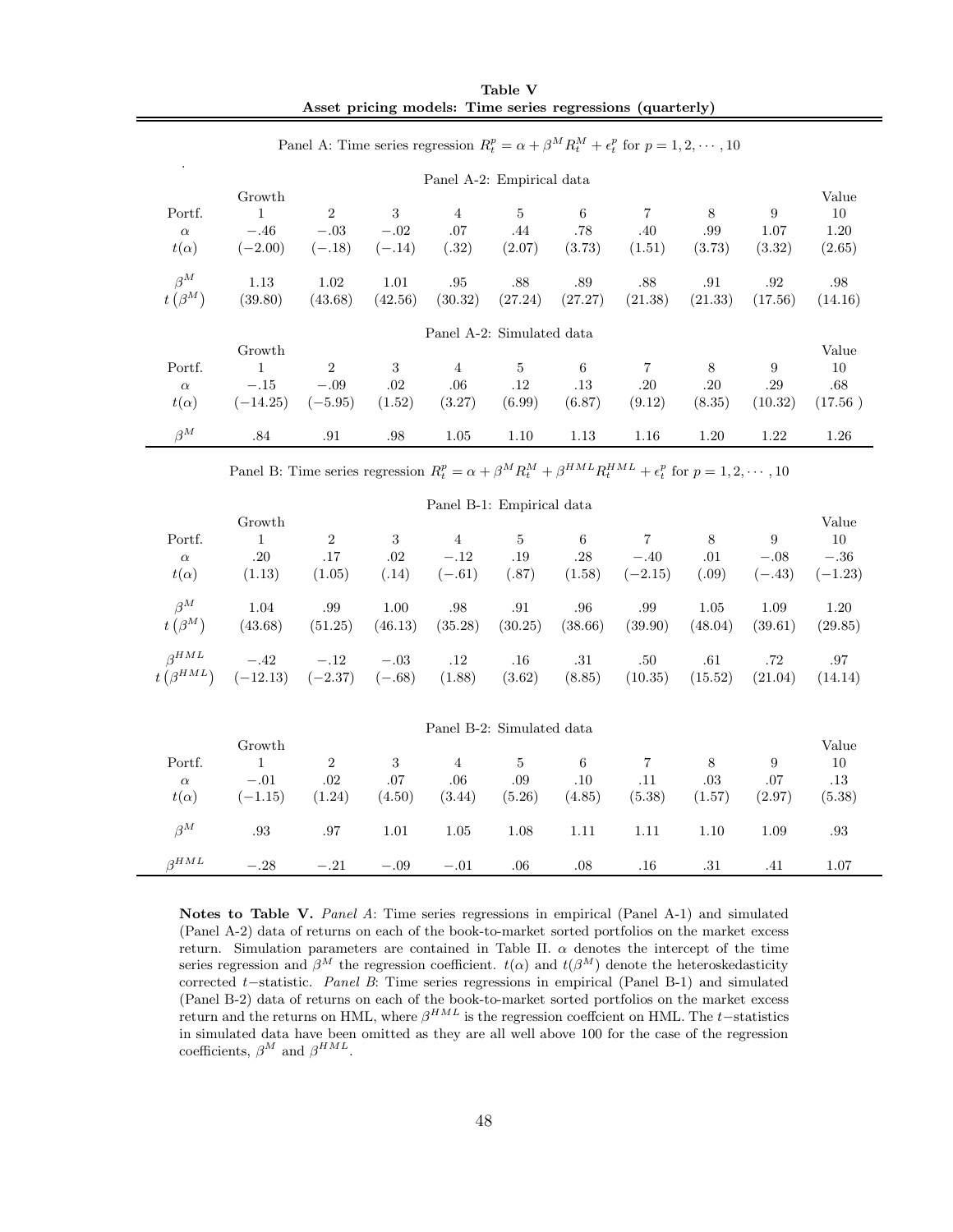**Table V**
**Asset pricing models: Time series regressions (quarterly)**

Panel A: Time series regression $R_t^p = \alpha + \beta^M R_t^M + \epsilon_t^p$ for $p = 1, 2, \cdots, 10$

Panel A-2: Empirical data

| Portf. | Growth 1 | 2 | 3 | 4 | 5 | 6 | 7 | 8 | 9 | Value 10 |
|---|---|---|---|---|---|---|---|---|---|---|
| $\alpha$ | −.46 | −.03 | −.02 | .07 | .44 | .78 | .40 | .99 | 1.07 | 1.20 |
| $t(\alpha)$ | (−2.00) | (−.18) | (−.14) | (.32) | (2.07) | (3.73) | (1.51) | (3.73) | (3.32) | (2.65) |
| $\beta^M$ | 1.13 | 1.02 | 1.01 | .95 | .88 | .89 | .88 | .91 | .92 | .98 |
| $t\left(\beta^M\right)$ | (39.80) | (43.68) | (42.56) | (30.32) | (27.24) | (27.27) | (21.38) | (21.33) | (17.56) | (14.16) |

Panel A-2: Simulated data

| Portf. | Growth 1 | 2 | 3 | 4 | 5 | 6 | 7 | 8 | 9 | Value 10 |
|---|---|---|---|---|---|---|---|---|---|---|
| $\alpha$ | −.15 | −.09 | .02 | .06 | .12 | .13 | .20 | .20 | .29 | .68 |
| $t(\alpha)$ | (−14.25) | (−5.95) | (1.52) | (3.27) | (6.99) | (6.87) | (9.12) | (8.35) | (10.32) | (17.56 ) |
| $\beta^M$ | .84 | .91 | .98 | 1.05 | 1.10 | 1.13 | 1.16 | 1.20 | 1.22 | 1.26 |

Panel B: Time series regression $R_t^p = \alpha + \beta^M R_t^M + \beta^{HML} R_t^{HML} + \epsilon_t^p$ for $p = 1, 2, \cdots, 10$

Panel B-1: Empirical data

| Portf. | Growth 1 | 2 | 3 | 4 | 5 | 6 | 7 | 8 | 9 | Value 10 |
|---|---|---|---|---|---|---|---|---|---|---|
| $\alpha$ | .20 | .17 | .02 | −.12 | .19 | .28 | −.40 | .01 | −.08 | −.36 |
| $t(\alpha)$ | (1.13) | (1.05) | (.14) | (−.61) | (.87) | (1.58) | (−2.15) | (.09) | (−.43) | (−1.23) |
| $\beta^M$ | 1.04 | .99 | 1.00 | .98 | .91 | .96 | .99 | 1.05 | 1.09 | 1.20 |
| $t\left(\beta^M\right)$ | (43.68) | (51.25) | (46.13) | (35.28) | (30.25) | (38.66) | (39.90) | (48.04) | (39.61) | (29.85) |
| $\beta^{HML}$ | −.42 | −.12 | −.03 | .12 | .16 | .31 | .50 | .61 | .72 | .97 |
| $t\left(\beta^{HML}\right)$ | (−12.13) | (−2.37) | (−.68) | (1.88) | (3.62) | (8.85) | (10.35) | (15.52) | (21.04) | (14.14) |

Panel B-2: Simulated data

| Portf. | Growth 1 | 2 | 3 | 4 | 5 | 6 | 7 | 8 | 9 | Value 10 |
|---|---|---|---|---|---|---|---|---|---|---|
| $\alpha$ | −.01 | .02 | .07 | .06 | .09 | .10 | .11 | .03 | .07 | .13 |
| $t(\alpha)$ | (−1.15) | (1.24) | (4.50) | (3.44) | (5.26) | (4.85) | (5.38) | (1.57) | (2.97) | (5.38) |
| $\beta^M$ | .93 | .97 | 1.01 | 1.05 | 1.08 | 1.11 | 1.11 | 1.10 | 1.09 | .93 |
| $\beta^{HML}$ | −.28 | −.21 | −.09 | −.01 | .06 | .08 | .16 | .31 | .41 | 1.07 |

**Notes to Table V.** *Panel A*: Time series regressions in empirical (Panel A-1) and simulated (Panel A-2) data of returns on each of the book-to-market sorted portfolios on the market excess return. Simulation parameters are contained in Table II. $\alpha$ denotes the intercept of the time series regression and $\beta^M$ the regression coefficient. $t(\alpha)$ and $t(\beta^M)$ denote the heteroskedasticity corrected $t-$statistic. *Panel B*: Time series regressions in empirical (Panel B-1) and simulated (Panel B-2) data of returns on each of the book-to-market sorted portfolios on the market excess return and the returns on HML, where $\beta^{HML}$ is the regression coeffcient on HML. The $t-$statistics in simulated data have been omitted as they are all well above 100 for the case of the regression coefficients, $\beta^M$ and $\beta^{HML}$.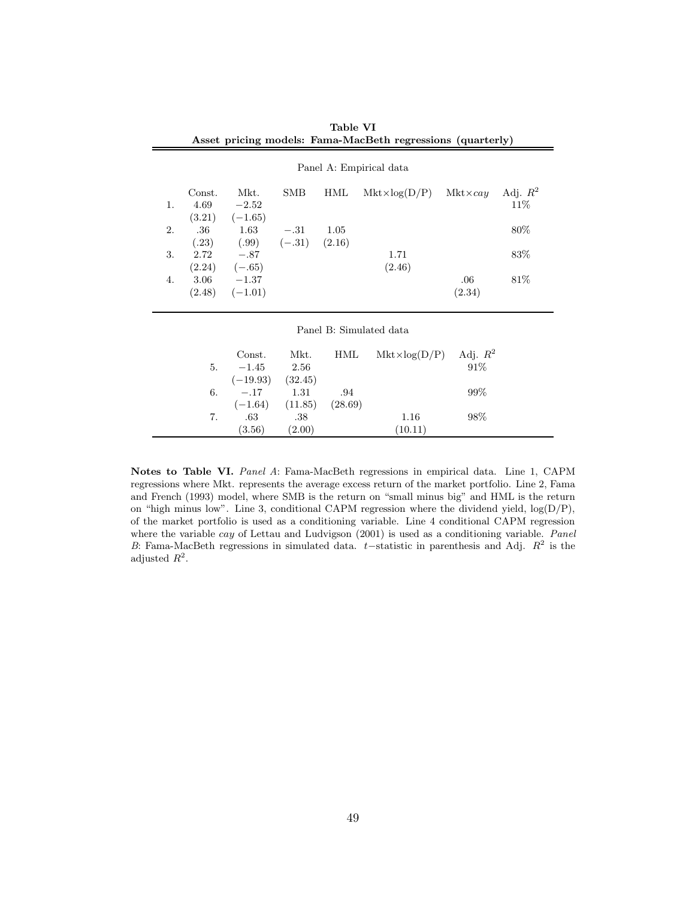**Table VI**
**Asset pricing models: Fama-MacBeth regressions (quarterly)**

Panel A: Empirical data

| | Const. | Mkt. | SMB | HML | Mkt×log(D/P) | Mkt×$cay$ | Adj. $R^2$ |
|---|---|---|---|---|---|---|---|
| 1. | 4.69 | −2.52 | | | | | 11% |
| | (3.21) | (−1.65) | | | | | |
| 2. | .36 | 1.63 | −.31 | 1.05 | | | 80% |
| | (.23) | (.99) | (−.31) | (2.16) | | | |
| 3. | 2.72 | −.87 | | | 1.71 | | 83% |
| | (2.24) | (−.65) | | | (2.46) | | |
| 4. | 3.06 | −1.37 | | | | .06 | 81% |
| | (2.48) | (−1.01) | | | | (2.34) | |

Panel B: Simulated data

| | Const. | Mkt. | HML | Mkt×log(D/P) | Adj. $R^2$ |
|---|---|---|---|---|---|
| 5. | −1.45 | 2.56 | | | 91% |
| | (−19.93) | (32.45) | | | |
| 6. | −.17 | 1.31 | .94 | | 99% |
| | (−1.64) | (11.85) | (28.69) | | |
| 7. | .63 | .38 | | 1.16 | 98% |
| | (3.56) | (2.00) | | (10.11) | |

**Notes to Table VI.** *Panel A*: Fama-MacBeth regressions in empirical data. Line 1, CAPM regressions where Mkt. represents the average excess return of the market portfolio. Line 2, Fama and French (1993) model, where SMB is the return on "small minus big" and HML is the return on "high minus low". Line 3, conditional CAPM regression where the dividend yield, log(D/P), of the market portfolio is used as a conditioning variable. Line 4 conditional CAPM regression where the variable $cay$ of Lettau and Ludvigson (2001) is used as a conditioning variable. *Panel B*: Fama-MacBeth regressions in simulated data. $t-$statistic in parenthesis and Adj. $R^2$ is the adjusted $R^2$.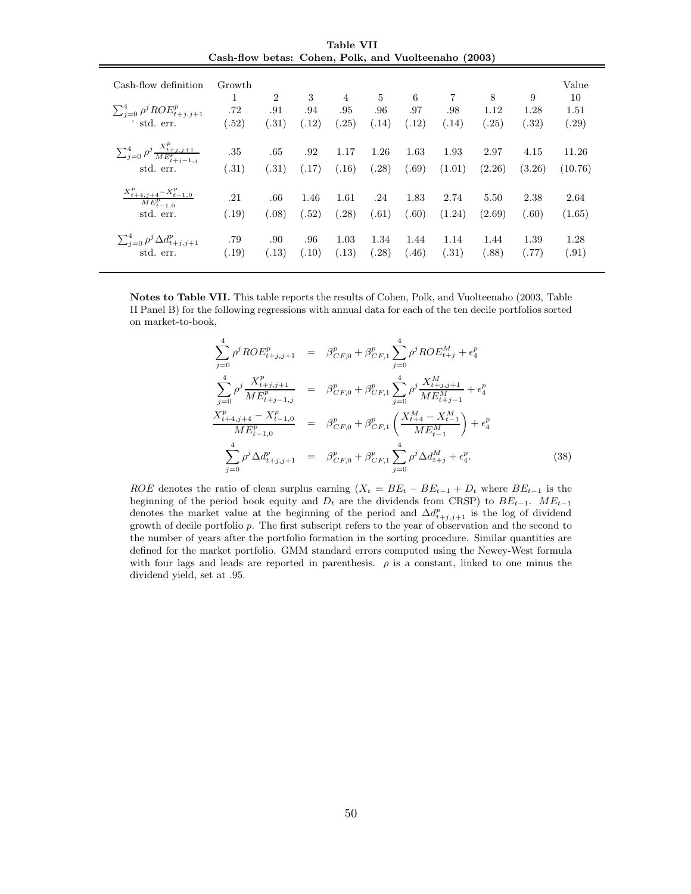**Table VII**
**Cash-flow betas: Cohen, Polk, and Vuolteenaho (2003)**

| Cash-flow definition | Growth 1 | 2 | 3 | 4 | 5 | 6 | 7 | 8 | 9 | Value 10 |
|---|---|---|---|---|---|---|---|---|---|---|
| $\sum_{j=0}^{4} \rho^j ROE^p_{t+j,j+1}$ | .72 | .91 | .94 | .95 | .96 | .97 | .98 | 1.12 | 1.28 | 1.51 |
| std. err. | (.52) | (.31) | (.12) | (.25) | (.14) | (.12) | (.14) | (.25) | (.32) | (.29) |
| $\sum_{j=0}^{4} \rho^j \frac{X^p_{t+j,j+1}}{ME^p_{t+j-1,j}}$ | .35 | .65 | .92 | 1.17 | 1.26 | 1.63 | 1.93 | 2.97 | 4.15 | 11.26 |
| std. err. | (.31) | (.31) | (.17) | (.16) | (.28) | (.69) | (1.01) | (2.26) | (3.26) | (10.76) |
| $\frac{X^p_{t+4,j+4} - X^p_{t-1,0}}{ME^p_{t-1,0}}$ | .21 | .66 | 1.46 | 1.61 | .24 | 1.83 | 2.74 | 5.50 | 2.38 | 2.64 |
| std. err. | (.19) | (.08) | (.52) | (.28) | (.61) | (.60) | (1.24) | (2.69) | (.60) | (1.65) |
| $\sum_{j=0}^{4} \rho^j \Delta d^p_{t+j,j+1}$ | .79 | .90 | .96 | 1.03 | 1.34 | 1.44 | 1.14 | 1.44 | 1.39 | 1.28 |
| std. err. | (.19) | (.13) | (.10) | (.13) | (.28) | (.46) | (.31) | (.88) | (.77) | (.91) |

**Notes to Table VII.** This table reports the results of Cohen, Polk, and Vuolteenaho (2003, Table II Panel B) for the following regressions with annual data for each of the ten decile portfolios sorted on market-to-book,

$$
\begin{aligned}
\sum_{j=0}^{4} \rho^j ROE^p_{t+j,j+1} &= \beta^p_{CF,0} + \beta^p_{CF,1} \sum_{j=0}^{4} \rho^j ROE^M_{t+j} + \epsilon^p_4 \\
\sum_{j=0}^{4} \rho^j \frac{X^p_{t+j,j+1}}{ME^p_{t+j-1,j}} &= \beta^p_{CF,0} + \beta^p_{CF,1} \sum_{j=0}^{4} \rho^j \frac{X^M_{t+j,j+1}}{ME^M_{t+j-1}} + \epsilon^p_4 \\
\frac{X^p_{t+4,j+4} - X^p_{t-1,0}}{ME^p_{t-1,0}} &= \beta^p_{CF,0} + \beta^p_{CF,1} \left( \frac{X^M_{t+4} - X^M_{t-1}}{ME^M_{t-1}} \right) + \epsilon^p_4 \\
\sum_{j=0}^{4} \rho^j \Delta d^p_{t+j,j+1} &= \beta^p_{CF,0} + \beta^p_{CF,1} \sum_{j=0}^{4} \rho^j \Delta d^M_{t+j} + \epsilon^p_4.
\end{aligned} \tag{38}
$$

$ROE$ denotes the ratio of clean surplus earning ($X_t = BE_t - BE_{t-1} + D_t$ where $BE_{t-1}$ is the beginning of the period book equity and $D_t$ are the dividends from CRSP) to $BE_{t-1}$. $ME_{t-1}$ denotes the market value at the beginning of the period and $\Delta d^p_{t+j,j+1}$ is the log of dividend growth of decile portfolio $p$. The first subscript refers to the year of observation and the second to the number of years after the portfolio formation in the sorting procedure. Similar quantities are defined for the market portfolio. GMM standard errors computed using the Newey-West formula with four lags and leads are reported in parenthesis. $\rho$ is a constant, linked to one minus the dividend yield, set at .95.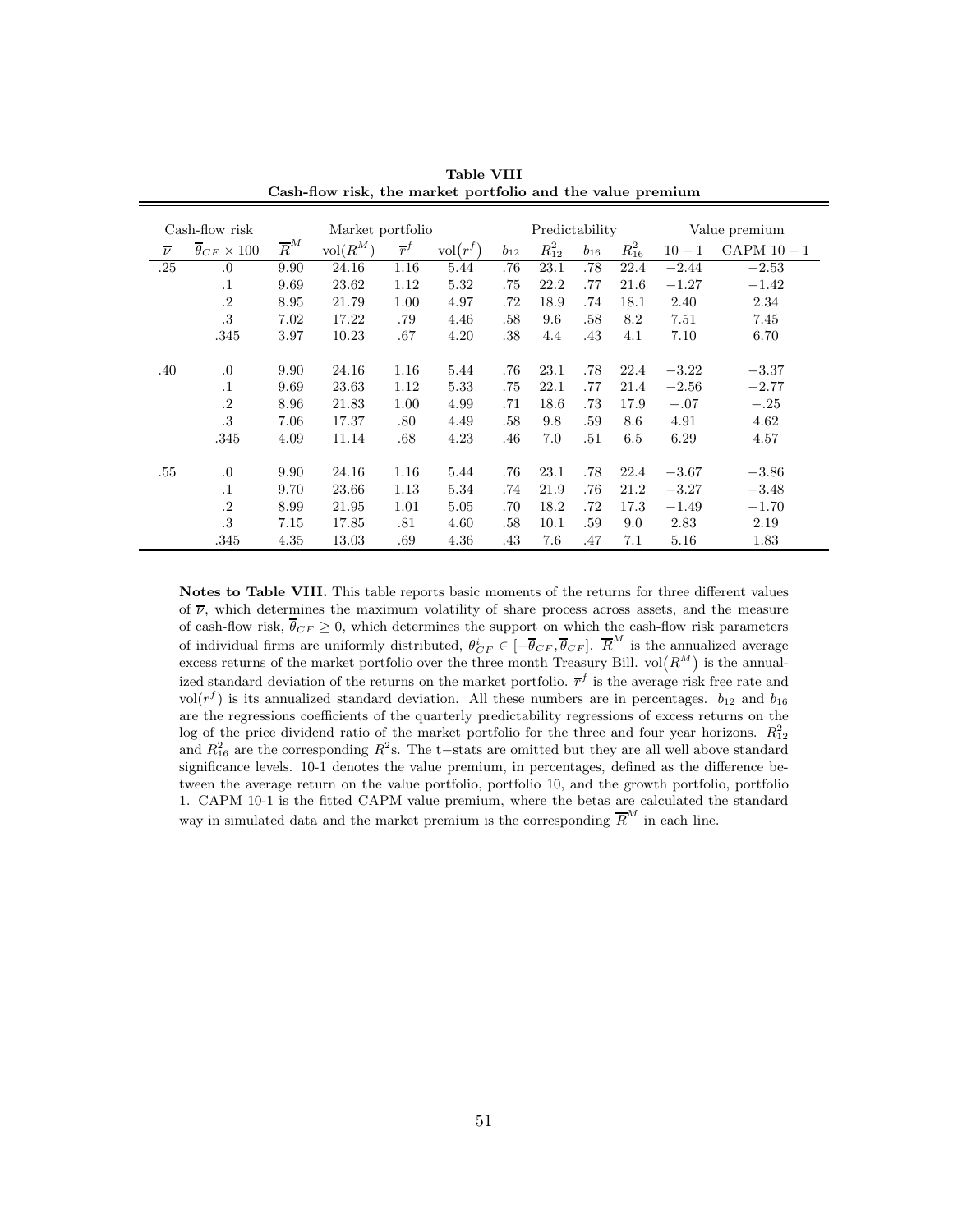**Table VIII**
**Cash-flow risk, the market portfolio and the value premium**

| Cash-flow risk | | Market portfolio | | | | Predictability | | | | Value premium | |
|---|---|---|---|---|---|---|---|---|---|---|---|
| $\overline{\nu}$ | $\overline{\theta}_{CF} \times 100$ | $\overline{R}^M$ | $\text{vol}(R^M)$ | $\overline{r}^f$ | $\text{vol}(r^f)$ | $b_{12}$ | $R^2_{12}$ | $b_{16}$ | $R^2_{16}$ | $10-1$ | CAPM $10-1$ |
| .25 | .0 | 9.90 | 24.16 | 1.16 | 5.44 | .76 | 23.1 | .78 | 22.4 | −2.44 | −2.53 |
| | .1 | 9.69 | 23.62 | 1.12 | 5.32 | .75 | 22.2 | .77 | 21.6 | −1.27 | −1.42 |
| | .2 | 8.95 | 21.79 | 1.00 | 4.97 | .72 | 18.9 | .74 | 18.1 | 2.40 | 2.34 |
| | .3 | 7.02 | 17.22 | .79 | 4.46 | .58 | 9.6 | .58 | 8.2 | 7.51 | 7.45 |
| | .345 | 3.97 | 10.23 | .67 | 4.20 | .38 | 4.4 | .43 | 4.1 | 7.10 | 6.70 |
| .40 | .0 | 9.90 | 24.16 | 1.16 | 5.44 | .76 | 23.1 | .78 | 22.4 | −3.22 | −3.37 |
| | .1 | 9.69 | 23.63 | 1.12 | 5.33 | .75 | 22.1 | .77 | 21.4 | −2.56 | −2.77 |
| | .2 | 8.96 | 21.83 | 1.00 | 4.99 | .71 | 18.6 | .73 | 17.9 | −.07 | −.25 |
| | .3 | 7.06 | 17.37 | .80 | 4.49 | .58 | 9.8 | .59 | 8.6 | 4.91 | 4.62 |
| | .345 | 4.09 | 11.14 | .68 | 4.23 | .46 | 7.0 | .51 | 6.5 | 6.29 | 4.57 |
| .55 | .0 | 9.90 | 24.16 | 1.16 | 5.44 | .76 | 23.1 | .78 | 22.4 | −3.67 | −3.86 |
| | .1 | 9.70 | 23.66 | 1.13 | 5.34 | .74 | 21.9 | .76 | 21.2 | −3.27 | −3.48 |
| | .2 | 8.99 | 21.95 | 1.01 | 5.05 | .70 | 18.2 | .72 | 17.3 | −1.49 | −1.70 |
| | .3 | 7.15 | 17.85 | .81 | 4.60 | .58 | 10.1 | .59 | 9.0 | 2.83 | 2.19 |
| | .345 | 4.35 | 13.03 | .69 | 4.36 | .43 | 7.6 | .47 | 7.1 | 5.16 | 1.83 |

**Notes to Table VIII.** This table reports basic moments of the returns for three different values of $\overline{\nu}$, which determines the maximum volatility of share process across assets, and the measure of cash-flow risk, $\overline{\theta}_{CF} \geq 0$, which determines the support on which the cash-flow risk parameters of individual firms are uniformly distributed, $\theta^i_{CF} \in [-\overline{\theta}_{CF}, \overline{\theta}_{CF}]$. $\overline{R}^M$ is the annualized average excess returns of the market portfolio over the three month Treasury Bill. $\text{vol}(R^M)$ is the annualized standard deviation of the returns on the market portfolio. $\overline{r}^f$ is the average risk free rate and $\text{vol}(r^f)$ is its annualized standard deviation. All these numbers are in percentages. $b_{12}$ and $b_{16}$ are the regressions coefficients of the quarterly predictability regressions of excess returns on the log of the price dividend ratio of the market portfolio for the three and four year horizons. $R^2_{12}$ and $R^2_{16}$ are the corresponding $R^2$s. The t−stats are omitted but they are all well above standard significance levels. 10-1 denotes the value premium, in percentages, defined as the difference between the average return on the value portfolio, portfolio 10, and the growth portfolio, portfolio 1. CAPM 10-1 is the fitted CAPM value premium, where the betas are calculated the standard way in simulated data and the market premium is the corresponding $\overline{R}^M$ in each line.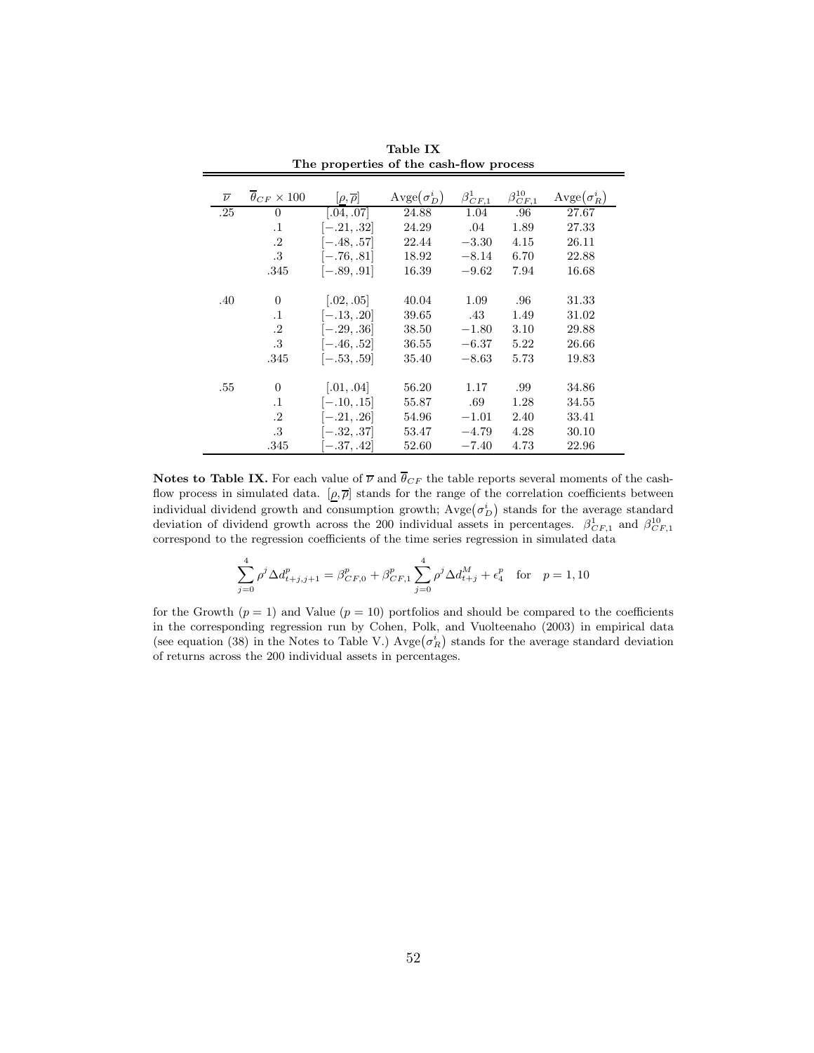**Table IX**
**The properties of the cash-flow process**

| $\overline{\nu}$ | $\overline{\theta}_{CF} \times 100$ | $[\underline{\rho}, \overline{\rho}]$ | $\text{Avge}(\sigma^i_D)$ | $\beta^1_{CF,1}$ | $\beta^{10}_{CF,1}$ | $\text{Avge}(\sigma^i_R)$ |
|---|---|---|---|---|---|---|
| .25 | 0 | [.04, .07] | 24.88 | 1.04 | .96 | 27.67 |
| | .1 | [−.21, .32] | 24.29 | .04 | 1.89 | 27.33 |
| | .2 | [−.48, .57] | 22.44 | −3.30 | 4.15 | 26.11 |
| | .3 | [−.76, .81] | 18.92 | −8.14 | 6.70 | 22.88 |
| | .345 | [−.89, .91] | 16.39 | −9.62 | 7.94 | 16.68 |
| .40 | 0 | [.02, .05] | 40.04 | 1.09 | .96 | 31.33 |
| | .1 | [−.13, .20] | 39.65 | .43 | 1.49 | 31.02 |
| | .2 | [−.29, .36] | 38.50 | −1.80 | 3.10 | 29.88 |
| | .3 | [−.46, .52] | 36.55 | −6.37 | 5.22 | 26.66 |
| | .345 | [−.53, .59] | 35.40 | −8.63 | 5.73 | 19.83 |
| .55 | 0 | [.01, .04] | 56.20 | 1.17 | .99 | 34.86 |
| | .1 | [−.10, .15] | 55.87 | .69 | 1.28 | 34.55 |
| | .2 | [−.21, .26] | 54.96 | −1.01 | 2.40 | 33.41 |
| | .3 | [−.32, .37] | 53.47 | −4.79 | 4.28 | 30.10 |
| | .345 | [−.37, .42] | 52.60 | −7.40 | 4.73 | 22.96 |

**Notes to Table IX.** For each value of $\overline{\nu}$ and $\overline{\theta}_{CF}$ the table reports several moments of the cash-flow process in simulated data. $[\underline{\rho}, \overline{\rho}]$ stands for the range of the correlation coefficients between individual dividend growth and consumption growth; $\text{Avge}(\sigma^i_D)$ stands for the average standard deviation of dividend growth across the 200 individual assets in percentages. $\beta^1_{CF,1}$ and $\beta^{10}_{CF,1}$ correspond to the regression coefficients of the time series regression in simulated data

$$\sum_{j=0}^{4} \rho^j \Delta d^p_{t+j,j+1} = \beta^p_{CF,0} + \beta^p_{CF,1} \sum_{j=0}^{4} \rho^j \Delta d^M_{t+j} + \epsilon^p_4 \quad \text{for} \quad p = 1, 10$$

for the Growth ($p = 1$) and Value ($p = 10$) portfolios and should be compared to the coefficients in the corresponding regression run by Cohen, Polk, and Vuolteenaho (2003) in empirical data (see equation (38) in the Notes to Table V.) $\text{Avge}(\sigma^i_R)$ stands for the average standard deviation of returns across the 200 individual assets in percentages.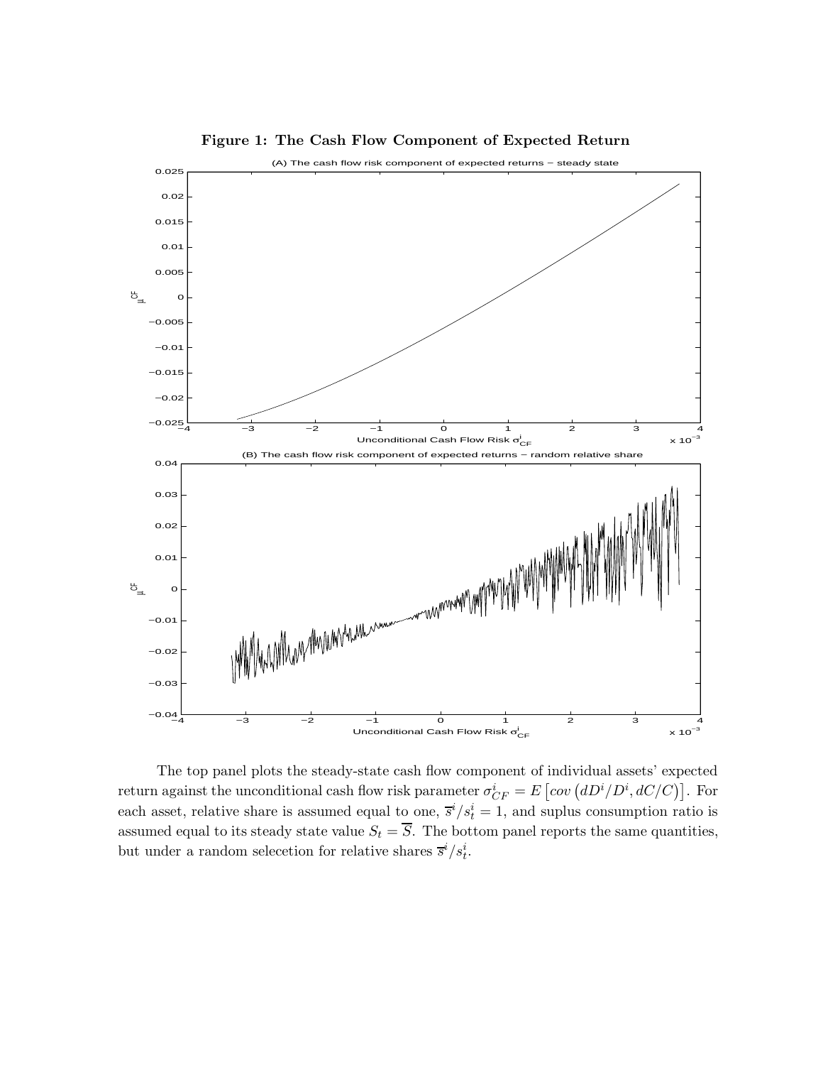**Figure 1: The Cash Flow Component of Expected Return**

The top panel plots the steady-state cash flow component of individual assets' expected return against the unconditional cash flow risk parameter $\sigma_{CF}^i = E\left[cov\left(dD^i/D^i, dC/C\right)\right]$. For each asset, relative share is assumed equal to one, $\overline{s}^i/s_t^i = 1$, and suplus consumption ratio is assumed equal to its steady state value $S_t = \overline{S}$. The bottom panel reports the same quantities, but under a random selecetion for relative shares $\overline{s}^i/s_t^i$.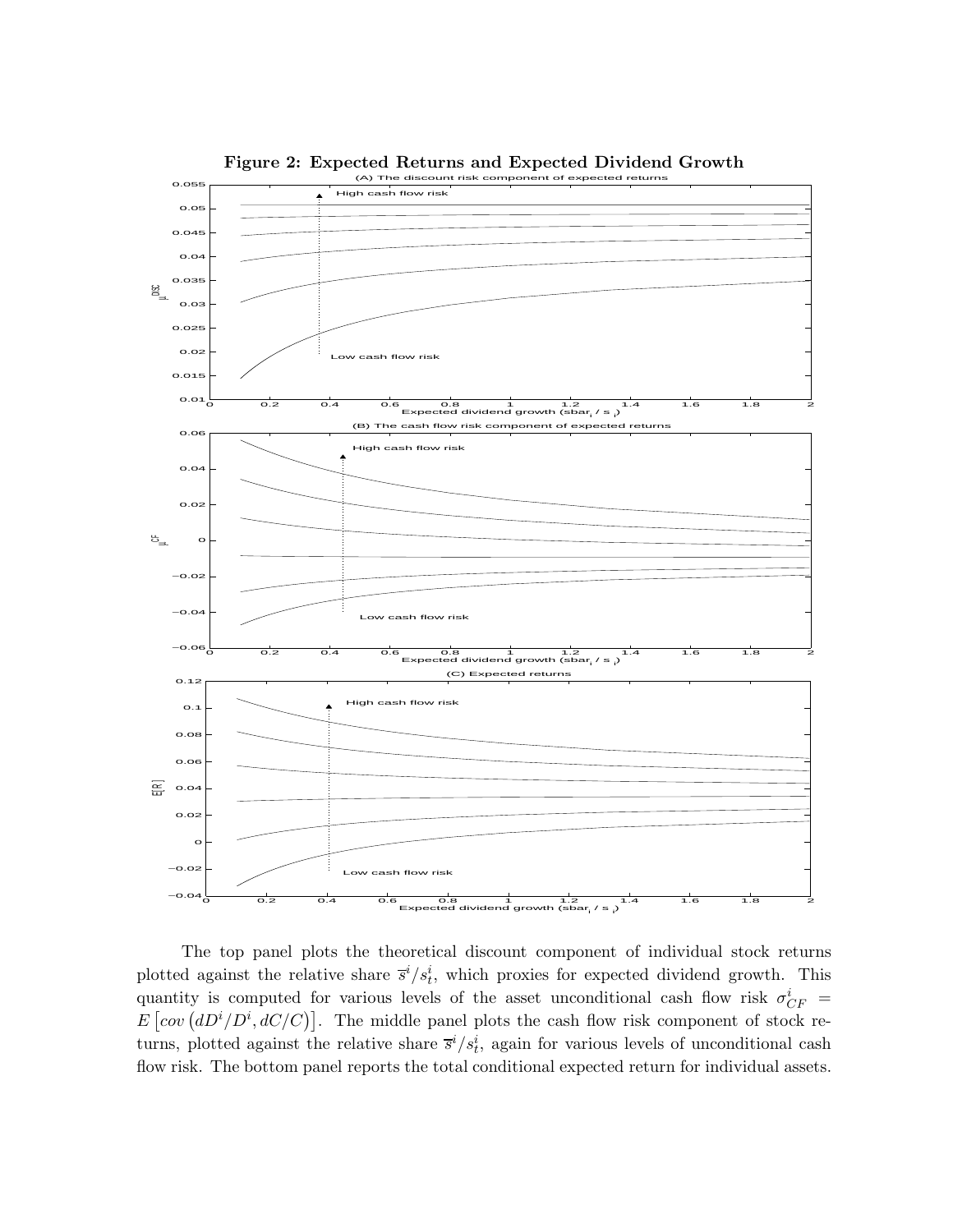**Figure 2: Expected Returns and Expected Dividend Growth**

The top panel plots the theoretical discount component of individual stock returns plotted against the relative share $\overline{s}^i/s_t^i$, which proxies for expected dividend growth. This quantity is computed for various levels of the asset unconditional cash flow risk $\sigma_{CF}^i = E\left[cov\left(dD^i/D^i, dC/C\right)\right]$. The middle panel plots the cash flow risk component of stock returns, plotted against the relative share $\overline{s}^i/s_t^i$, again for various levels of unconditional cash flow risk. The bottom panel reports the total conditional expected return for individual assets.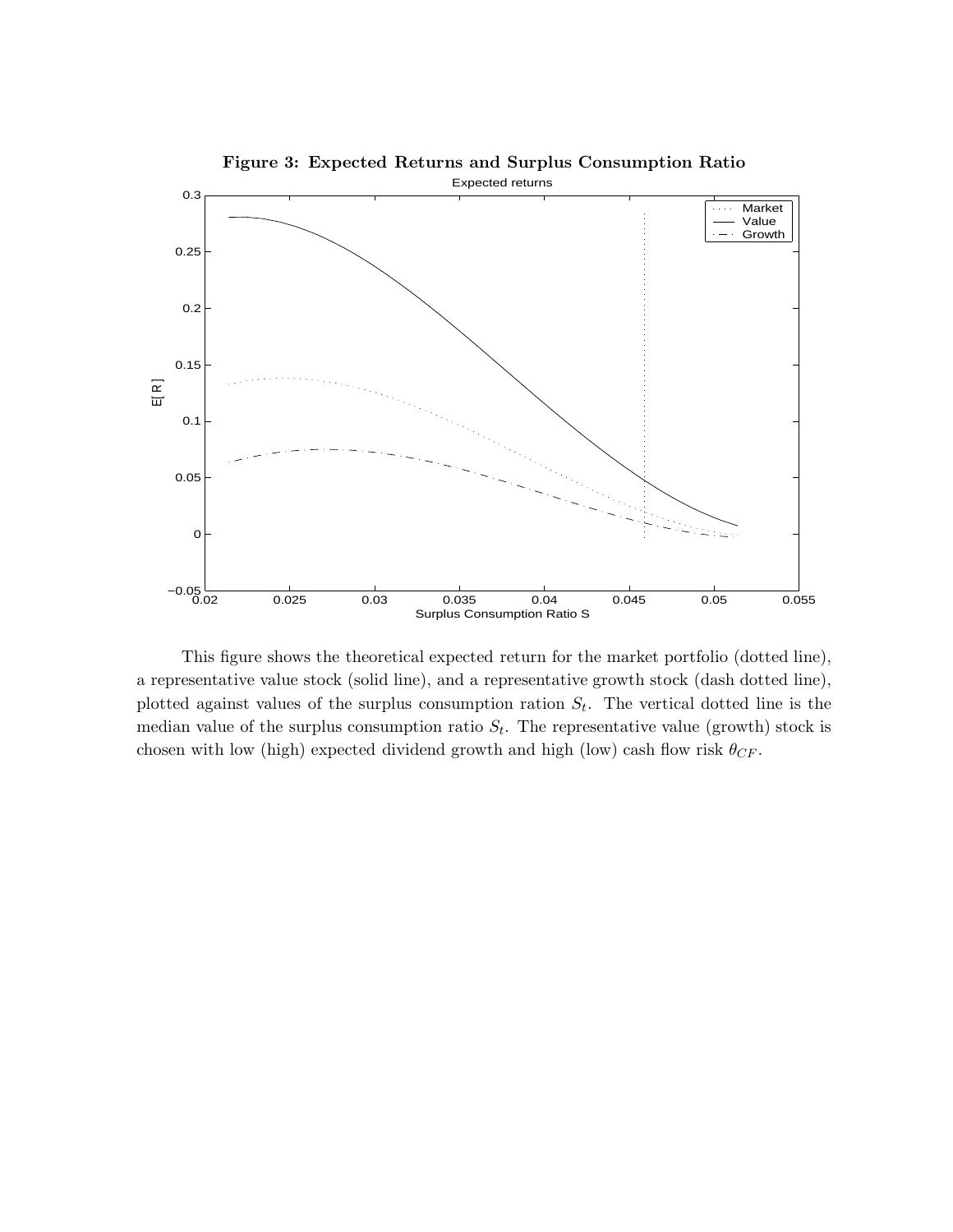**Figure 3: Expected Returns and Surplus Consumption Ratio**

This figure shows the theoretical expected return for the market portfolio (dotted line), a representative value stock (solid line), and a representative growth stock (dash dotted line), plotted against values of the surplus consumption ration $S_t$. The vertical dotted line is the median value of the surplus consumption ratio $S_t$. The representative value (growth) stock is chosen with low (high) expected dividend growth and high (low) cash flow risk $\theta_{CF}$.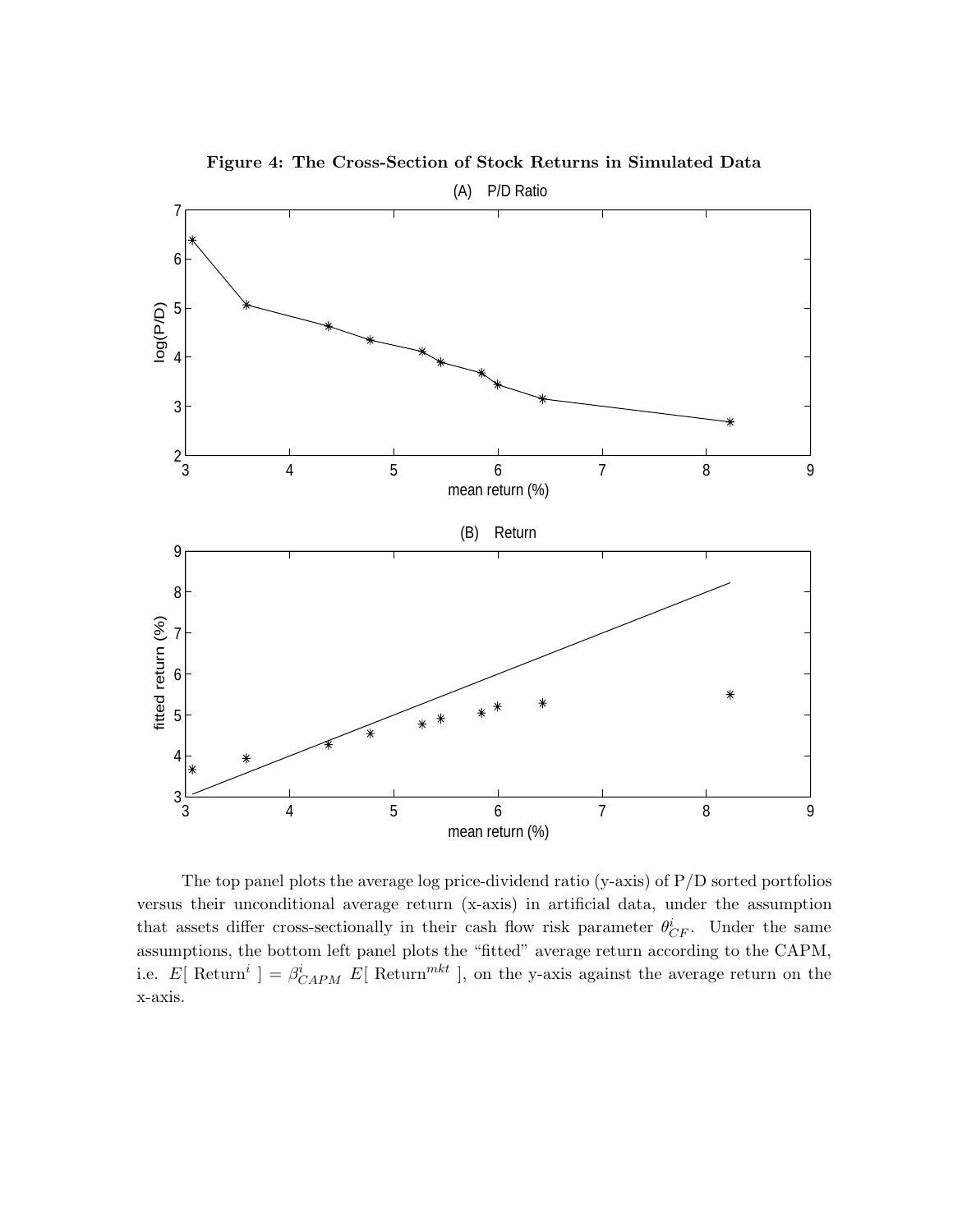**Figure 4: The Cross-Section of Stock Returns in Simulated Data**

The top panel plots the average log price-dividend ratio (y-axis) of P/D sorted portfolios versus their unconditional average return (x-axis) in artificial data, under the assumption that assets differ cross-sectionally in their cash flow risk parameter $\theta^i_{CF}$. Under the same assumptions, the bottom left panel plots the "fitted" average return according to the CAPM, i.e. $E[\text{ Return}^i\ ] = \beta^i_{CAPM}\ E[\text{ Return}^{mkt}\ ]$, on the y-axis against the average return on the x-axis.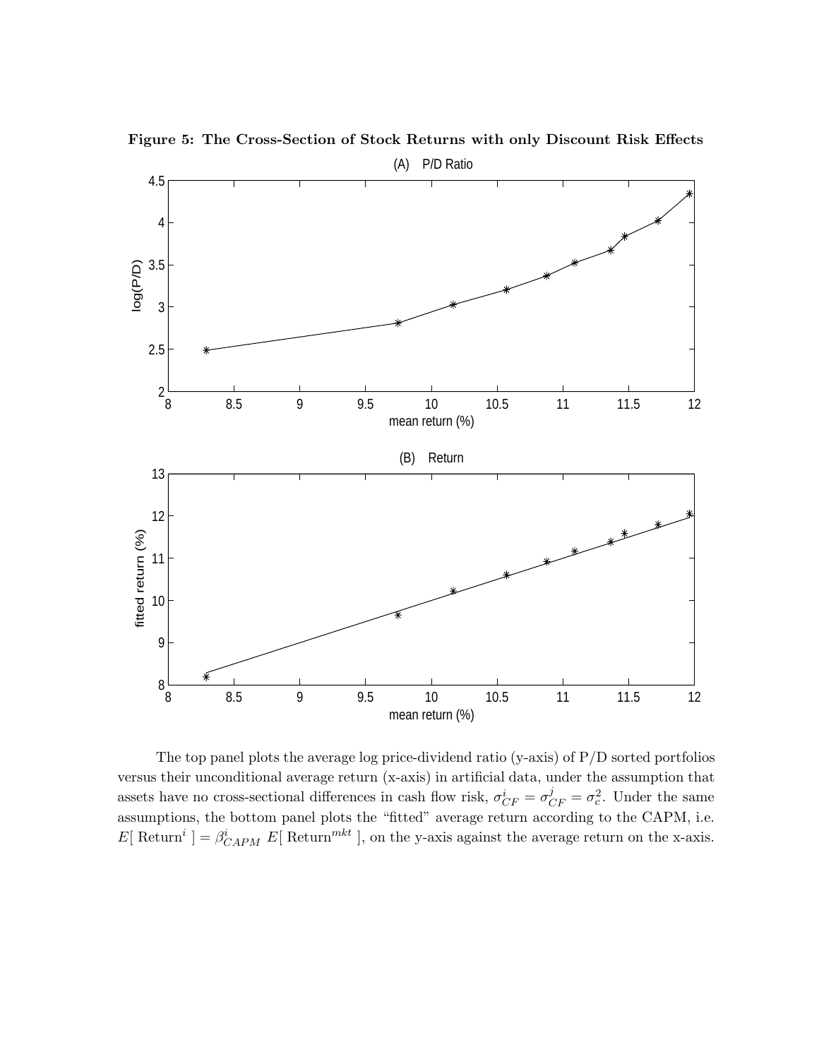**Figure 5: The Cross-Section of Stock Returns with only Discount Risk Effects**

(A) P/D Ratio

log(P/D)

4.5
4
3.5
3
2.5
2

8 8.5 9 9.5 10 10.5 11 11.5 12

mean return (%)

(B) Return

fitted return (%)

13
12
11
10
9
8

8 8.5 9 9.5 10 10.5 11 11.5 12

mean return (%)

The top panel plots the average log price-dividend ratio (y-axis) of P/D sorted portfolios versus their unconditional average return (x-axis) in artificial data, under the assumption that assets have no cross-sectional differences in cash flow risk, $\sigma^i_{CF} = \sigma^j_{CF} = \sigma^2_c$. Under the same assumptions, the bottom panel plots the "fitted" average return according to the CAPM, i.e. $E[\text{ Return}^i\ ] = \beta^i_{CAPM}\ E[\text{ Return}^{mkt}\ ]$, on the y-axis against the average return on the x-axis.